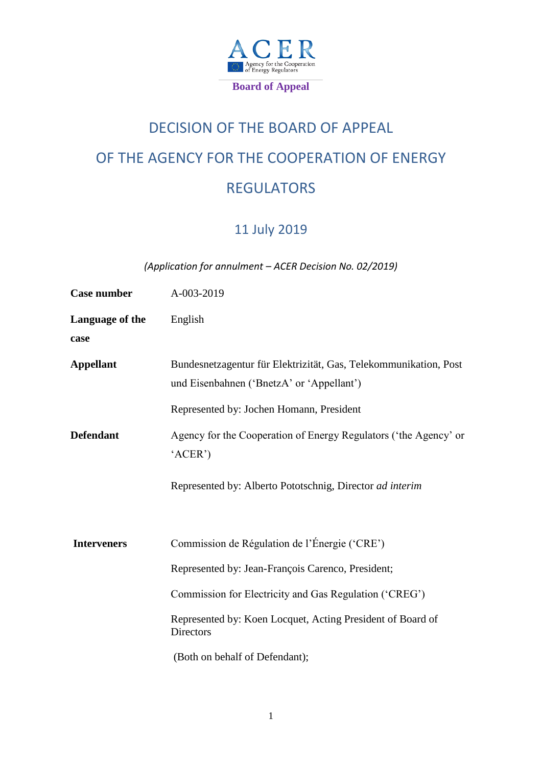ACER

Agency for the Cooperation of Energy Regulators

**Board of Appeal**

# DECISION OF THE BOARD OF APPEAL OF THE AGENCY FOR THE COOPERATION OF ENERGY REGULATORS

## 11 July 2019

*(Application for annulment – ACER Decision No. 02/2019)*

| | |
|---|---|
| **Case number** | A-003-2019 |
| **Language of the case** | English |
| **Appellant** | Bundesnetzagentur für Elektrizität, Gas, Telekommunikation, Post und Eisenbahnen ('BnetzA' or 'Appellant')<br><br>Represented by: Jochen Homann, President |
| **Defendant** | Agency for the Cooperation of Energy Regulators ('the Agency' or 'ACER')<br><br>Represented by: Alberto Pototschnig, Director *ad interim* |
| **Interveners** | Commission de Régulation de l'Énergie ('CRE')<br><br>Represented by: Jean-François Carenco, President;<br><br>Commission for Electricity and Gas Regulation ('CREG')<br><br>Represented by: Koen Locquet, Acting President of Board of Directors<br><br>(Both on behalf of Defendant); |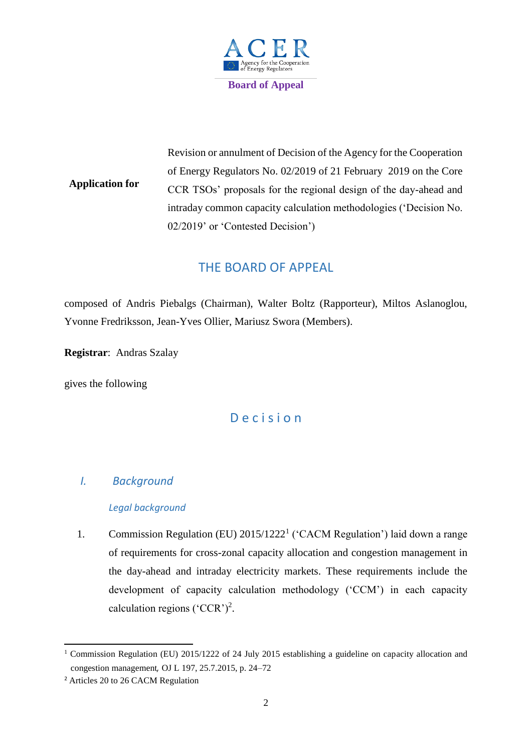**Board of Appeal**

| **Application for** | Revision or annulment of Decision of the Agency for the Cooperation of Energy Regulators No. 02/2019 of 21 February 2019 on the Core CCR TSOs' proposals for the regional design of the day-ahead and intraday common capacity calculation methodologies ('Decision No. 02/2019' or 'Contested Decision') |
|---|---|

## THE BOARD OF APPEAL

composed of Andris Piebalgs (Chairman), Walter Boltz (Rapporteur), Miltos Aslanoglou, Yvonne Fredriksson, Jean-Yves Ollier, Mariusz Swora (Members).

**Registrar**: Andras Szalay

gives the following

## Decision

### *I. Background*

#### *Legal background*

1. Commission Regulation (EU) 2015/1222[1] ('CACM Regulation') laid down a range of requirements for cross-zonal capacity allocation and congestion management in the day-ahead and intraday electricity markets. These requirements include the development of capacity calculation methodology ('CCM') in each capacity calculation regions ('CCR')[2].

---

[1] Commission Regulation (EU) 2015/1222 of 24 July 2015 establishing a guideline on capacity allocation and congestion management, OJ L 197, 25.7.2015, p. 24–72

[2] Articles 20 to 26 CACM Regulation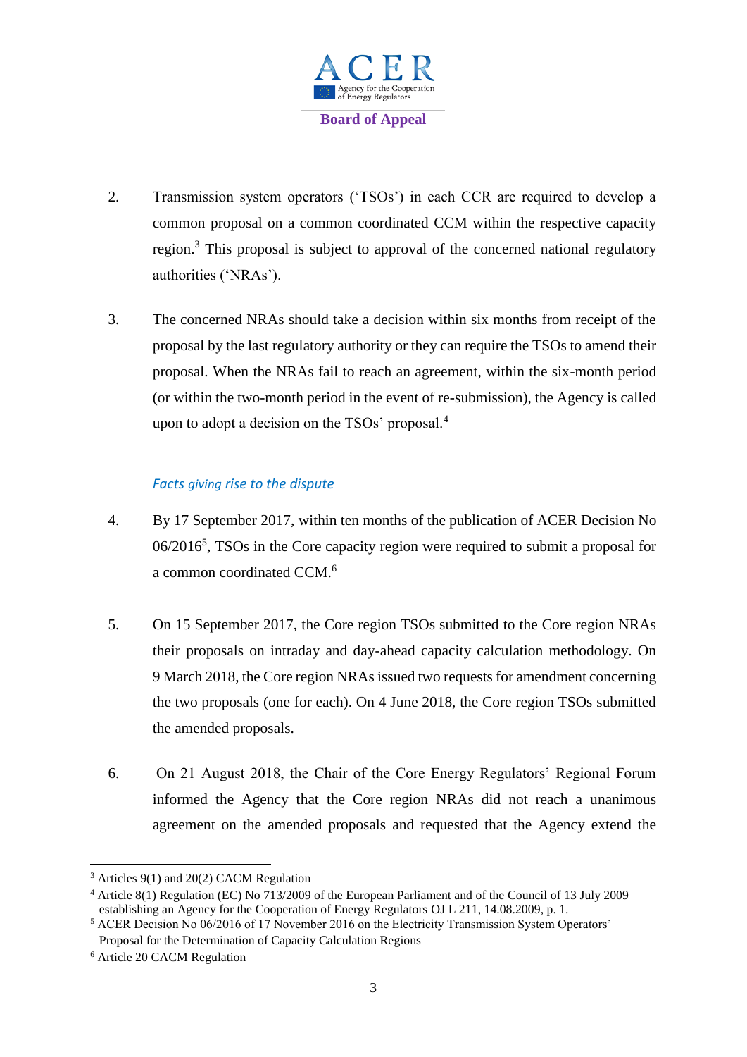2. Transmission system operators ('TSOs') in each CCR are required to develop a common proposal on a common coordinated CCM within the respective capacity region.[3] This proposal is subject to approval of the concerned national regulatory authorities ('NRAs').

3. The concerned NRAs should take a decision within six months from receipt of the proposal by the last regulatory authority or they can require the TSOs to amend their proposal. When the NRAs fail to reach an agreement, within the six-month period (or within the two-month period in the event of re-submission), the Agency is called upon to adopt a decision on the TSOs' proposal.[4]

*Facts giving rise to the dispute*

4. By 17 September 2017, within ten months of the publication of ACER Decision No 06/2016[5], TSOs in the Core capacity region were required to submit a proposal for a common coordinated CCM.[6]

5. On 15 September 2017, the Core region TSOs submitted to the Core region NRAs their proposals on intraday and day-ahead capacity calculation methodology. On 9 March 2018, the Core region NRAs issued two requests for amendment concerning the two proposals (one for each). On 4 June 2018, the Core region TSOs submitted the amended proposals.

6. On 21 August 2018, the Chair of the Core Energy Regulators' Regional Forum informed the Agency that the Core region NRAs did not reach a unanimous agreement on the amended proposals and requested that the Agency extend the

---

[3] Articles 9(1) and 20(2) CACM Regulation

[4] Article 8(1) Regulation (EC) No 713/2009 of the European Parliament and of the Council of 13 July 2009 establishing an Agency for the Cooperation of Energy Regulators OJ L 211, 14.08.2009, p. 1.

[5] ACER Decision No 06/2016 of 17 November 2016 on the Electricity Transmission System Operators' Proposal for the Determination of Capacity Calculation Regions

[6] Article 20 CACM Regulation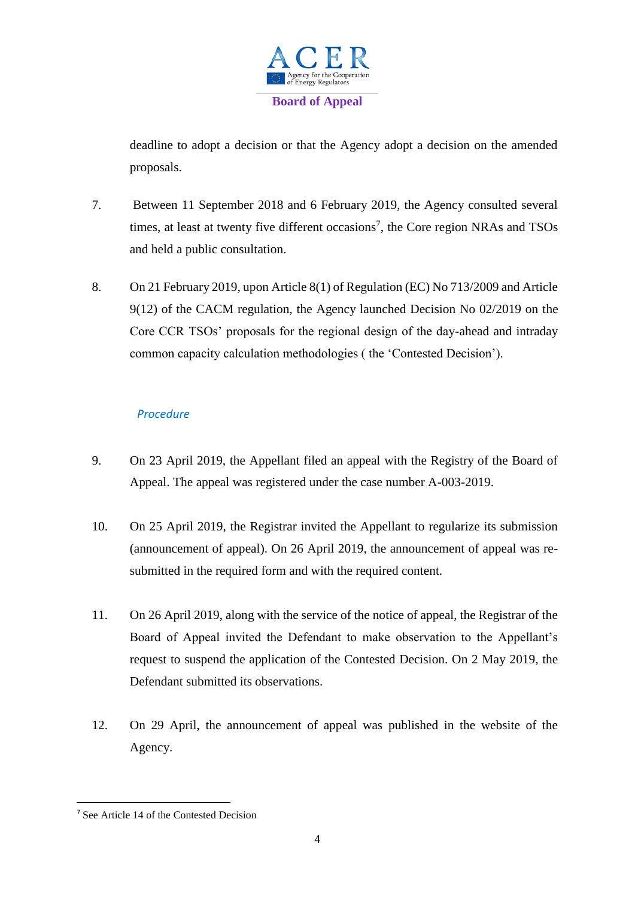deadline to adopt a decision or that the Agency adopt a decision on the amended proposals.

7. Between 11 September 2018 and 6 February 2019, the Agency consulted several times, at least at twenty five different occasions[7], the Core region NRAs and TSOs and held a public consultation.

8. On 21 February 2019, upon Article 8(1) of Regulation (EC) No 713/2009 and Article 9(12) of the CACM regulation, the Agency launched Decision No 02/2019 on the Core CCR TSOs' proposals for the regional design of the day-ahead and intraday common capacity calculation methodologies ( the 'Contested Decision').

*Procedure*

9. On 23 April 2019, the Appellant filed an appeal with the Registry of the Board of Appeal. The appeal was registered under the case number A-003-2019.

10. On 25 April 2019, the Registrar invited the Appellant to regularize its submission (announcement of appeal). On 26 April 2019, the announcement of appeal was re-submitted in the required form and with the required content.

11. On 26 April 2019, along with the service of the notice of appeal, the Registrar of the Board of Appeal invited the Defendant to make observation to the Appellant's request to suspend the application of the Contested Decision. On 2 May 2019, the Defendant submitted its observations.

12. On 29 April, the announcement of appeal was published in the website of the Agency.

[7] See Article 14 of the Contested Decision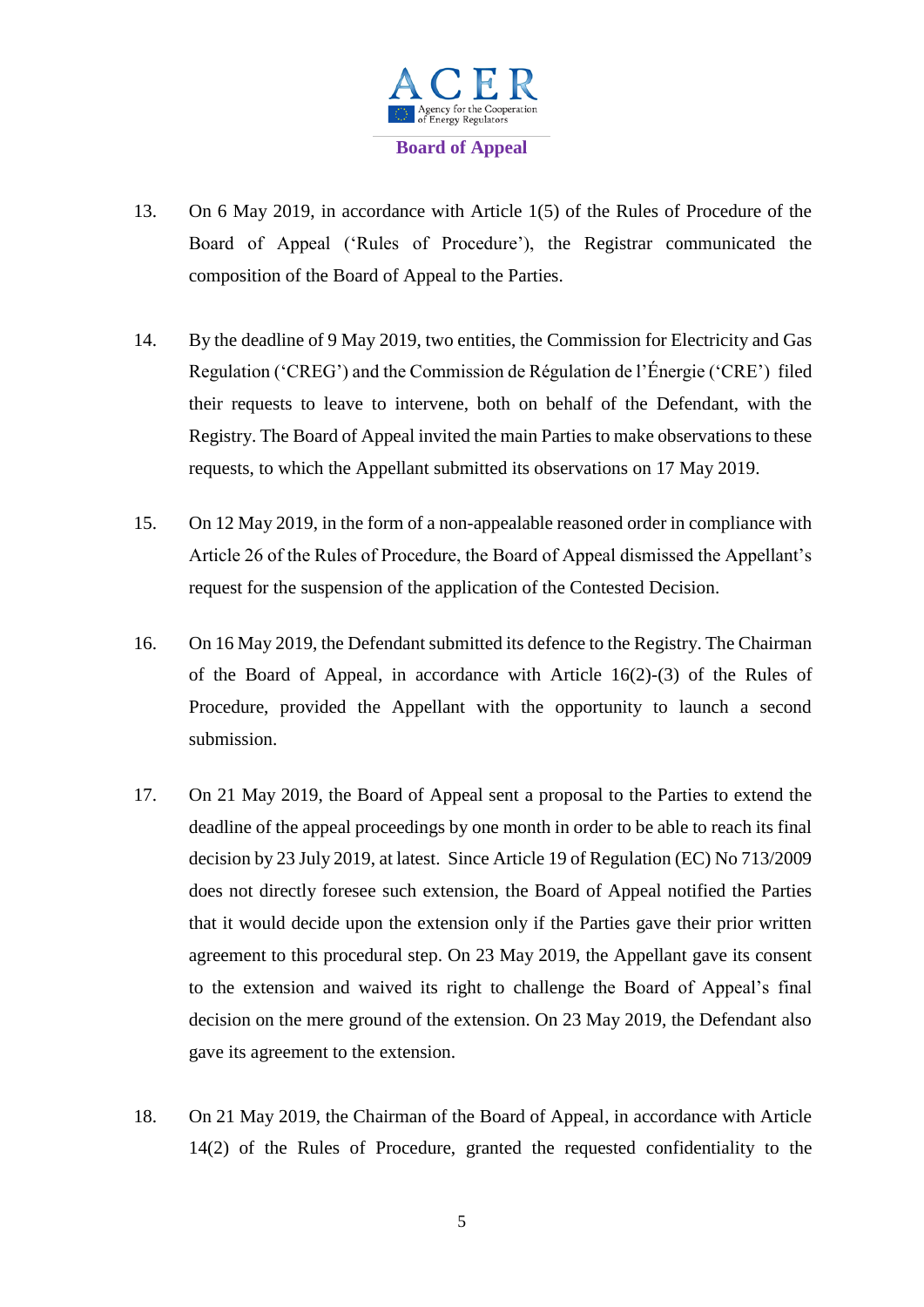13. On 6 May 2019, in accordance with Article 1(5) of the Rules of Procedure of the Board of Appeal ('Rules of Procedure'), the Registrar communicated the composition of the Board of Appeal to the Parties.

14. By the deadline of 9 May 2019, two entities, the Commission for Electricity and Gas Regulation ('CREG') and the Commission de Régulation de l'Énergie ('CRE') filed their requests to leave to intervene, both on behalf of the Defendant, with the Registry. The Board of Appeal invited the main Parties to make observations to these requests, to which the Appellant submitted its observations on 17 May 2019.

15. On 12 May 2019, in the form of a non-appealable reasoned order in compliance with Article 26 of the Rules of Procedure, the Board of Appeal dismissed the Appellant's request for the suspension of the application of the Contested Decision.

16. On 16 May 2019, the Defendant submitted its defence to the Registry. The Chairman of the Board of Appeal, in accordance with Article 16(2)-(3) of the Rules of Procedure, provided the Appellant with the opportunity to launch a second submission.

17. On 21 May 2019, the Board of Appeal sent a proposal to the Parties to extend the deadline of the appeal proceedings by one month in order to be able to reach its final decision by 23 July 2019, at latest. Since Article 19 of Regulation (EC) No 713/2009 does not directly foresee such extension, the Board of Appeal notified the Parties that it would decide upon the extension only if the Parties gave their prior written agreement to this procedural step. On 23 May 2019, the Appellant gave its consent to the extension and waived its right to challenge the Board of Appeal's final decision on the mere ground of the extension. On 23 May 2019, the Defendant also gave its agreement to the extension.

18. On 21 May 2019, the Chairman of the Board of Appeal, in accordance with Article 14(2) of the Rules of Procedure, granted the requested confidentiality to the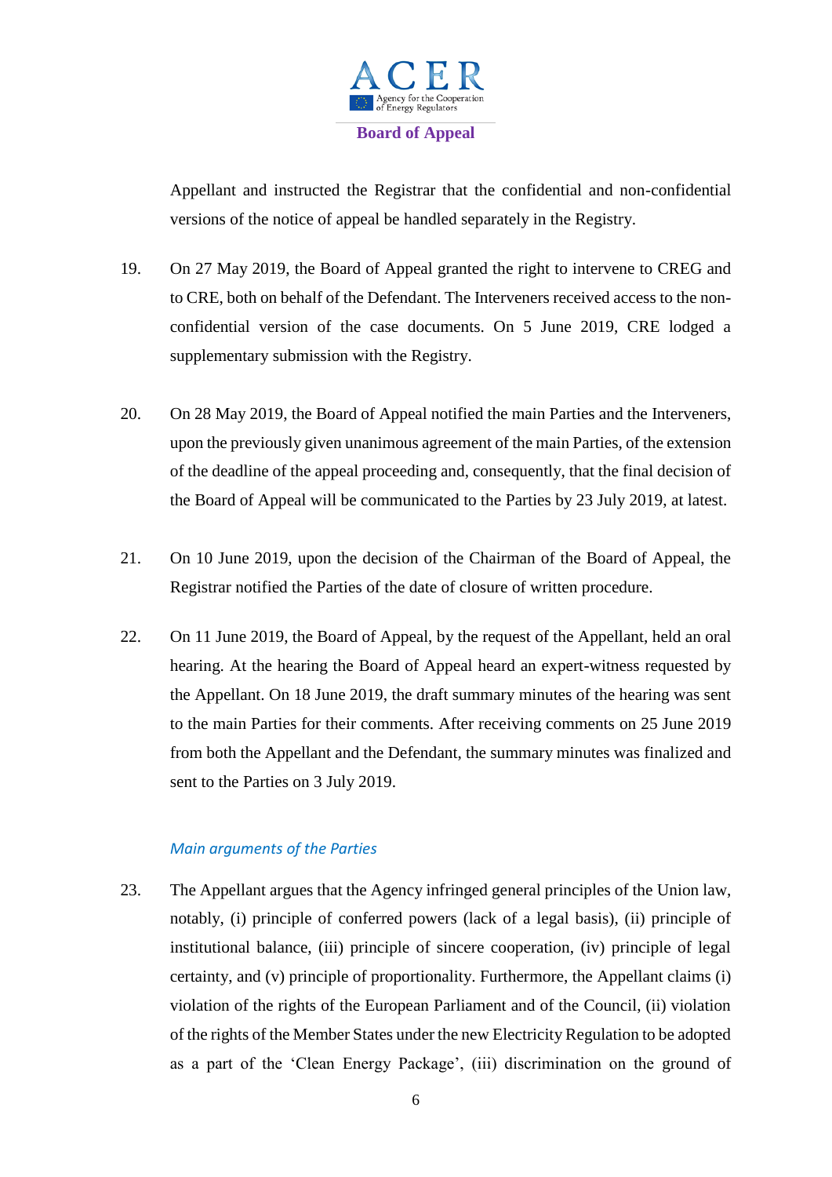Appellant and instructed the Registrar that the confidential and non-confidential versions of the notice of appeal be handled separately in the Registry.

19. On 27 May 2019, the Board of Appeal granted the right to intervene to CREG and to CRE, both on behalf of the Defendant. The Interveners received access to the non-confidential version of the case documents. On 5 June 2019, CRE lodged a supplementary submission with the Registry.

20. On 28 May 2019, the Board of Appeal notified the main Parties and the Interveners, upon the previously given unanimous agreement of the main Parties, of the extension of the deadline of the appeal proceeding and, consequently, that the final decision of the Board of Appeal will be communicated to the Parties by 23 July 2019, at latest.

21. On 10 June 2019, upon the decision of the Chairman of the Board of Appeal, the Registrar notified the Parties of the date of closure of written procedure.

22. On 11 June 2019, the Board of Appeal, by the request of the Appellant, held an oral hearing. At the hearing the Board of Appeal heard an expert-witness requested by the Appellant. On 18 June 2019, the draft summary minutes of the hearing was sent to the main Parties for their comments. After receiving comments on 25 June 2019 from both the Appellant and the Defendant, the summary minutes was finalized and sent to the Parties on 3 July 2019.

*Main arguments of the Parties*

23. The Appellant argues that the Agency infringed general principles of the Union law, notably, (i) principle of conferred powers (lack of a legal basis), (ii) principle of institutional balance, (iii) principle of sincere cooperation, (iv) principle of legal certainty, and (v) principle of proportionality. Furthermore, the Appellant claims (i) violation of the rights of the European Parliament and of the Council, (ii) violation of the rights of the Member States under the new Electricity Regulation to be adopted as a part of the 'Clean Energy Package', (iii) discrimination on the ground of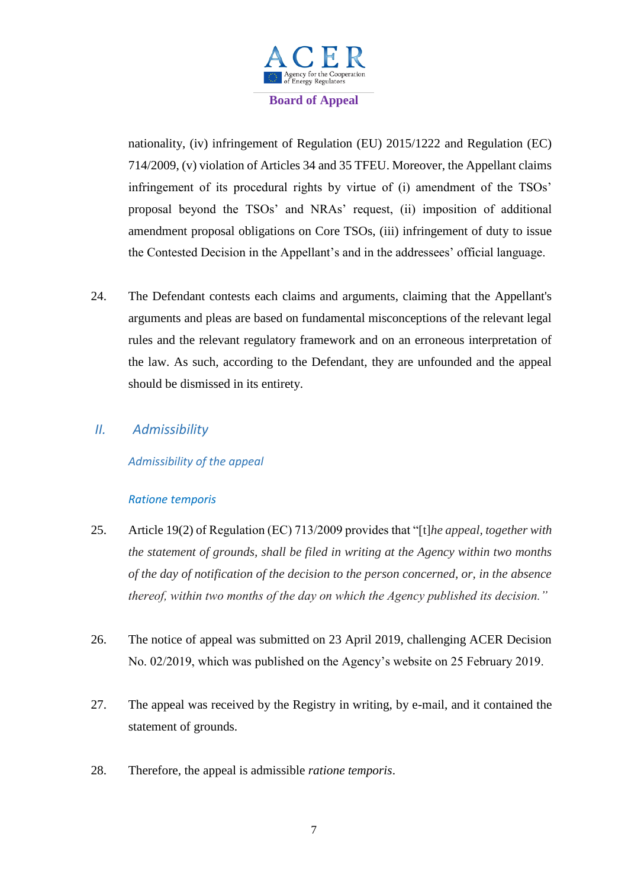nationality, (iv) infringement of Regulation (EU) 2015/1222 and Regulation (EC) 714/2009, (v) violation of Articles 34 and 35 TFEU. Moreover, the Appellant claims infringement of its procedural rights by virtue of (i) amendment of the TSOs' proposal beyond the TSOs' and NRAs' request, (ii) imposition of additional amendment proposal obligations on Core TSOs, (iii) infringement of duty to issue the Contested Decision in the Appellant's and in the addressees' official language.

24. The Defendant contests each claims and arguments, claiming that the Appellant's arguments and pleas are based on fundamental misconceptions of the relevant legal rules and the relevant regulatory framework and on an erroneous interpretation of the law. As such, according to the Defendant, they are unfounded and the appeal should be dismissed in its entirety.

## *II. Admissibility*

### *Admissibility of the appeal*

#### *Ratione temporis*

25. Article 19(2) of Regulation (EC) 713/2009 provides that "[t]*he appeal, together with the statement of grounds, shall be filed in writing at the Agency within two months of the day of notification of the decision to the person concerned, or, in the absence thereof, within two months of the day on which the Agency published its decision.*"

26. The notice of appeal was submitted on 23 April 2019, challenging ACER Decision No. 02/2019, which was published on the Agency's website on 25 February 2019.

27. The appeal was received by the Registry in writing, by e-mail, and it contained the statement of grounds.

28. Therefore, the appeal is admissible *ratione temporis*.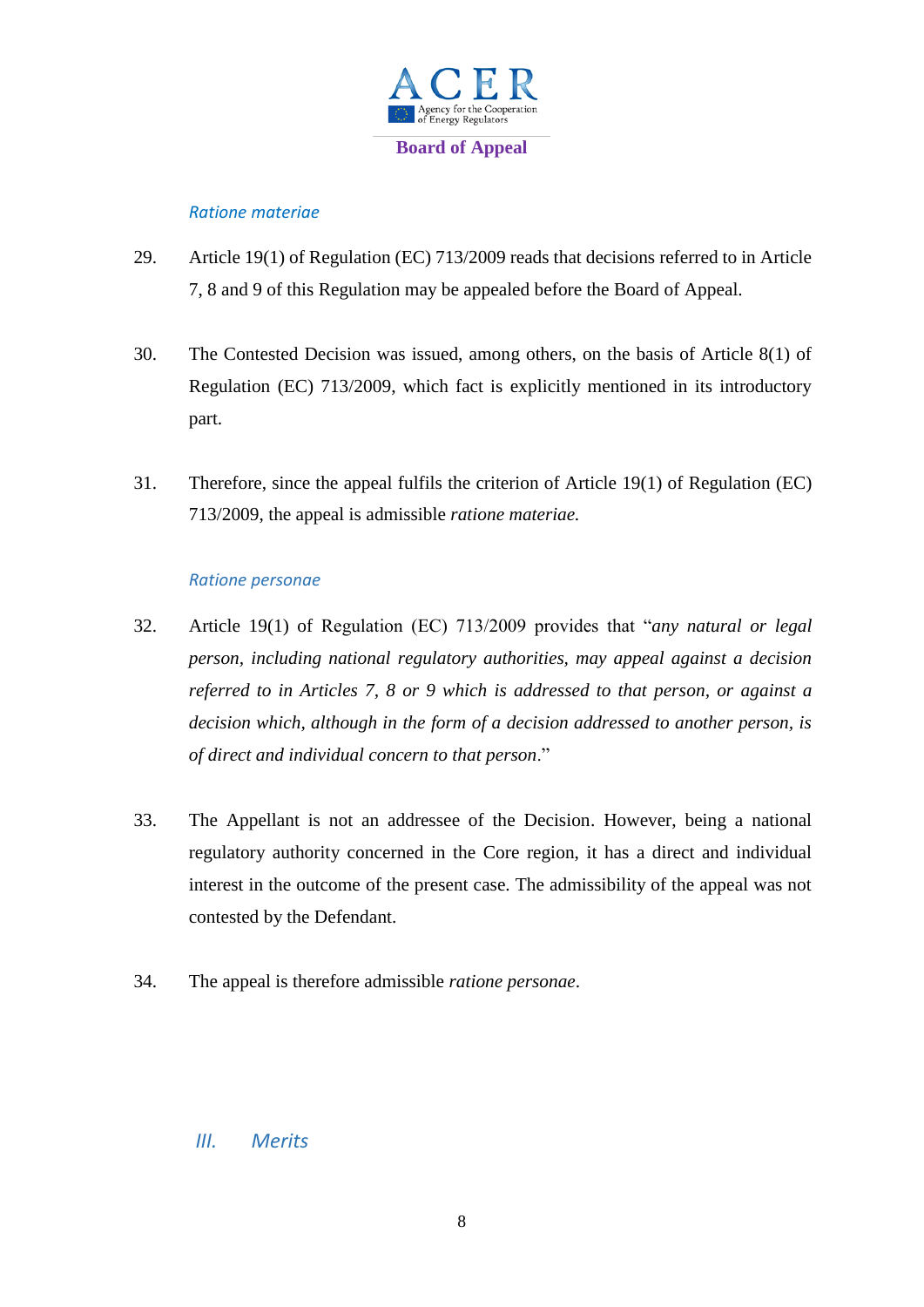*Ratione materiae*

29. Article 19(1) of Regulation (EC) 713/2009 reads that decisions referred to in Article 7, 8 and 9 of this Regulation may be appealed before the Board of Appeal.

30. The Contested Decision was issued, among others, on the basis of Article 8(1) of Regulation (EC) 713/2009, which fact is explicitly mentioned in its introductory part.

31. Therefore, since the appeal fulfils the criterion of Article 19(1) of Regulation (EC) 713/2009, the appeal is admissible *ratione materiae.*

*Ratione personae*

32. Article 19(1) of Regulation (EC) 713/2009 provides that "*any natural or legal person, including national regulatory authorities, may appeal against a decision referred to in Articles 7, 8 or 9 which is addressed to that person, or against a decision which, although in the form of a decision addressed to another person, is of direct and individual concern to that person*."

33. The Appellant is not an addressee of the Decision. However, being a national regulatory authority concerned in the Core region, it has a direct and individual interest in the outcome of the present case. The admissibility of the appeal was not contested by the Defendant.

34. The appeal is therefore admissible *ratione personae*.

## *III. Merits*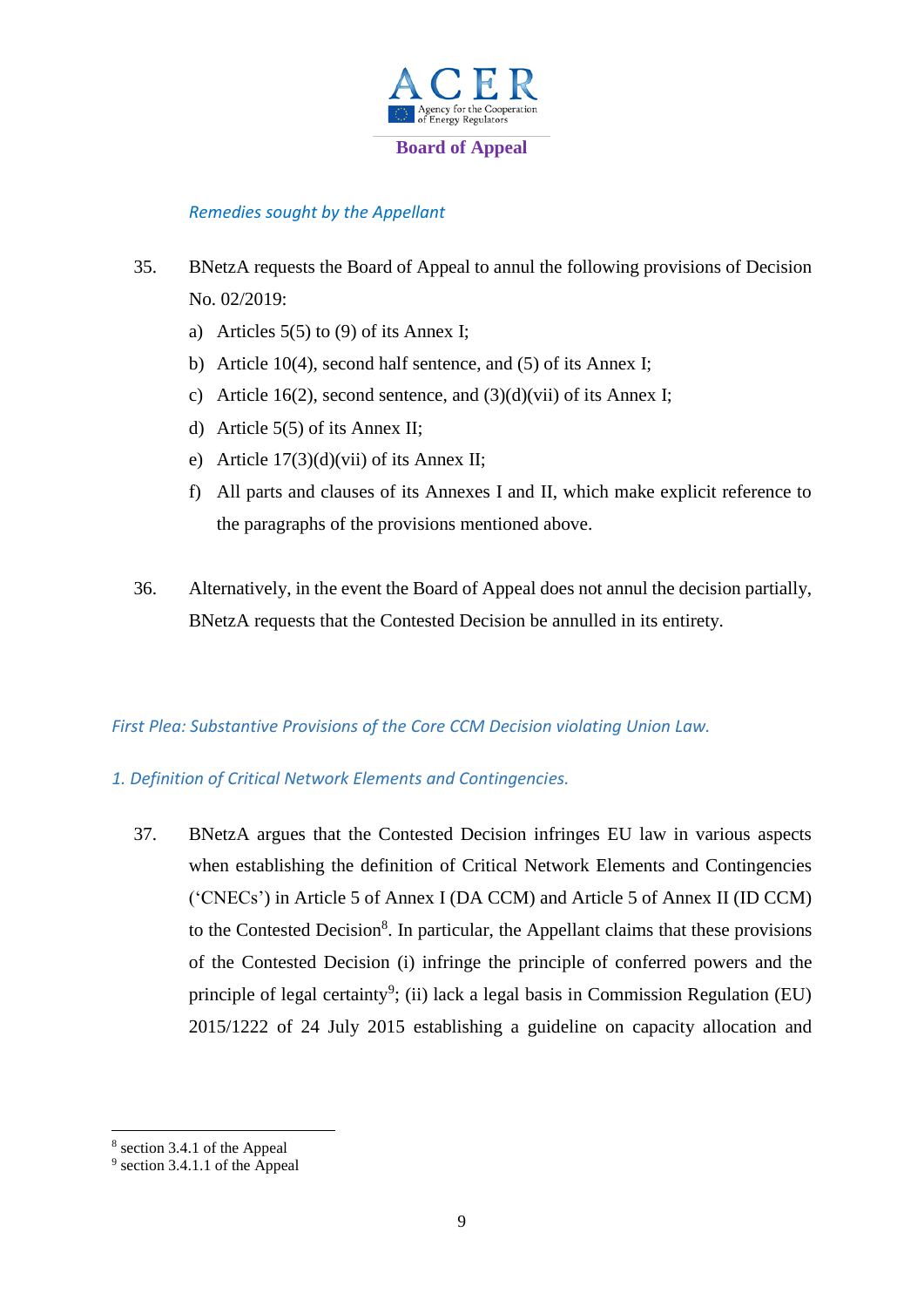*Remedies sought by the Appellant*

35. BNetzA requests the Board of Appeal to annul the following provisions of Decision No. 02/2019:

   a) Articles 5(5) to (9) of its Annex I;

   b) Article 10(4), second half sentence, and (5) of its Annex I;

   c) Article 16(2), second sentence, and (3)(d)(vii) of its Annex I;

   d) Article 5(5) of its Annex II;

   e) Article 17(3)(d)(vii) of its Annex II;

   f) All parts and clauses of its Annexes I and II, which make explicit reference to the paragraphs of the provisions mentioned above.

36. Alternatively, in the event the Board of Appeal does not annul the decision partially, BNetzA requests that the Contested Decision be annulled in its entirety.

*First Plea: Substantive Provisions of the Core CCM Decision violating Union Law.*

*1. Definition of Critical Network Elements and Contingencies.*

37. BNetzA argues that the Contested Decision infringes EU law in various aspects when establishing the definition of Critical Network Elements and Contingencies ('CNECs') in Article 5 of Annex I (DA CCM) and Article 5 of Annex II (ID CCM) to the Contested Decision[8]. In particular, the Appellant claims that these provisions of the Contested Decision (i) infringe the principle of conferred powers and the principle of legal certainty[9]; (ii) lack a legal basis in Commission Regulation (EU) 2015/1222 of 24 July 2015 establishing a guideline on capacity allocation and

[8] section 3.4.1 of the Appeal

[9] section 3.4.1.1 of the Appeal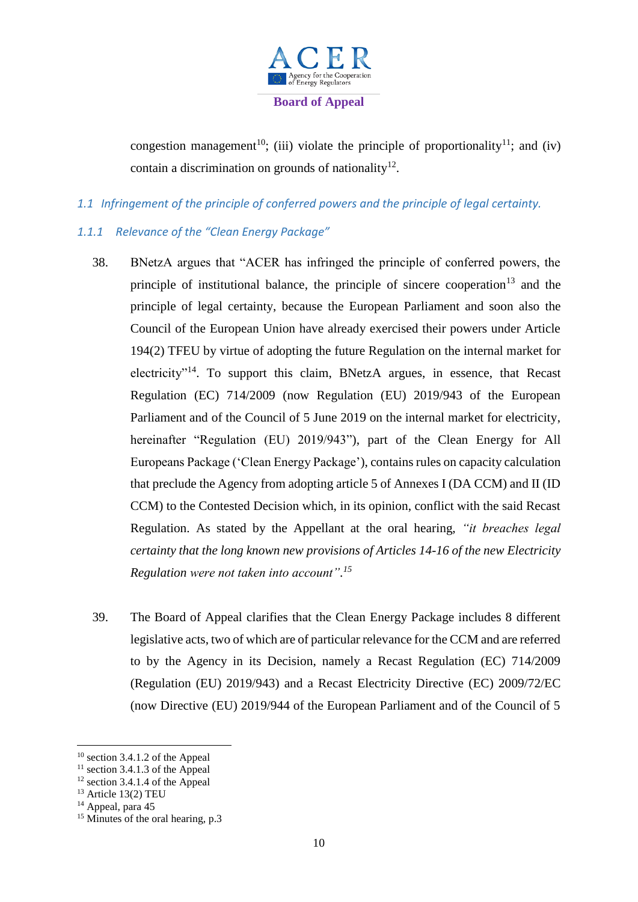congestion management[10]; (iii) violate the principle of proportionality[11]; and (iv) contain a discrimination on grounds of nationality[12].

### *1.1 Infringement of the principle of conferred powers and the principle of legal certainty.*

#### *1.1.1 Relevance of the "Clean Energy Package"*

38. BNetzA argues that "ACER has infringed the principle of conferred powers, the principle of institutional balance, the principle of sincere cooperation[13] and the principle of legal certainty, because the European Parliament and soon also the Council of the European Union have already exercised their powers under Article 194(2) TFEU by virtue of adopting the future Regulation on the internal market for electricity"[14]. To support this claim, BNetzA argues, in essence, that Recast Regulation (EC) 714/2009 (now Regulation (EU) 2019/943 of the European Parliament and of the Council of 5 June 2019 on the internal market for electricity, hereinafter "Regulation (EU) 2019/943"), part of the Clean Energy for All Europeans Package ('Clean Energy Package'), contains rules on capacity calculation that preclude the Agency from adopting article 5 of Annexes I (DA CCM) and II (ID CCM) to the Contested Decision which, in its opinion, conflict with the said Recast Regulation. As stated by the Appellant at the oral hearing, *"it breaches legal certainty that the long known new provisions of Articles 14-16 of the new Electricity Regulation were not taken into account".*[15]

39. The Board of Appeal clarifies that the Clean Energy Package includes 8 different legislative acts, two of which are of particular relevance for the CCM and are referred to by the Agency in its Decision, namely a Recast Regulation (EC) 714/2009 (Regulation (EU) 2019/943) and a Recast Electricity Directive (EC) 2009/72/EC (now Directive (EU) 2019/944 of the European Parliament and of the Council of 5

---

[10] section 3.4.1.2 of the Appeal
[11] section 3.4.1.3 of the Appeal
[12] section 3.4.1.4 of the Appeal
[13] Article 13(2) TEU
[14] Appeal, para 45
[15] Minutes of the oral hearing, p.3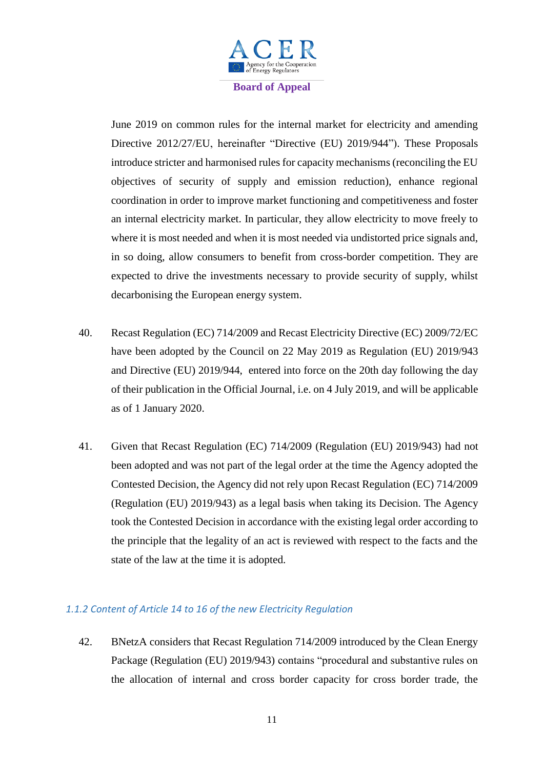June 2019 on common rules for the internal market for electricity and amending Directive 2012/27/EU, hereinafter "Directive (EU) 2019/944"). These Proposals introduce stricter and harmonised rules for capacity mechanisms (reconciling the EU objectives of security of supply and emission reduction), enhance regional coordination in order to improve market functioning and competitiveness and foster an internal electricity market. In particular, they allow electricity to move freely to where it is most needed and when it is most needed via undistorted price signals and, in so doing, allow consumers to benefit from cross-border competition. They are expected to drive the investments necessary to provide security of supply, whilst decarbonising the European energy system.

40. Recast Regulation (EC) 714/2009 and Recast Electricity Directive (EC) 2009/72/EC have been adopted by the Council on 22 May 2019 as Regulation (EU) 2019/943 and Directive (EU) 2019/944, entered into force on the 20th day following the day of their publication in the Official Journal, i.e. on 4 July 2019, and will be applicable as of 1 January 2020.

41. Given that Recast Regulation (EC) 714/2009 (Regulation (EU) 2019/943) had not been adopted and was not part of the legal order at the time the Agency adopted the Contested Decision, the Agency did not rely upon Recast Regulation (EC) 714/2009 (Regulation (EU) 2019/943) as a legal basis when taking its Decision. The Agency took the Contested Decision in accordance with the existing legal order according to the principle that the legality of an act is reviewed with respect to the facts and the state of the law at the time it is adopted.

#### *1.1.2 Content of Article 14 to 16 of the new Electricity Regulation*

42. BNetzA considers that Recast Regulation 714/2009 introduced by the Clean Energy Package (Regulation (EU) 2019/943) contains "procedural and substantive rules on the allocation of internal and cross border capacity for cross border trade, the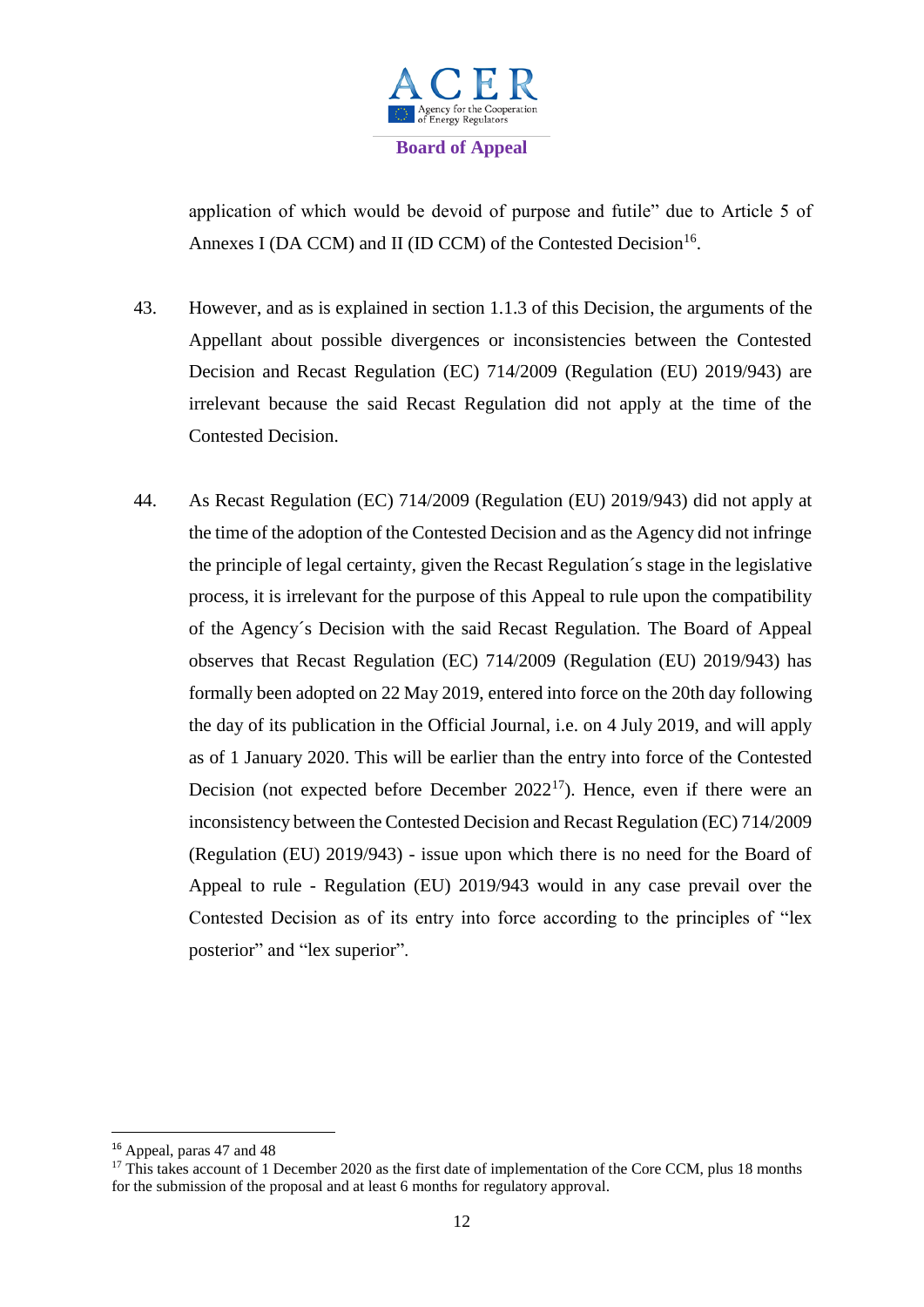application of which would be devoid of purpose and futile" due to Article 5 of Annexes I (DA CCM) and II (ID CCM) of the Contested Decision[16].

43. However, and as is explained in section 1.1.3 of this Decision, the arguments of the Appellant about possible divergences or inconsistencies between the Contested Decision and Recast Regulation (EC) 714/2009 (Regulation (EU) 2019/943) are irrelevant because the said Recast Regulation did not apply at the time of the Contested Decision.

44. As Recast Regulation (EC) 714/2009 (Regulation (EU) 2019/943) did not apply at the time of the adoption of the Contested Decision and as the Agency did not infringe the principle of legal certainty, given the Recast Regulation´s stage in the legislative process, it is irrelevant for the purpose of this Appeal to rule upon the compatibility of the Agency´s Decision with the said Recast Regulation. The Board of Appeal observes that Recast Regulation (EC) 714/2009 (Regulation (EU) 2019/943) has formally been adopted on 22 May 2019, entered into force on the 20th day following the day of its publication in the Official Journal, i.e. on 4 July 2019, and will apply as of 1 January 2020. This will be earlier than the entry into force of the Contested Decision (not expected before December 2022[17]). Hence, even if there were an inconsistency between the Contested Decision and Recast Regulation (EC) 714/2009 (Regulation (EU) 2019/943) - issue upon which there is no need for the Board of Appeal to rule - Regulation (EU) 2019/943 would in any case prevail over the Contested Decision as of its entry into force according to the principles of "lex posterior" and "lex superior".

---

[16] Appeal, paras 47 and 48

[17] This takes account of 1 December 2020 as the first date of implementation of the Core CCM, plus 18 months for the submission of the proposal and at least 6 months for regulatory approval.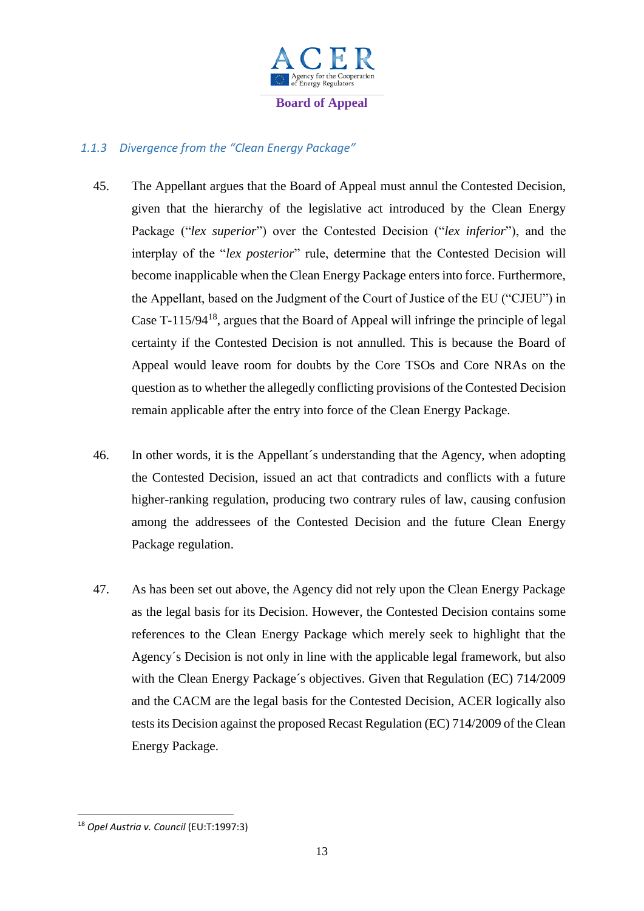#### 1.1.3 Divergence from the "Clean Energy Package"

45. The Appellant argues that the Board of Appeal must annul the Contested Decision, given that the hierarchy of the legislative act introduced by the Clean Energy Package ("*lex superior*") over the Contested Decision ("*lex inferior*"), and the interplay of the "*lex posterior*" rule, determine that the Contested Decision will become inapplicable when the Clean Energy Package enters into force. Furthermore, the Appellant, based on the Judgment of the Court of Justice of the EU ("CJEU") in Case T-115/94[18], argues that the Board of Appeal will infringe the principle of legal certainty if the Contested Decision is not annulled. This is because the Board of Appeal would leave room for doubts by the Core TSOs and Core NRAs on the question as to whether the allegedly conflicting provisions of the Contested Decision remain applicable after the entry into force of the Clean Energy Package.

46. In other words, it is the Appellant´s understanding that the Agency, when adopting the Contested Decision, issued an act that contradicts and conflicts with a future higher-ranking regulation, producing two contrary rules of law, causing confusion among the addressees of the Contested Decision and the future Clean Energy Package regulation.

47. As has been set out above, the Agency did not rely upon the Clean Energy Package as the legal basis for its Decision. However, the Contested Decision contains some references to the Clean Energy Package which merely seek to highlight that the Agency´s Decision is not only in line with the applicable legal framework, but also with the Clean Energy Package´s objectives. Given that Regulation (EC) 714/2009 and the CACM are the legal basis for the Contested Decision, ACER logically also tests its Decision against the proposed Recast Regulation (EC) 714/2009 of the Clean Energy Package.

---

[18] *Opel Austria v. Council* (EU:T:1997:3)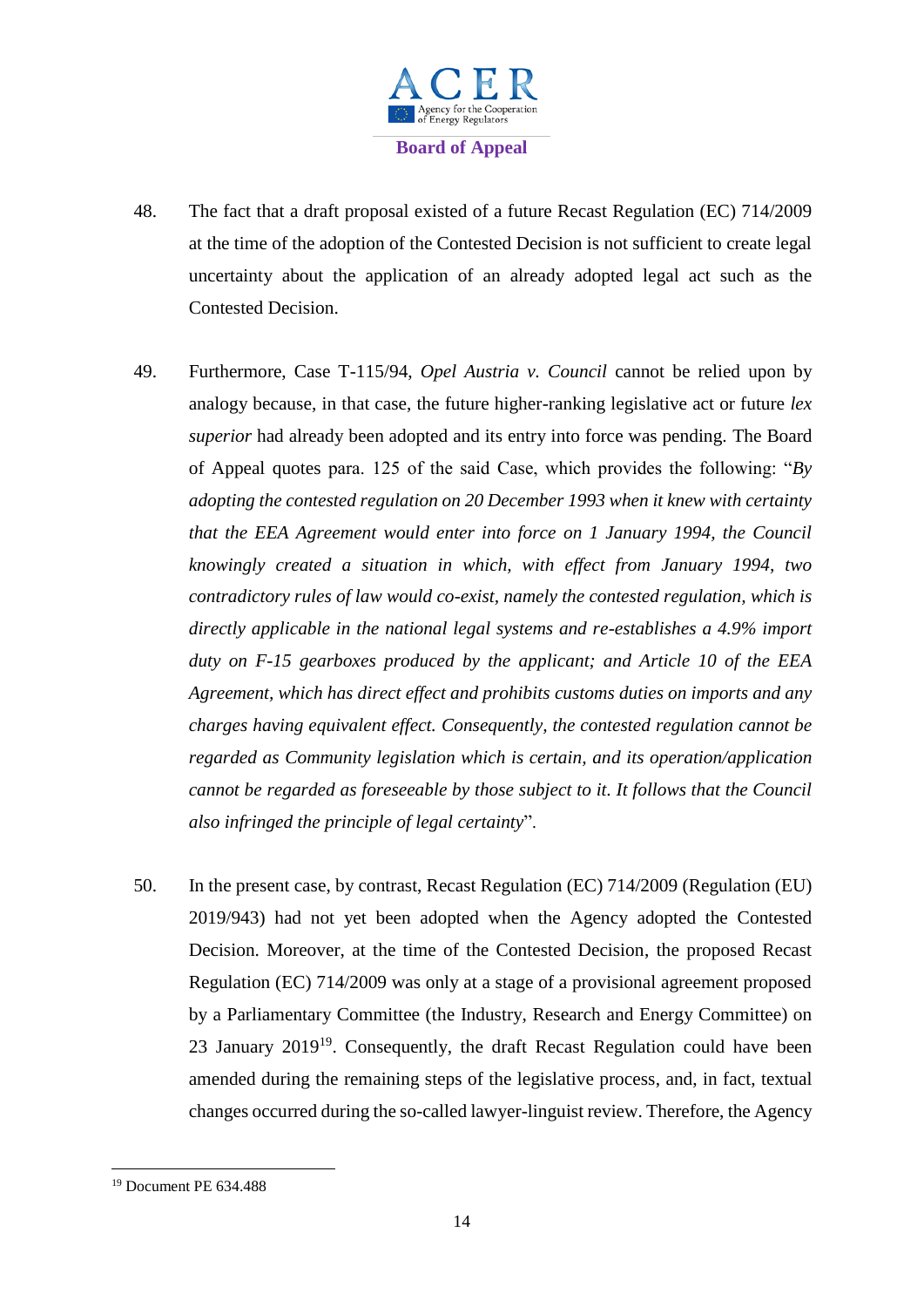48. The fact that a draft proposal existed of a future Recast Regulation (EC) 714/2009 at the time of the adoption of the Contested Decision is not sufficient to create legal uncertainty about the application of an already adopted legal act such as the Contested Decision.

49. Furthermore, Case T-115/94, *Opel Austria v. Council* cannot be relied upon by analogy because, in that case, the future higher-ranking legislative act or future *lex superior* had already been adopted and its entry into force was pending. The Board of Appeal quotes para. 125 of the said Case, which provides the following: "*By adopting the contested regulation on 20 December 1993 when it knew with certainty that the EEA Agreement would enter into force on 1 January 1994, the Council knowingly created a situation in which, with effect from January 1994, two contradictory rules of law would co-exist, namely the contested regulation, which is directly applicable in the national legal systems and re-establishes a 4.9% import duty on F-15 gearboxes produced by the applicant; and Article 10 of the EEA Agreement, which has direct effect and prohibits customs duties on imports and any charges having equivalent effect. Consequently, the contested regulation cannot be regarded as Community legislation which is certain, and its operation/application cannot be regarded as foreseeable by those subject to it. It follows that the Council also infringed the principle of legal certainty*".

50. In the present case, by contrast, Recast Regulation (EC) 714/2009 (Regulation (EU) 2019/943) had not yet been adopted when the Agency adopted the Contested Decision. Moreover, at the time of the Contested Decision, the proposed Recast Regulation (EC) 714/2009 was only at a stage of a provisional agreement proposed by a Parliamentary Committee (the Industry, Research and Energy Committee) on 23 January 2019[19]. Consequently, the draft Recast Regulation could have been amended during the remaining steps of the legislative process, and, in fact, textual changes occurred during the so-called lawyer-linguist review. Therefore, the Agency

[19] Document PE 634.488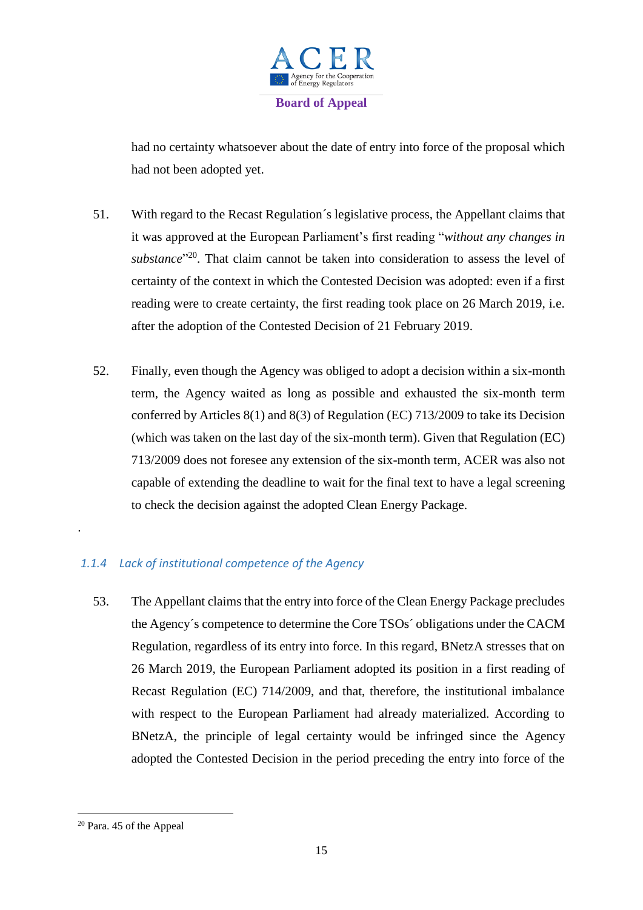had no certainty whatsoever about the date of entry into force of the proposal which had not been adopted yet.

51. With regard to the Recast Regulation´s legislative process, the Appellant claims that it was approved at the European Parliament’s first reading “*without any changes in substance*”[20]. That claim cannot be taken into consideration to assess the level of certainty of the context in which the Contested Decision was adopted: even if a first reading were to create certainty, the first reading took place on 26 March 2019, i.e. after the adoption of the Contested Decision of 21 February 2019.

52. Finally, even though the Agency was obliged to adopt a decision within a six-month term, the Agency waited as long as possible and exhausted the six-month term conferred by Articles 8(1) and 8(3) of Regulation (EC) 713/2009 to take its Decision (which was taken on the last day of the six-month term). Given that Regulation (EC) 713/2009 does not foresee any extension of the six-month term, ACER was also not capable of extending the deadline to wait for the final text to have a legal screening to check the decision against the adopted Clean Energy Package.

.

### *1.1.4 Lack of institutional competence of the Agency*

53. The Appellant claims that the entry into force of the Clean Energy Package precludes the Agency´s competence to determine the Core TSOs´ obligations under the CACM Regulation, regardless of its entry into force. In this regard, BNetzA stresses that on 26 March 2019, the European Parliament adopted its position in a first reading of Recast Regulation (EC) 714/2009, and that, therefore, the institutional imbalance with respect to the European Parliament had already materialized. According to BNetzA, the principle of legal certainty would be infringed since the Agency adopted the Contested Decision in the period preceding the entry into force of the

[20] Para. 45 of the Appeal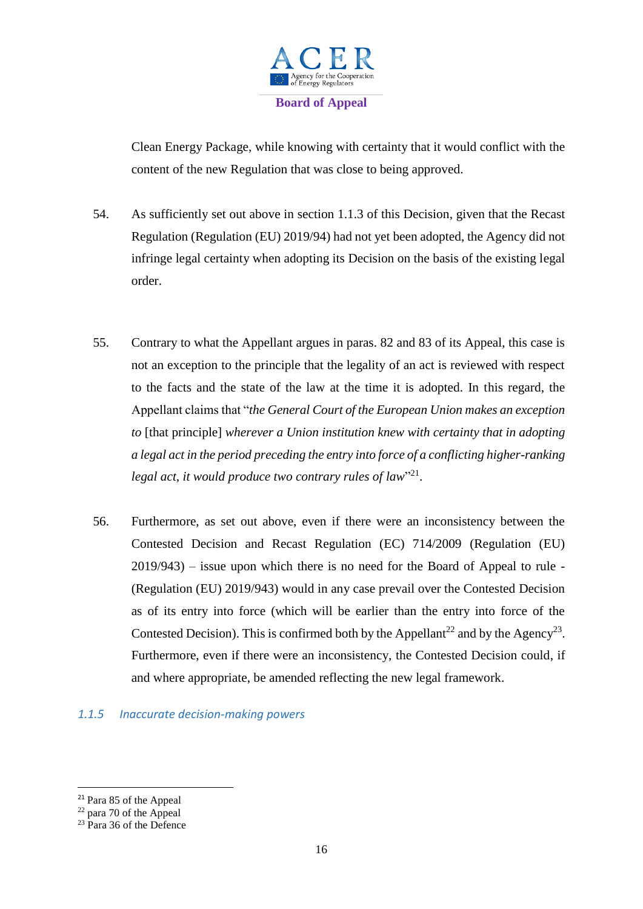Clean Energy Package, while knowing with certainty that it would conflict with the content of the new Regulation that was close to being approved.

54. As sufficiently set out above in section 1.1.3 of this Decision, given that the Recast Regulation (Regulation (EU) 2019/94) had not yet been adopted, the Agency did not infringe legal certainty when adopting its Decision on the basis of the existing legal order.

55. Contrary to what the Appellant argues in paras. 82 and 83 of its Appeal, this case is not an exception to the principle that the legality of an act is reviewed with respect to the facts and the state of the law at the time it is adopted. In this regard, the Appellant claims that "*the General Court of the European Union makes an exception to* [that principle] *wherever a Union institution knew with certainty that in adopting a legal act in the period preceding the entry into force of a conflicting higher-ranking legal act, it would produce two contrary rules of law*"[21].

56. Furthermore, as set out above, even if there were an inconsistency between the Contested Decision and Recast Regulation (EC) 714/2009 (Regulation (EU) 2019/943) – issue upon which there is no need for the Board of Appeal to rule - (Regulation (EU) 2019/943) would in any case prevail over the Contested Decision as of its entry into force (which will be earlier than the entry into force of the Contested Decision). This is confirmed both by the Appellant[22] and by the Agency[23]. Furthermore, even if there were an inconsistency, the Contested Decision could, if and where appropriate, be amended reflecting the new legal framework.

### *1.1.5 Inaccurate decision-making powers*

---

[21] Para 85 of the Appeal

[22] para 70 of the Appeal

[23] Para 36 of the Defence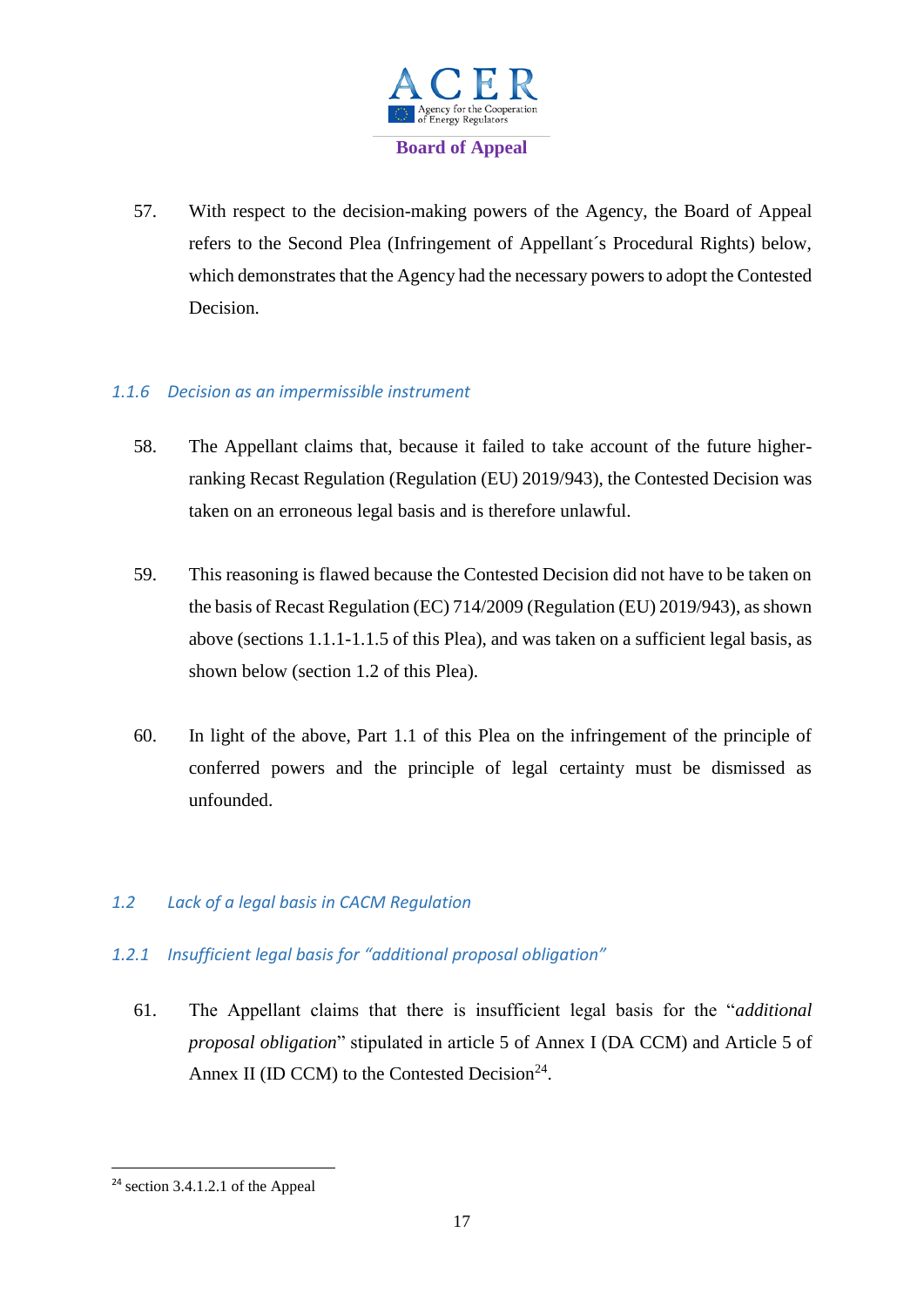57. With respect to the decision-making powers of the Agency, the Board of Appeal refers to the Second Plea (Infringement of Appellant´s Procedural Rights) below, which demonstrates that the Agency had the necessary powers to adopt the Contested Decision.

### *1.1.6 Decision as an impermissible instrument*

58. The Appellant claims that, because it failed to take account of the future higher-ranking Recast Regulation (Regulation (EU) 2019/943), the Contested Decision was taken on an erroneous legal basis and is therefore unlawful.

59. This reasoning is flawed because the Contested Decision did not have to be taken on the basis of Recast Regulation (EC) 714/2009 (Regulation (EU) 2019/943), as shown above (sections 1.1.1-1.1.5 of this Plea), and was taken on a sufficient legal basis, as shown below (section 1.2 of this Plea).

60. In light of the above, Part 1.1 of this Plea on the infringement of the principle of conferred powers and the principle of legal certainty must be dismissed as unfounded.

## *1.2 Lack of a legal basis in CACM Regulation*

### *1.2.1 Insufficient legal basis for "additional proposal obligation"*

61. The Appellant claims that there is insufficient legal basis for the "*additional proposal obligation*" stipulated in article 5 of Annex I (DA CCM) and Article 5 of Annex II (ID CCM) to the Contested Decision[24].

---

[24] section 3.4.1.2.1 of the Appeal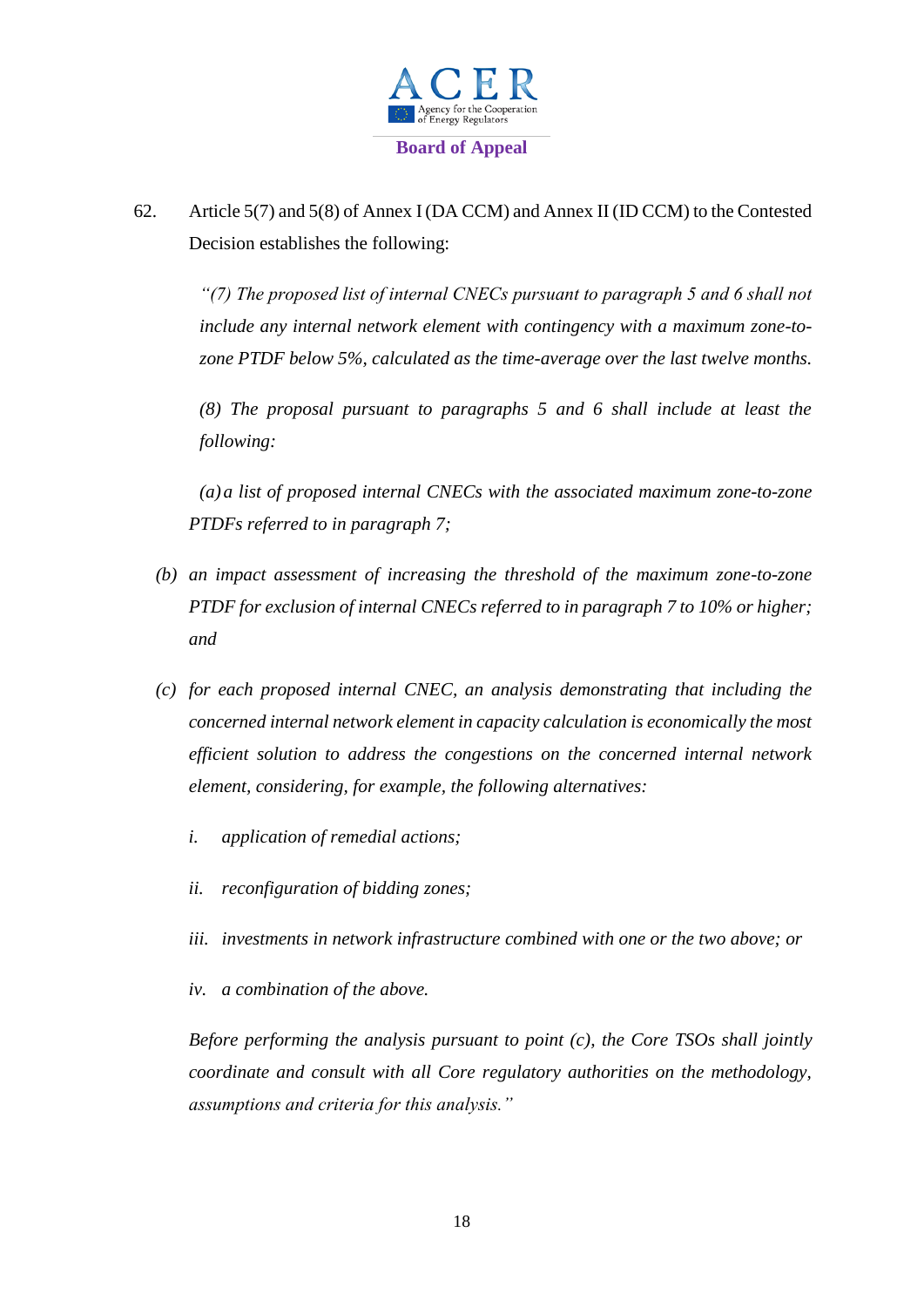62. Article 5(7) and 5(8) of Annex I (DA CCM) and Annex II (ID CCM) to the Contested Decision establishes the following:

> *"(7) The proposed list of internal CNECs pursuant to paragraph 5 and 6 shall not include any internal network element with contingency with a maximum zone-to-zone PTDF below 5%, calculated as the time-average over the last twelve months.*
>
> *(8) The proposal pursuant to paragraphs 5 and 6 shall include at least the following:*
>
> *(a) a list of proposed internal CNECs with the associated maximum zone-to-zone PTDFs referred to in paragraph 7;*
>
> *(b) an impact assessment of increasing the threshold of the maximum zone-to-zone PTDF for exclusion of internal CNECs referred to in paragraph 7 to 10% or higher; and*
>
> *(c) for each proposed internal CNEC, an analysis demonstrating that including the concerned internal network element in capacity calculation is economically the most efficient solution to address the congestions on the concerned internal network element, considering, for example, the following alternatives:*
>
> *i. application of remedial actions;*
>
> *ii. reconfiguration of bidding zones;*
>
> *iii. investments in network infrastructure combined with one or the two above; or*
>
> *iv. a combination of the above.*
>
> *Before performing the analysis pursuant to point (c), the Core TSOs shall jointly coordinate and consult with all Core regulatory authorities on the methodology, assumptions and criteria for this analysis."*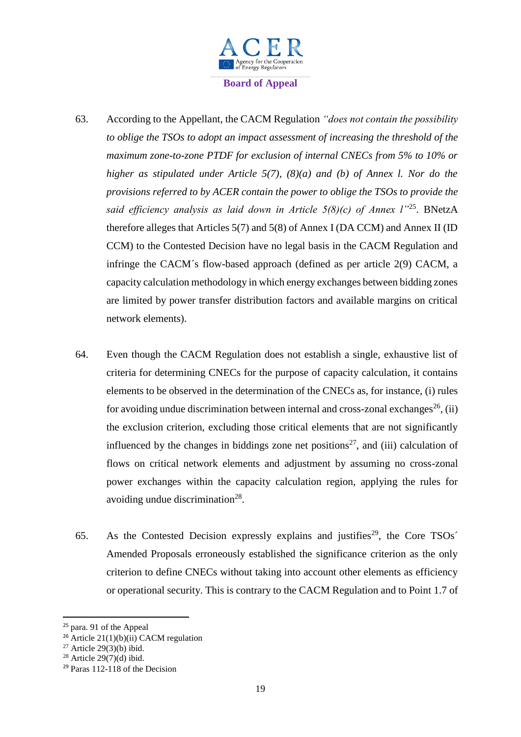63. According to the Appellant, the CACM Regulation *"does not contain the possibility to oblige the TSOs to adopt an impact assessment of increasing the threshold of the maximum zone-to-zone PTDF for exclusion of internal CNECs from 5% to 10% or higher as stipulated under Article 5(7), (8)(a) and (b) of Annex l. Nor do the provisions referred to by ACER contain the power to oblige the TSOs to provide the said efficiency analysis as laid down in Article 5(8)(c) of Annex l"*[25]. BNetzA therefore alleges that Articles 5(7) and 5(8) of Annex I (DA CCM) and Annex II (ID CCM) to the Contested Decision have no legal basis in the CACM Regulation and infringe the CACM´s flow-based approach (defined as per article 2(9) CACM, a capacity calculation methodology in which energy exchanges between bidding zones are limited by power transfer distribution factors and available margins on critical network elements).

64. Even though the CACM Regulation does not establish a single, exhaustive list of criteria for determining CNECs for the purpose of capacity calculation, it contains elements to be observed in the determination of the CNECs as, for instance, (i) rules for avoiding undue discrimination between internal and cross-zonal exchanges[26], (ii) the exclusion criterion, excluding those critical elements that are not significantly influenced by the changes in biddings zone net positions[27], and (iii) calculation of flows on critical network elements and adjustment by assuming no cross-zonal power exchanges within the capacity calculation region, applying the rules for avoiding undue discrimination[28].

65. As the Contested Decision expressly explains and justifies[29], the Core TSOs´ Amended Proposals erroneously established the significance criterion as the only criterion to define CNECs without taking into account other elements as efficiency or operational security. This is contrary to the CACM Regulation and to Point 1.7 of

---

[25] para. 91 of the Appeal
[26] Article 21(1)(b)(ii) CACM regulation
[27] Article 29(3)(b) ibid.
[28] Article 29(7)(d) ibid.
[29] Paras 112-118 of the Decision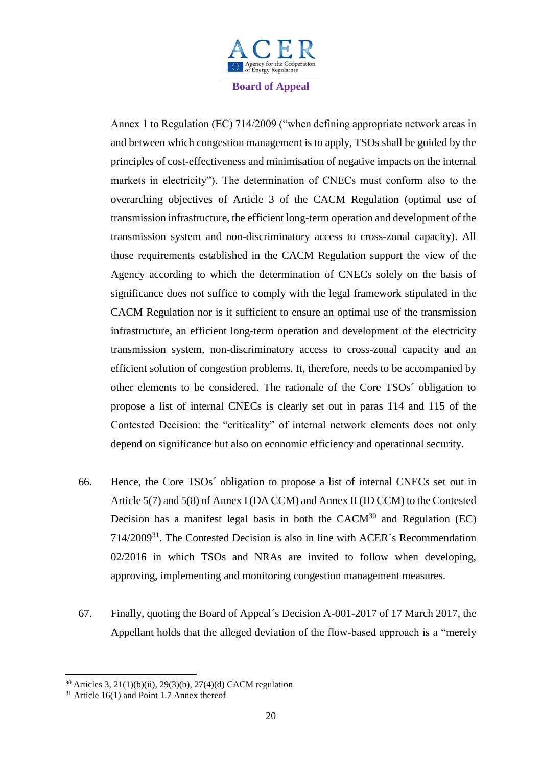Annex 1 to Regulation (EC) 714/2009 ("when defining appropriate network areas in and between which congestion management is to apply, TSOs shall be guided by the principles of cost-effectiveness and minimisation of negative impacts on the internal markets in electricity"). The determination of CNECs must conform also to the overarching objectives of Article 3 of the CACM Regulation (optimal use of transmission infrastructure, the efficient long-term operation and development of the transmission system and non-discriminatory access to cross-zonal capacity). All those requirements established in the CACM Regulation support the view of the Agency according to which the determination of CNECs solely on the basis of significance does not suffice to comply with the legal framework stipulated in the CACM Regulation nor is it sufficient to ensure an optimal use of the transmission infrastructure, an efficient long-term operation and development of the electricity transmission system, non-discriminatory access to cross-zonal capacity and an efficient solution of congestion problems. It, therefore, needs to be accompanied by other elements to be considered. The rationale of the Core TSOs´ obligation to propose a list of internal CNECs is clearly set out in paras 114 and 115 of the Contested Decision: the "criticality" of internal network elements does not only depend on significance but also on economic efficiency and operational security.

66. Hence, the Core TSOs´ obligation to propose a list of internal CNECs set out in Article 5(7) and 5(8) of Annex I (DA CCM) and Annex II (ID CCM) to the Contested Decision has a manifest legal basis in both the CACM[30] and Regulation (EC) 714/2009[31]. The Contested Decision is also in line with ACER´s Recommendation 02/2016 in which TSOs and NRAs are invited to follow when developing, approving, implementing and monitoring congestion management measures.

67. Finally, quoting the Board of Appeal´s Decision A-001-2017 of 17 March 2017, the Appellant holds that the alleged deviation of the flow-based approach is a "merely

---

[30] Articles 3, 21(1)(b)(ii), 29(3)(b), 27(4)(d) CACM regulation

[31] Article 16(1) and Point 1.7 Annex thereof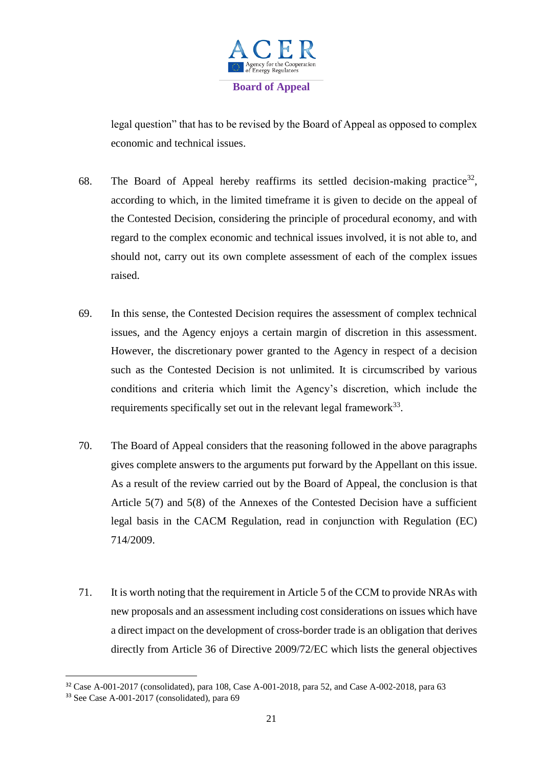legal question" that has to be revised by the Board of Appeal as opposed to complex economic and technical issues.

68. The Board of Appeal hereby reaffirms its settled decision-making practice[32], according to which, in the limited timeframe it is given to decide on the appeal of the Contested Decision, considering the principle of procedural economy, and with regard to the complex economic and technical issues involved, it is not able to, and should not, carry out its own complete assessment of each of the complex issues raised.

69. In this sense, the Contested Decision requires the assessment of complex technical issues, and the Agency enjoys a certain margin of discretion in this assessment. However, the discretionary power granted to the Agency in respect of a decision such as the Contested Decision is not unlimited. It is circumscribed by various conditions and criteria which limit the Agency's discretion, which include the requirements specifically set out in the relevant legal framework[33].

70. The Board of Appeal considers that the reasoning followed in the above paragraphs gives complete answers to the arguments put forward by the Appellant on this issue. As a result of the review carried out by the Board of Appeal, the conclusion is that Article 5(7) and 5(8) of the Annexes of the Contested Decision have a sufficient legal basis in the CACM Regulation, read in conjunction with Regulation (EC) 714/2009.

71. It is worth noting that the requirement in Article 5 of the CCM to provide NRAs with new proposals and an assessment including cost considerations on issues which have a direct impact on the development of cross-border trade is an obligation that derives directly from Article 36 of Directive 2009/72/EC which lists the general objectives

[32] Case A-001-2017 (consolidated), para 108, Case A-001-2018, para 52, and Case A-002-2018, para 63

[33] See Case A-001-2017 (consolidated), para 69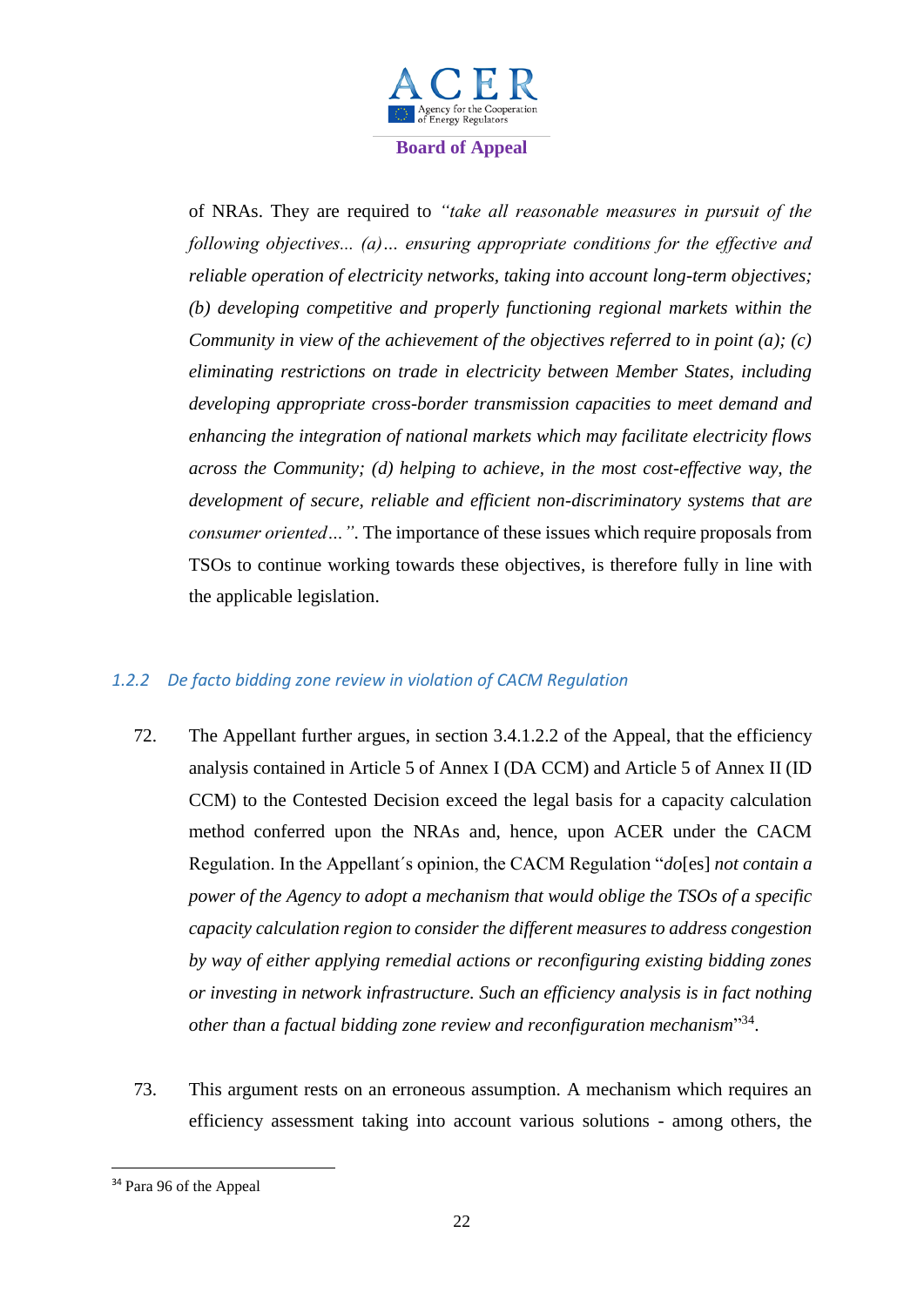of NRAs. They are required to *"take all reasonable measures in pursuit of the following objectives... (a)… ensuring appropriate conditions for the effective and reliable operation of electricity networks, taking into account long-term objectives; (b) developing competitive and properly functioning regional markets within the Community in view of the achievement of the objectives referred to in point (a); (c) eliminating restrictions on trade in electricity between Member States, including developing appropriate cross-border transmission capacities to meet demand and enhancing the integration of national markets which may facilitate electricity flows across the Community; (d) helping to achieve, in the most cost-effective way, the development of secure, reliable and efficient non-discriminatory systems that are consumer oriented…"*. The importance of these issues which require proposals from TSOs to continue working towards these objectives, is therefore fully in line with the applicable legislation.

### *1.2.2 De facto bidding zone review in violation of CACM Regulation*

72. The Appellant further argues, in section 3.4.1.2.2 of the Appeal, that the efficiency analysis contained in Article 5 of Annex I (DA CCM) and Article 5 of Annex II (ID CCM) to the Contested Decision exceed the legal basis for a capacity calculation method conferred upon the NRAs and, hence, upon ACER under the CACM Regulation. In the Appellant´s opinion, the CACM Regulation "*do*[es] *not contain a power of the Agency to adopt a mechanism that would oblige the TSOs of a specific capacity calculation region to consider the different measures to address congestion by way of either applying remedial actions or reconfiguring existing bidding zones or investing in network infrastructure. Such an efficiency analysis is in fact nothing other than a factual bidding zone review and reconfiguration mechanism*"[34].

73. This argument rests on an erroneous assumption. A mechanism which requires an efficiency assessment taking into account various solutions - among others, the

[34] Para 96 of the Appeal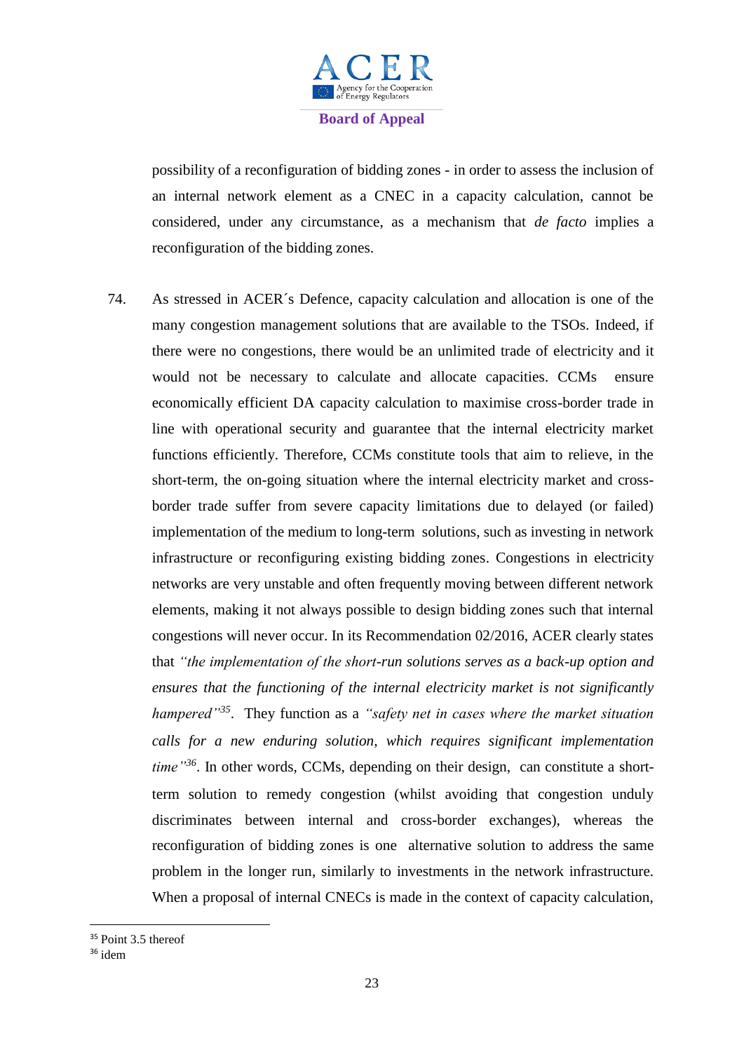possibility of a reconfiguration of bidding zones - in order to assess the inclusion of an internal network element as a CNEC in a capacity calculation, cannot be considered, under any circumstance, as a mechanism that *de facto* implies a reconfiguration of the bidding zones.

74. As stressed in ACER´s Defence, capacity calculation and allocation is one of the many congestion management solutions that are available to the TSOs. Indeed, if there were no congestions, there would be an unlimited trade of electricity and it would not be necessary to calculate and allocate capacities. CCMs ensure economically efficient DA capacity calculation to maximise cross-border trade in line with operational security and guarantee that the internal electricity market functions efficiently. Therefore, CCMs constitute tools that aim to relieve, in the short-term, the on-going situation where the internal electricity market and cross-border trade suffer from severe capacity limitations due to delayed (or failed) implementation of the medium to long-term solutions, such as investing in network infrastructure or reconfiguring existing bidding zones. Congestions in electricity networks are very unstable and often frequently moving between different network elements, making it not always possible to design bidding zones such that internal congestions will never occur. In its Recommendation 02/2016, ACER clearly states that *"the implementation of the short-run solutions serves as a back-up option and ensures that the functioning of the internal electricity market is not significantly hampered"*[35]. They function as a *"safety net in cases where the market situation calls for a new enduring solution, which requires significant implementation time"*[36]. In other words, CCMs, depending on their design, can constitute a short-term solution to remedy congestion (whilst avoiding that congestion unduly discriminates between internal and cross-border exchanges), whereas the reconfiguration of bidding zones is one alternative solution to address the same problem in the longer run, similarly to investments in the network infrastructure. When a proposal of internal CNECs is made in the context of capacity calculation,

[35] Point 3.5 thereof

[36] idem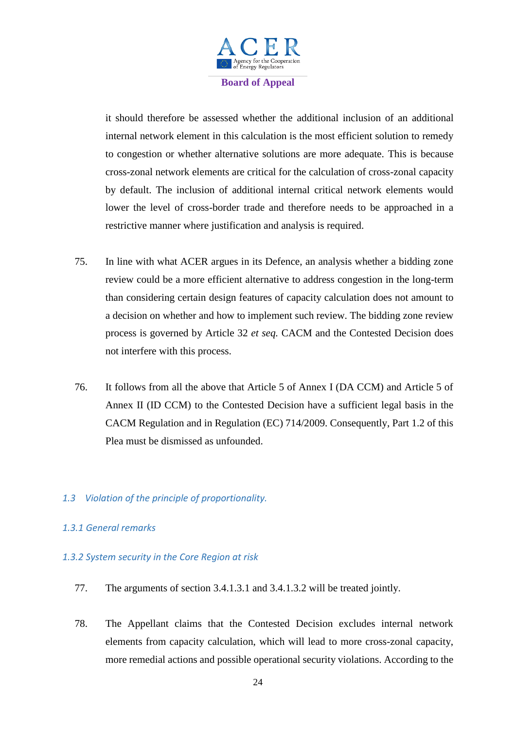it should therefore be assessed whether the additional inclusion of an additional internal network element in this calculation is the most efficient solution to remedy to congestion or whether alternative solutions are more adequate. This is because cross-zonal network elements are critical for the calculation of cross-zonal capacity by default. The inclusion of additional internal critical network elements would lower the level of cross-border trade and therefore needs to be approached in a restrictive manner where justification and analysis is required.

75. In line with what ACER argues in its Defence, an analysis whether a bidding zone review could be a more efficient alternative to address congestion in the long-term than considering certain design features of capacity calculation does not amount to a decision on whether and how to implement such review. The bidding zone review process is governed by Article 32 *et seq.* CACM and the Contested Decision does not interfere with this process.

76. It follows from all the above that Article 5 of Annex I (DA CCM) and Article 5 of Annex II (ID CCM) to the Contested Decision have a sufficient legal basis in the CACM Regulation and in Regulation (EC) 714/2009. Consequently, Part 1.2 of this Plea must be dismissed as unfounded.

### *1.3 Violation of the principle of proportionality.*

#### *1.3.1 General remarks*

#### *1.3.2 System security in the Core Region at risk*

77. The arguments of section 3.4.1.3.1 and 3.4.1.3.2 will be treated jointly.

78. The Appellant claims that the Contested Decision excludes internal network elements from capacity calculation, which will lead to more cross-zonal capacity, more remedial actions and possible operational security violations. According to the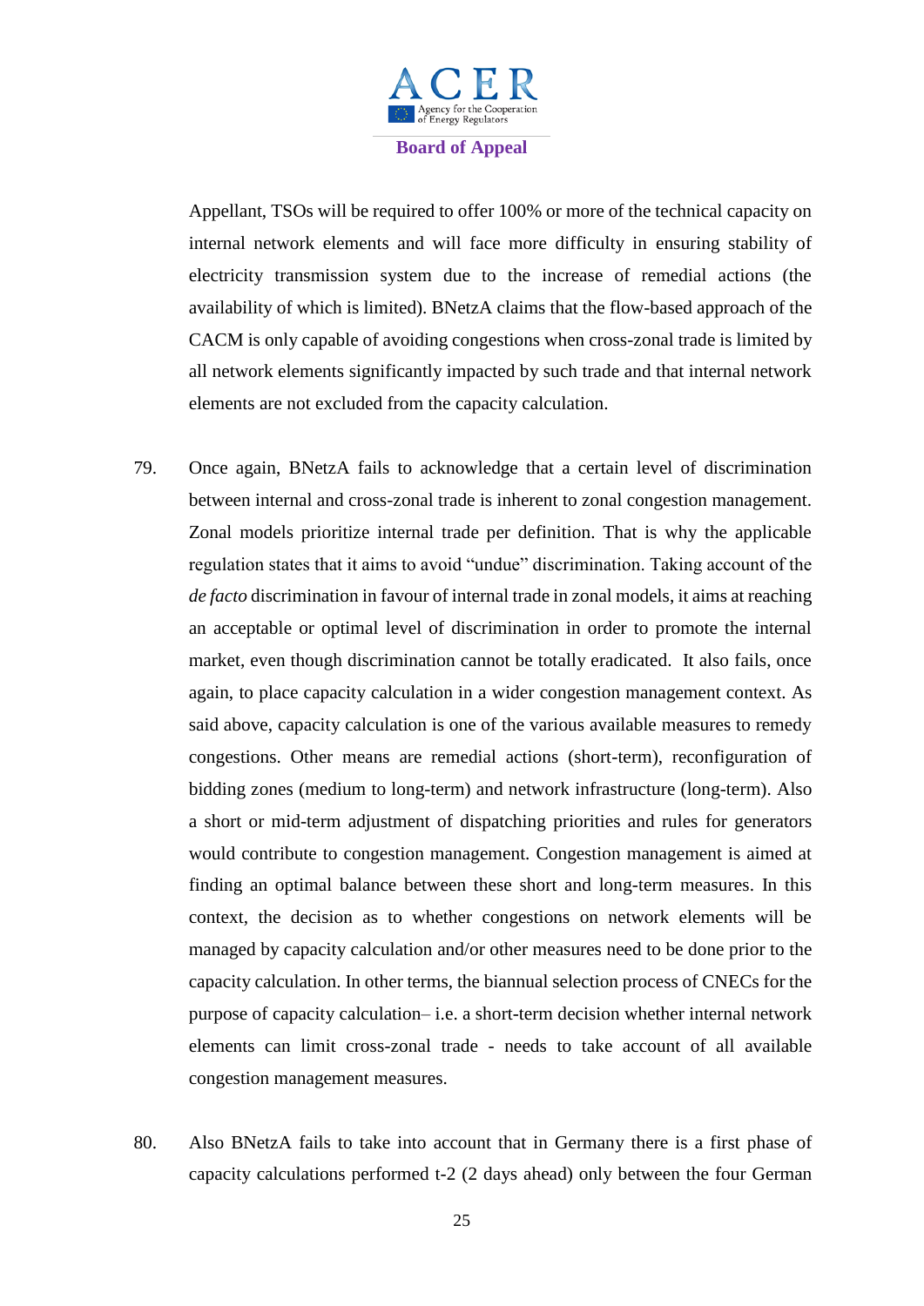Appellant, TSOs will be required to offer 100% or more of the technical capacity on internal network elements and will face more difficulty in ensuring stability of electricity transmission system due to the increase of remedial actions (the availability of which is limited). BNetzA claims that the flow-based approach of the CACM is only capable of avoiding congestions when cross-zonal trade is limited by all network elements significantly impacted by such trade and that internal network elements are not excluded from the capacity calculation.

79. Once again, BNetzA fails to acknowledge that a certain level of discrimination between internal and cross-zonal trade is inherent to zonal congestion management. Zonal models prioritize internal trade per definition. That is why the applicable regulation states that it aims to avoid "undue" discrimination. Taking account of the *de facto* discrimination in favour of internal trade in zonal models, it aims at reaching an acceptable or optimal level of discrimination in order to promote the internal market, even though discrimination cannot be totally eradicated. It also fails, once again, to place capacity calculation in a wider congestion management context. As said above, capacity calculation is one of the various available measures to remedy congestions. Other means are remedial actions (short-term), reconfiguration of bidding zones (medium to long-term) and network infrastructure (long-term). Also a short or mid-term adjustment of dispatching priorities and rules for generators would contribute to congestion management. Congestion management is aimed at finding an optimal balance between these short and long-term measures. In this context, the decision as to whether congestions on network elements will be managed by capacity calculation and/or other measures need to be done prior to the capacity calculation. In other terms, the biannual selection process of CNECs for the purpose of capacity calculation– i.e. a short-term decision whether internal network elements can limit cross-zonal trade - needs to take account of all available congestion management measures.

80. Also BNetzA fails to take into account that in Germany there is a first phase of capacity calculations performed t-2 (2 days ahead) only between the four German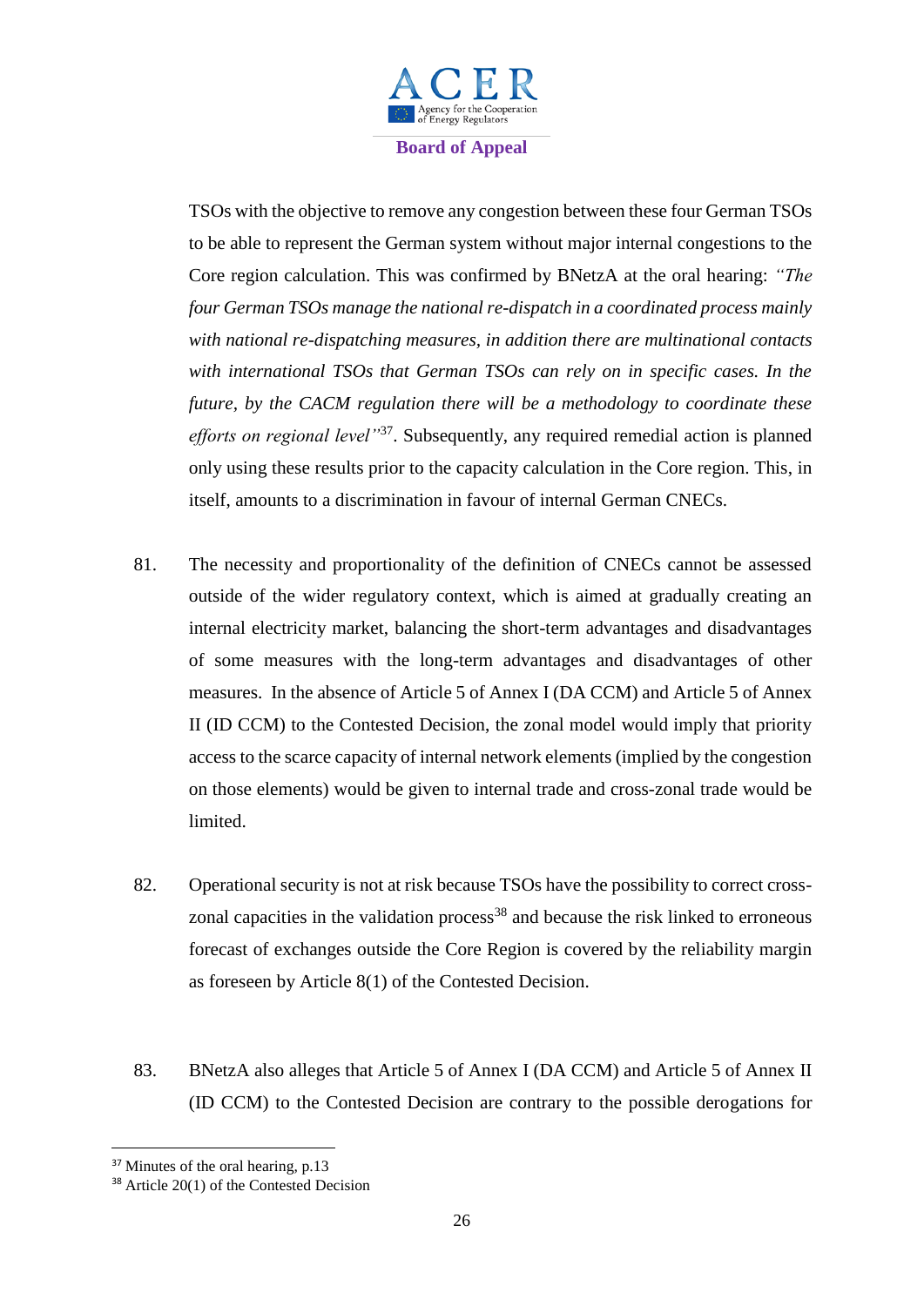TSOs with the objective to remove any congestion between these four German TSOs to be able to represent the German system without major internal congestions to the Core region calculation. This was confirmed by BNetzA at the oral hearing: *"The four German TSOs manage the national re-dispatch in a coordinated process mainly with national re-dispatching measures, in addition there are multinational contacts with international TSOs that German TSOs can rely on in specific cases. In the future, by the CACM regulation there will be a methodology to coordinate these efforts on regional level"*[37]. Subsequently, any required remedial action is planned only using these results prior to the capacity calculation in the Core region. This, in itself, amounts to a discrimination in favour of internal German CNECs.

81. The necessity and proportionality of the definition of CNECs cannot be assessed outside of the wider regulatory context, which is aimed at gradually creating an internal electricity market, balancing the short-term advantages and disadvantages of some measures with the long-term advantages and disadvantages of other measures. In the absence of Article 5 of Annex I (DA CCM) and Article 5 of Annex II (ID CCM) to the Contested Decision, the zonal model would imply that priority access to the scarce capacity of internal network elements (implied by the congestion on those elements) would be given to internal trade and cross-zonal trade would be limited.

82. Operational security is not at risk because TSOs have the possibility to correct cross-zonal capacities in the validation process[38] and because the risk linked to erroneous forecast of exchanges outside the Core Region is covered by the reliability margin as foreseen by Article 8(1) of the Contested Decision.

83. BNetzA also alleges that Article 5 of Annex I (DA CCM) and Article 5 of Annex II (ID CCM) to the Contested Decision are contrary to the possible derogations for

---

[37] Minutes of the oral hearing, p.13

[38] Article 20(1) of the Contested Decision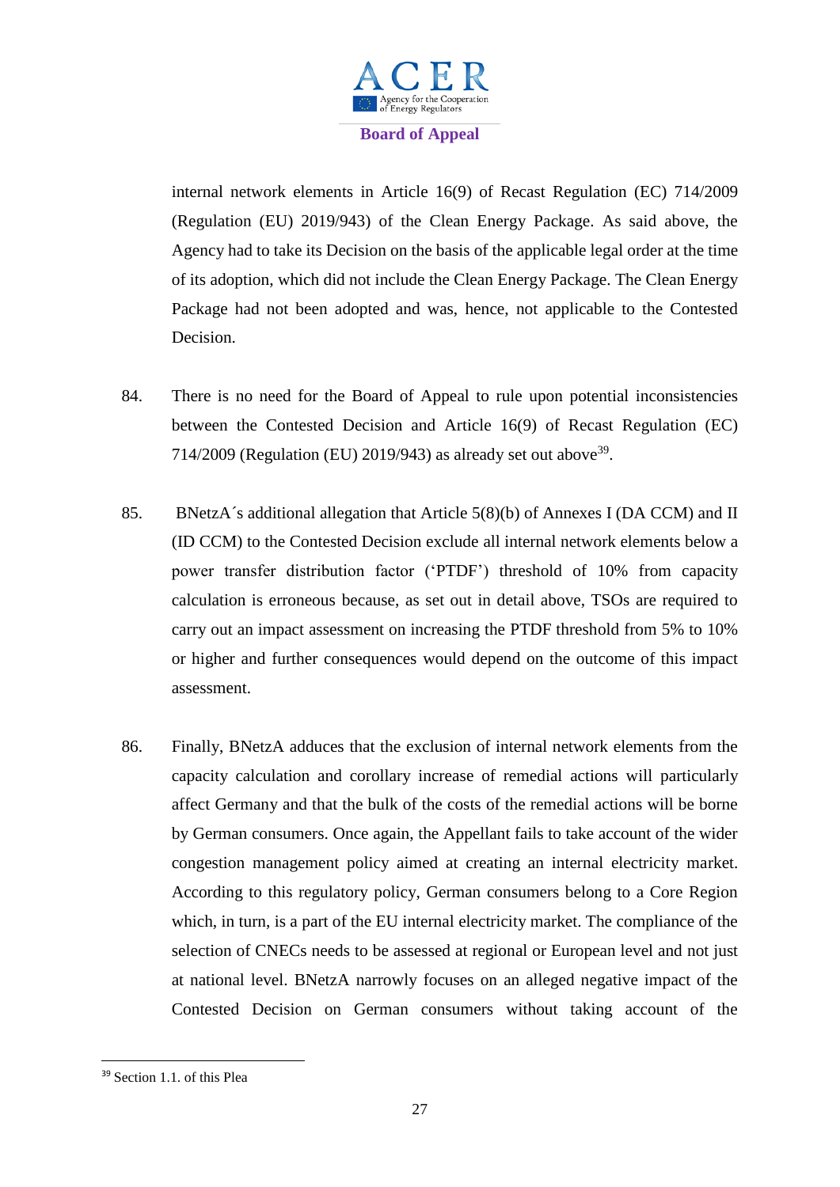internal network elements in Article 16(9) of Recast Regulation (EC) 714/2009 (Regulation (EU) 2019/943) of the Clean Energy Package. As said above, the Agency had to take its Decision on the basis of the applicable legal order at the time of its adoption, which did not include the Clean Energy Package. The Clean Energy Package had not been adopted and was, hence, not applicable to the Contested Decision.

84. There is no need for the Board of Appeal to rule upon potential inconsistencies between the Contested Decision and Article 16(9) of Recast Regulation (EC) 714/2009 (Regulation (EU) 2019/943) as already set out above[39].

85. BNetzA´s additional allegation that Article 5(8)(b) of Annexes I (DA CCM) and II (ID CCM) to the Contested Decision exclude all internal network elements below a power transfer distribution factor ('PTDF') threshold of 10% from capacity calculation is erroneous because, as set out in detail above, TSOs are required to carry out an impact assessment on increasing the PTDF threshold from 5% to 10% or higher and further consequences would depend on the outcome of this impact assessment.

86. Finally, BNetzA adduces that the exclusion of internal network elements from the capacity calculation and corollary increase of remedial actions will particularly affect Germany and that the bulk of the costs of the remedial actions will be borne by German consumers. Once again, the Appellant fails to take account of the wider congestion management policy aimed at creating an internal electricity market. According to this regulatory policy, German consumers belong to a Core Region which, in turn, is a part of the EU internal electricity market. The compliance of the selection of CNECs needs to be assessed at regional or European level and not just at national level. BNetzA narrowly focuses on an alleged negative impact of the Contested Decision on German consumers without taking account of the

[39] Section 1.1. of this Plea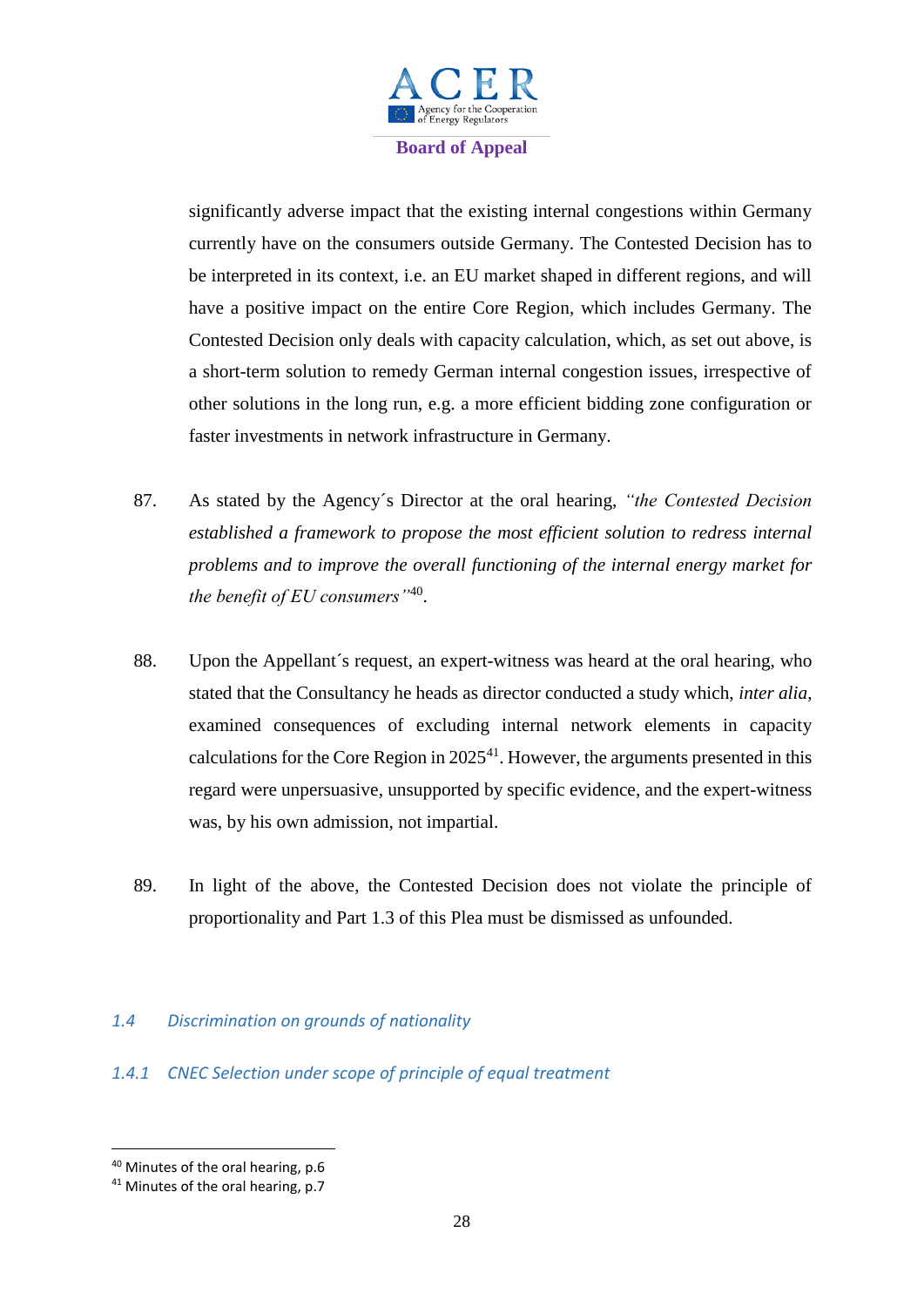significantly adverse impact that the existing internal congestions within Germany currently have on the consumers outside Germany. The Contested Decision has to be interpreted in its context, i.e. an EU market shaped in different regions, and will have a positive impact on the entire Core Region, which includes Germany. The Contested Decision only deals with capacity calculation, which, as set out above, is a short-term solution to remedy German internal congestion issues, irrespective of other solutions in the long run, e.g. a more efficient bidding zone configuration or faster investments in network infrastructure in Germany.

87. As stated by the Agency´s Director at the oral hearing, *"the Contested Decision established a framework to propose the most efficient solution to redress internal problems and to improve the overall functioning of the internal energy market for the benefit of EU consumers"*[40].

88. Upon the Appellant´s request, an expert-witness was heard at the oral hearing, who stated that the Consultancy he heads as director conducted a study which, *inter alia*, examined consequences of excluding internal network elements in capacity calculations for the Core Region in 2025[41]. However, the arguments presented in this regard were unpersuasive, unsupported by specific evidence, and the expert-witness was, by his own admission, not impartial.

89. In light of the above, the Contested Decision does not violate the principle of proportionality and Part 1.3 of this Plea must be dismissed as unfounded.

### *1.4 Discrimination on grounds of nationality*

#### *1.4.1 CNEC Selection under scope of principle of equal treatment*

[40] Minutes of the oral hearing, p.6

[41] Minutes of the oral hearing, p.7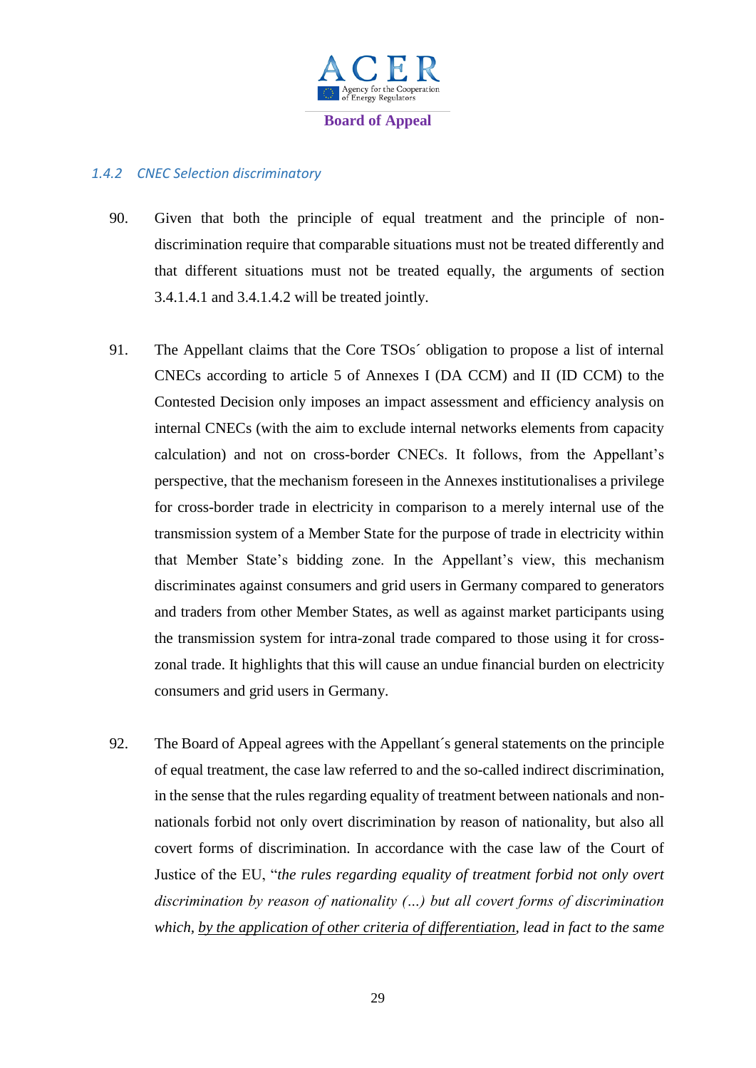#### 1.4.2 CNEC Selection discriminatory

90. Given that both the principle of equal treatment and the principle of non-discrimination require that comparable situations must not be treated differently and that different situations must not be treated equally, the arguments of section 3.4.1.4.1 and 3.4.1.4.2 will be treated jointly.

91. The Appellant claims that the Core TSOs´ obligation to propose a list of internal CNECs according to article 5 of Annexes I (DA CCM) and II (ID CCM) to the Contested Decision only imposes an impact assessment and efficiency analysis on internal CNECs (with the aim to exclude internal networks elements from capacity calculation) and not on cross-border CNECs. It follows, from the Appellant's perspective, that the mechanism foreseen in the Annexes institutionalises a privilege for cross-border trade in electricity in comparison to a merely internal use of the transmission system of a Member State for the purpose of trade in electricity within that Member State's bidding zone. In the Appellant's view, this mechanism discriminates against consumers and grid users in Germany compared to generators and traders from other Member States, as well as against market participants using the transmission system for intra-zonal trade compared to those using it for cross-zonal trade. It highlights that this will cause an undue financial burden on electricity consumers and grid users in Germany.

92. The Board of Appeal agrees with the Appellant´s general statements on the principle of equal treatment, the case law referred to and the so-called indirect discrimination, in the sense that the rules regarding equality of treatment between nationals and non-nationals forbid not only overt discrimination by reason of nationality, but also all covert forms of discrimination. In accordance with the case law of the Court of Justice of the EU, "*the rules regarding equality of treatment forbid not only overt discrimination by reason of nationality (...) but all covert forms of discrimination which, <u>by the application of other criteria of differentiation</u>, lead in fact to the same*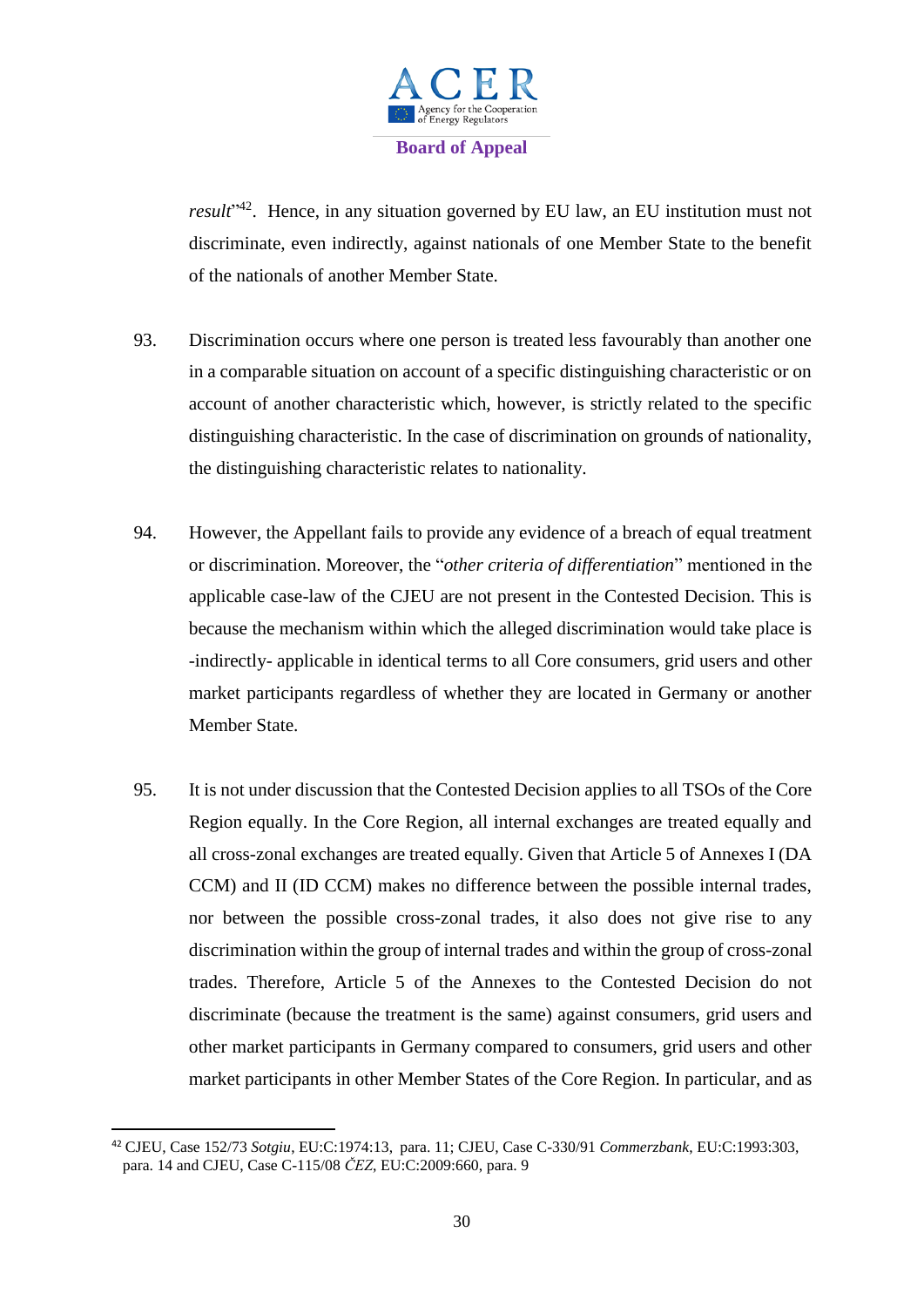*result*"[42]. Hence, in any situation governed by EU law, an EU institution must not discriminate, even indirectly, against nationals of one Member State to the benefit of the nationals of another Member State.

93. Discrimination occurs where one person is treated less favourably than another one in a comparable situation on account of a specific distinguishing characteristic or on account of another characteristic which, however, is strictly related to the specific distinguishing characteristic. In the case of discrimination on grounds of nationality, the distinguishing characteristic relates to nationality.

94. However, the Appellant fails to provide any evidence of a breach of equal treatment or discrimination. Moreover, the "*other criteria of differentiation*" mentioned in the applicable case-law of the CJEU are not present in the Contested Decision. This is because the mechanism within which the alleged discrimination would take place is -indirectly- applicable in identical terms to all Core consumers, grid users and other market participants regardless of whether they are located in Germany or another Member State.

95. It is not under discussion that the Contested Decision applies to all TSOs of the Core Region equally. In the Core Region, all internal exchanges are treated equally and all cross-zonal exchanges are treated equally. Given that Article 5 of Annexes I (DA CCM) and II (ID CCM) makes no difference between the possible internal trades, nor between the possible cross-zonal trades, it also does not give rise to any discrimination within the group of internal trades and within the group of cross-zonal trades. Therefore, Article 5 of the Annexes to the Contested Decision do not discriminate (because the treatment is the same) against consumers, grid users and other market participants in Germany compared to consumers, grid users and other market participants in other Member States of the Core Region. In particular, and as

---

[42] CJEU, Case 152/73 *Sotgiu*, EU:C:1974:13, para. 11; CJEU, Case C-330/91 *Commerzbank*, EU:C:1993:303, para. 14 and CJEU, Case C-115/08 *ČEZ*, EU:C:2009:660, para. 9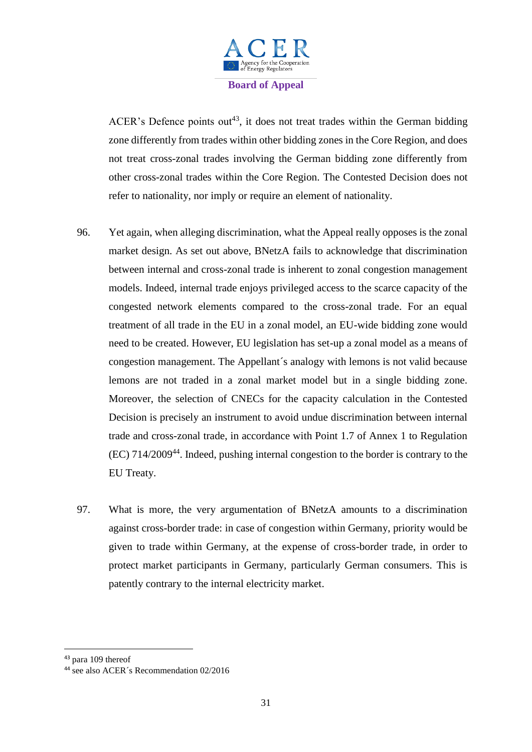ACER's Defence points out[43], it does not treat trades within the German bidding zone differently from trades within other bidding zones in the Core Region, and does not treat cross-zonal trades involving the German bidding zone differently from other cross-zonal trades within the Core Region. The Contested Decision does not refer to nationality, nor imply or require an element of nationality.

96. Yet again, when alleging discrimination, what the Appeal really opposes is the zonal market design. As set out above, BNetzA fails to acknowledge that discrimination between internal and cross-zonal trade is inherent to zonal congestion management models. Indeed, internal trade enjoys privileged access to the scarce capacity of the congested network elements compared to the cross-zonal trade. For an equal treatment of all trade in the EU in a zonal model, an EU-wide bidding zone would need to be created. However, EU legislation has set-up a zonal model as a means of congestion management. The Appellant´s analogy with lemons is not valid because lemons are not traded in a zonal market model but in a single bidding zone. Moreover, the selection of CNECs for the capacity calculation in the Contested Decision is precisely an instrument to avoid undue discrimination between internal trade and cross-zonal trade, in accordance with Point 1.7 of Annex 1 to Regulation (EC) 714/2009[44]. Indeed, pushing internal congestion to the border is contrary to the EU Treaty.

97. What is more, the very argumentation of BNetzA amounts to a discrimination against cross-border trade: in case of congestion within Germany, priority would be given to trade within Germany, at the expense of cross-border trade, in order to protect market participants in Germany, particularly German consumers. This is patently contrary to the internal electricity market.

---

[43] para 109 thereof

[44] see also ACER´s Recommendation 02/2016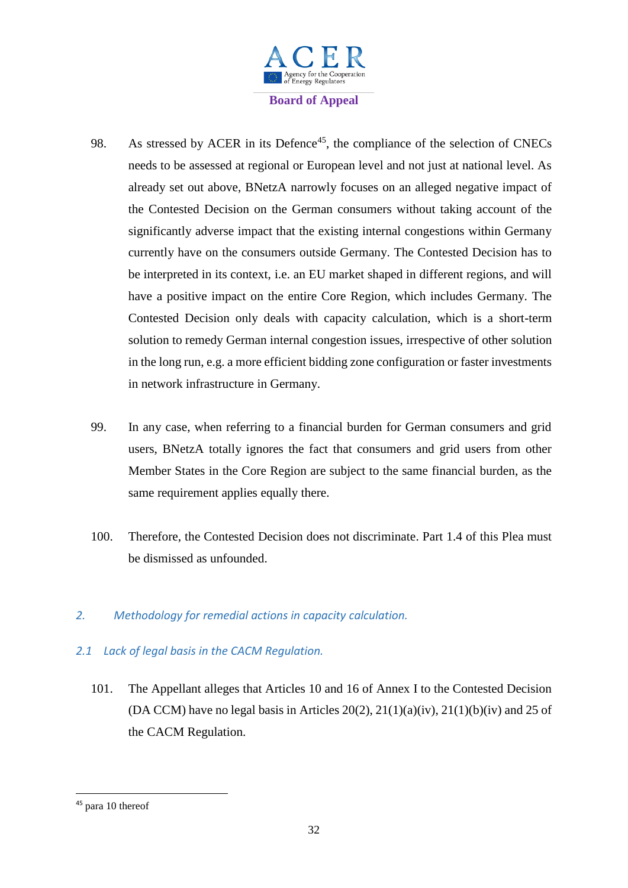98. As stressed by ACER in its Defence[45], the compliance of the selection of CNECs needs to be assessed at regional or European level and not just at national level. As already set out above, BNetzA narrowly focuses on an alleged negative impact of the Contested Decision on the German consumers without taking account of the significantly adverse impact that the existing internal congestions within Germany currently have on the consumers outside Germany. The Contested Decision has to be interpreted in its context, i.e. an EU market shaped in different regions, and will have a positive impact on the entire Core Region, which includes Germany. The Contested Decision only deals with capacity calculation, which is a short-term solution to remedy German internal congestion issues, irrespective of other solution in the long run, e.g. a more efficient bidding zone configuration or faster investments in network infrastructure in Germany.

99. In any case, when referring to a financial burden for German consumers and grid users, BNetzA totally ignores the fact that consumers and grid users from other Member States in the Core Region are subject to the same financial burden, as the same requirement applies equally there.

100. Therefore, the Contested Decision does not discriminate. Part 1.4 of this Plea must be dismissed as unfounded.

## *2. Methodology for remedial actions in capacity calculation.*

### *2.1 Lack of legal basis in the CACM Regulation.*

101. The Appellant alleges that Articles 10 and 16 of Annex I to the Contested Decision (DA CCM) have no legal basis in Articles 20(2), 21(1)(a)(iv), 21(1)(b)(iv) and 25 of the CACM Regulation.

---

[45] para 10 thereof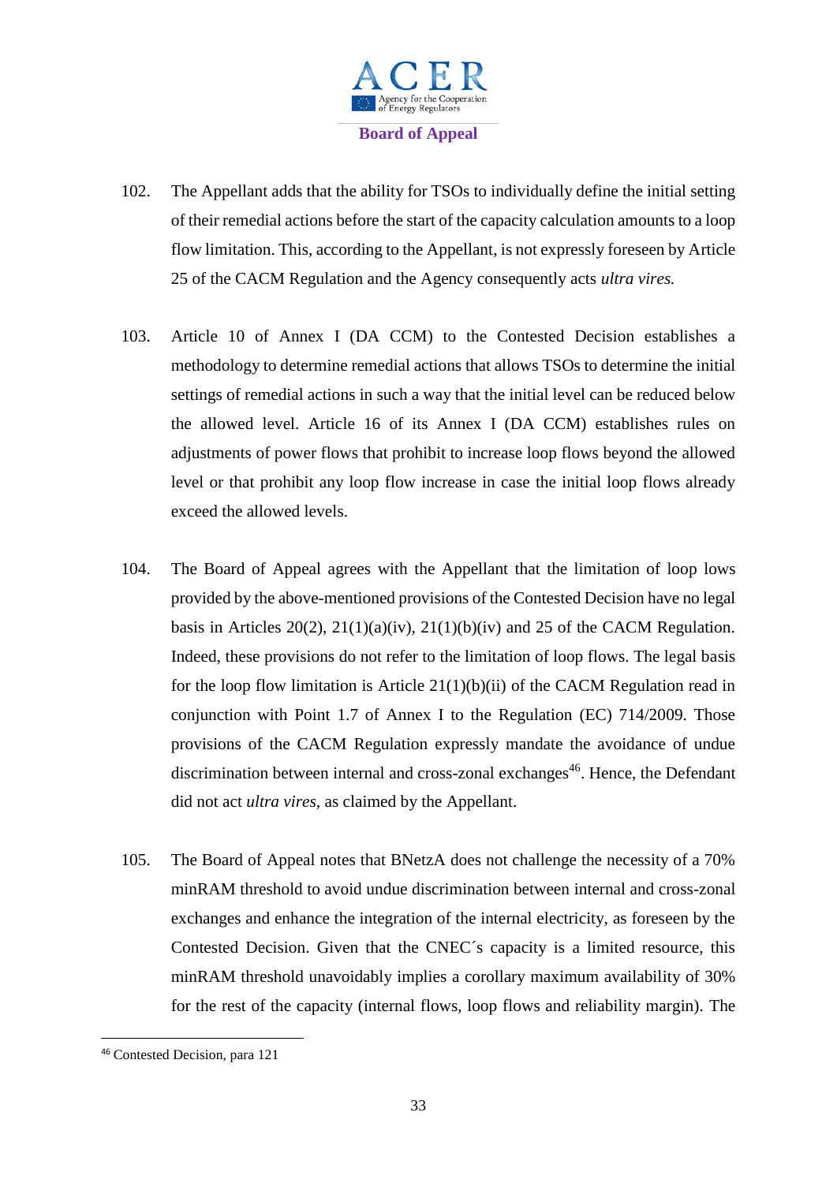102. The Appellant adds that the ability for TSOs to individually define the initial setting of their remedial actions before the start of the capacity calculation amounts to a loop flow limitation. This, according to the Appellant, is not expressly foreseen by Article 25 of the CACM Regulation and the Agency consequently acts *ultra vires.*

103. Article 10 of Annex I (DA CCM) to the Contested Decision establishes a methodology to determine remedial actions that allows TSOs to determine the initial settings of remedial actions in such a way that the initial level can be reduced below the allowed level. Article 16 of its Annex I (DA CCM) establishes rules on adjustments of power flows that prohibit to increase loop flows beyond the allowed level or that prohibit any loop flow increase in case the initial loop flows already exceed the allowed levels.

104. The Board of Appeal agrees with the Appellant that the limitation of loop lows provided by the above-mentioned provisions of the Contested Decision have no legal basis in Articles 20(2), 21(1)(a)(iv), 21(1)(b)(iv) and 25 of the CACM Regulation. Indeed, these provisions do not refer to the limitation of loop flows. The legal basis for the loop flow limitation is Article 21(1)(b)(ii) of the CACM Regulation read in conjunction with Point 1.7 of Annex I to the Regulation (EC) 714/2009. Those provisions of the CACM Regulation expressly mandate the avoidance of undue discrimination between internal and cross-zonal exchanges[46]. Hence, the Defendant did not act *ultra vires*, as claimed by the Appellant.

105. The Board of Appeal notes that BNetzA does not challenge the necessity of a 70% minRAM threshold to avoid undue discrimination between internal and cross-zonal exchanges and enhance the integration of the internal electricity, as foreseen by the Contested Decision. Given that the CNEC´s capacity is a limited resource, this minRAM threshold unavoidably implies a corollary maximum availability of 30% for the rest of the capacity (internal flows, loop flows and reliability margin). The

[46] Contested Decision, para 121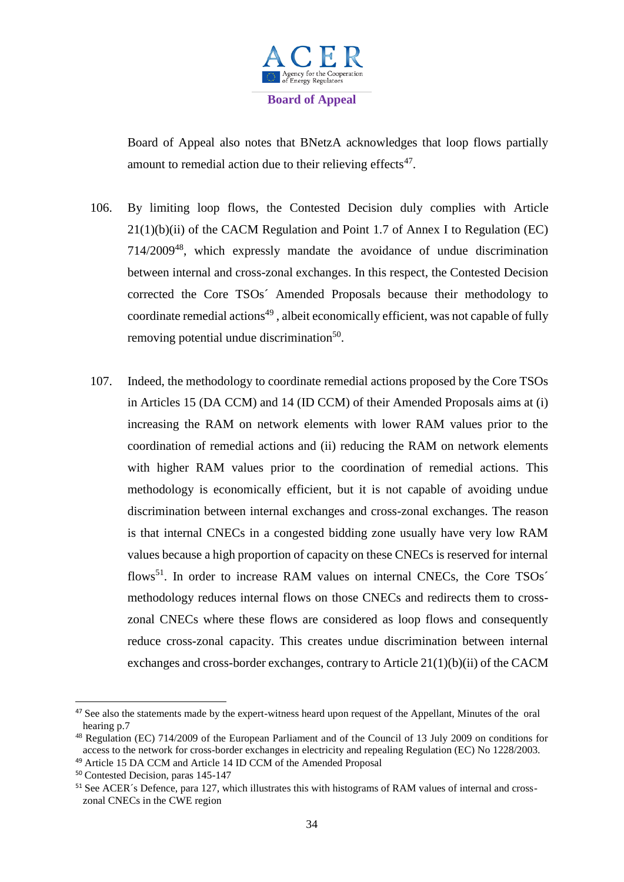Board of Appeal also notes that BNetzA acknowledges that loop flows partially amount to remedial action due to their relieving effects[47].

106. By limiting loop flows, the Contested Decision duly complies with Article 21(1)(b)(ii) of the CACM Regulation and Point 1.7 of Annex I to Regulation (EC) 714/2009[48], which expressly mandate the avoidance of undue discrimination between internal and cross-zonal exchanges. In this respect, the Contested Decision corrected the Core TSOs´ Amended Proposals because their methodology to coordinate remedial actions[49] , albeit economically efficient, was not capable of fully removing potential undue discrimination[50].

107. Indeed, the methodology to coordinate remedial actions proposed by the Core TSOs in Articles 15 (DA CCM) and 14 (ID CCM) of their Amended Proposals aims at (i) increasing the RAM on network elements with lower RAM values prior to the coordination of remedial actions and (ii) reducing the RAM on network elements with higher RAM values prior to the coordination of remedial actions. This methodology is economically efficient, but it is not capable of avoiding undue discrimination between internal exchanges and cross-zonal exchanges. The reason is that internal CNECs in a congested bidding zone usually have very low RAM values because a high proportion of capacity on these CNECs is reserved for internal flows[51]. In order to increase RAM values on internal CNECs, the Core TSOs´ methodology reduces internal flows on those CNECs and redirects them to cross-zonal CNECs where these flows are considered as loop flows and consequently reduce cross-zonal capacity. This creates undue discrimination between internal exchanges and cross-border exchanges, contrary to Article 21(1)(b)(ii) of the CACM

---

[47] See also the statements made by the expert-witness heard upon request of the Appellant, Minutes of the oral hearing p.7

[48] Regulation (EC) 714/2009 of the European Parliament and of the Council of 13 July 2009 on conditions for access to the network for cross-border exchanges in electricity and repealing Regulation (EC) No 1228/2003.

[49] Article 15 DA CCM and Article 14 ID CCM of the Amended Proposal

[50] Contested Decision, paras 145-147

[51] See ACER´s Defence, para 127, which illustrates this with histograms of RAM values of internal and cross-zonal CNECs in the CWE region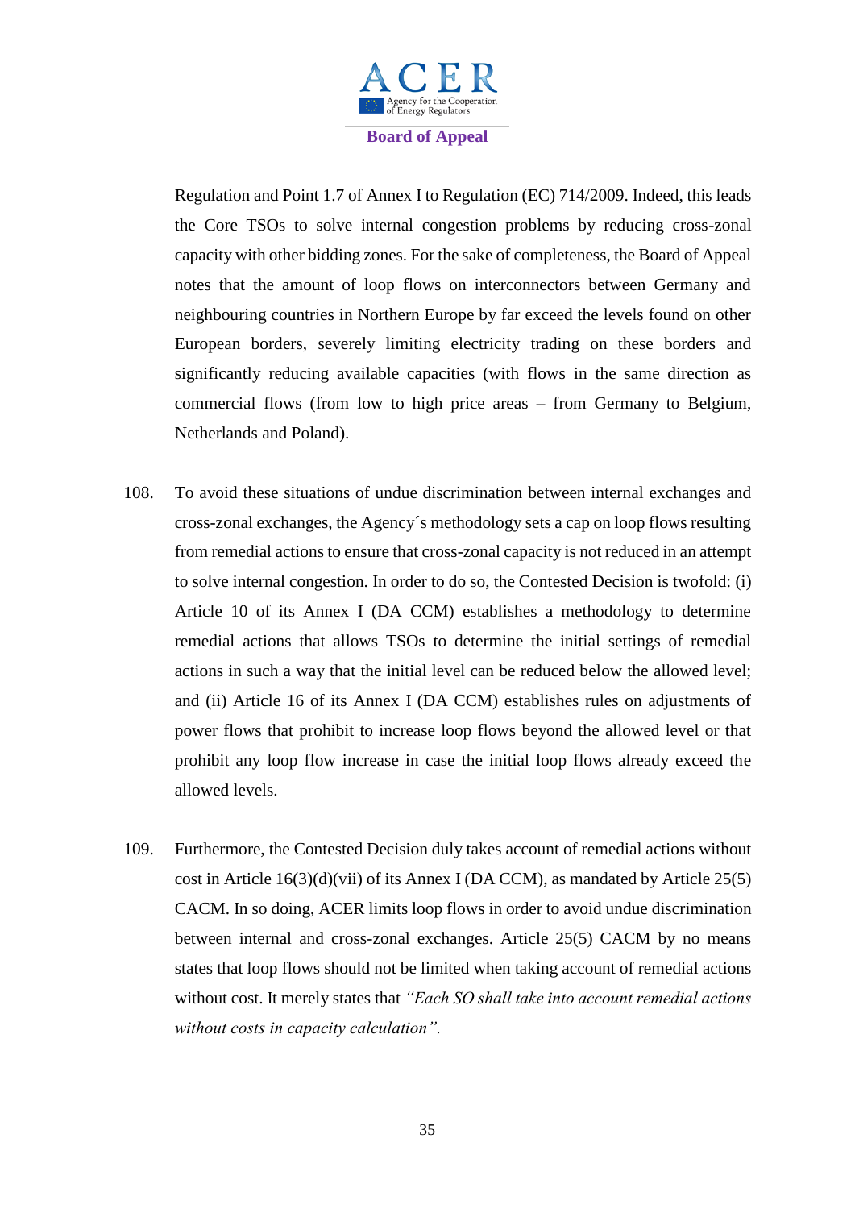Regulation and Point 1.7 of Annex I to Regulation (EC) 714/2009. Indeed, this leads the Core TSOs to solve internal congestion problems by reducing cross-zonal capacity with other bidding zones. For the sake of completeness, the Board of Appeal notes that the amount of loop flows on interconnectors between Germany and neighbouring countries in Northern Europe by far exceed the levels found on other European borders, severely limiting electricity trading on these borders and significantly reducing available capacities (with flows in the same direction as commercial flows (from low to high price areas – from Germany to Belgium, Netherlands and Poland).

108. To avoid these situations of undue discrimination between internal exchanges and cross-zonal exchanges, the Agency´s methodology sets a cap on loop flows resulting from remedial actions to ensure that cross-zonal capacity is not reduced in an attempt to solve internal congestion. In order to do so, the Contested Decision is twofold: (i) Article 10 of its Annex I (DA CCM) establishes a methodology to determine remedial actions that allows TSOs to determine the initial settings of remedial actions in such a way that the initial level can be reduced below the allowed level; and (ii) Article 16 of its Annex I (DA CCM) establishes rules on adjustments of power flows that prohibit to increase loop flows beyond the allowed level or that prohibit any loop flow increase in case the initial loop flows already exceed the allowed levels.

109. Furthermore, the Contested Decision duly takes account of remedial actions without cost in Article 16(3)(d)(vii) of its Annex I (DA CCM), as mandated by Article 25(5) CACM. In so doing, ACER limits loop flows in order to avoid undue discrimination between internal and cross-zonal exchanges. Article 25(5) CACM by no means states that loop flows should not be limited when taking account of remedial actions without cost. It merely states that *"Each SO shall take into account remedial actions without costs in capacity calculation".*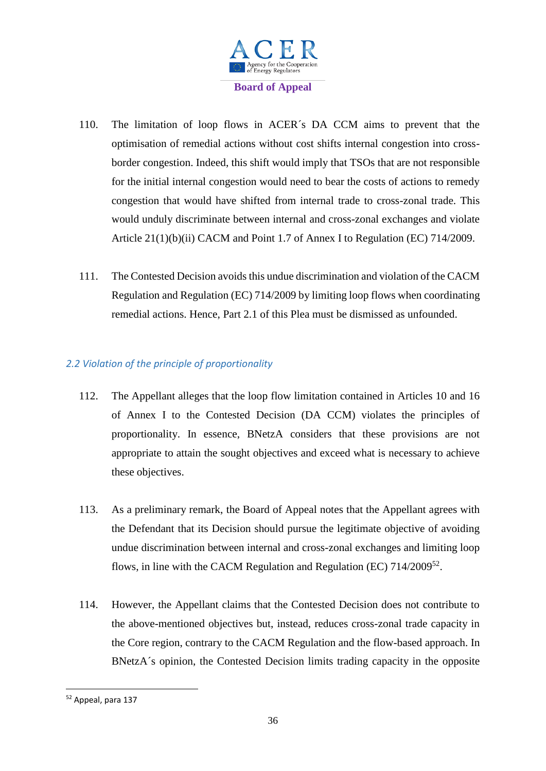110. The limitation of loop flows in ACER´s DA CCM aims to prevent that the optimisation of remedial actions without cost shifts internal congestion into cross-border congestion. Indeed, this shift would imply that TSOs that are not responsible for the initial internal congestion would need to bear the costs of actions to remedy congestion that would have shifted from internal trade to cross-zonal trade. This would unduly discriminate between internal and cross-zonal exchanges and violate Article 21(1)(b)(ii) CACM and Point 1.7 of Annex I to Regulation (EC) 714/2009.

111. The Contested Decision avoids this undue discrimination and violation of the CACM Regulation and Regulation (EC) 714/2009 by limiting loop flows when coordinating remedial actions. Hence, Part 2.1 of this Plea must be dismissed as unfounded.

### *2.2 Violation of the principle of proportionality*

112. The Appellant alleges that the loop flow limitation contained in Articles 10 and 16 of Annex I to the Contested Decision (DA CCM) violates the principles of proportionality. In essence, BNetzA considers that these provisions are not appropriate to attain the sought objectives and exceed what is necessary to achieve these objectives.

113. As a preliminary remark, the Board of Appeal notes that the Appellant agrees with the Defendant that its Decision should pursue the legitimate objective of avoiding undue discrimination between internal and cross-zonal exchanges and limiting loop flows, in line with the CACM Regulation and Regulation (EC) 714/2009[52].

114. However, the Appellant claims that the Contested Decision does not contribute to the above-mentioned objectives but, instead, reduces cross-zonal trade capacity in the Core region, contrary to the CACM Regulation and the flow-based approach. In BNetzA´s opinion, the Contested Decision limits trading capacity in the opposite

[52] Appeal, para 137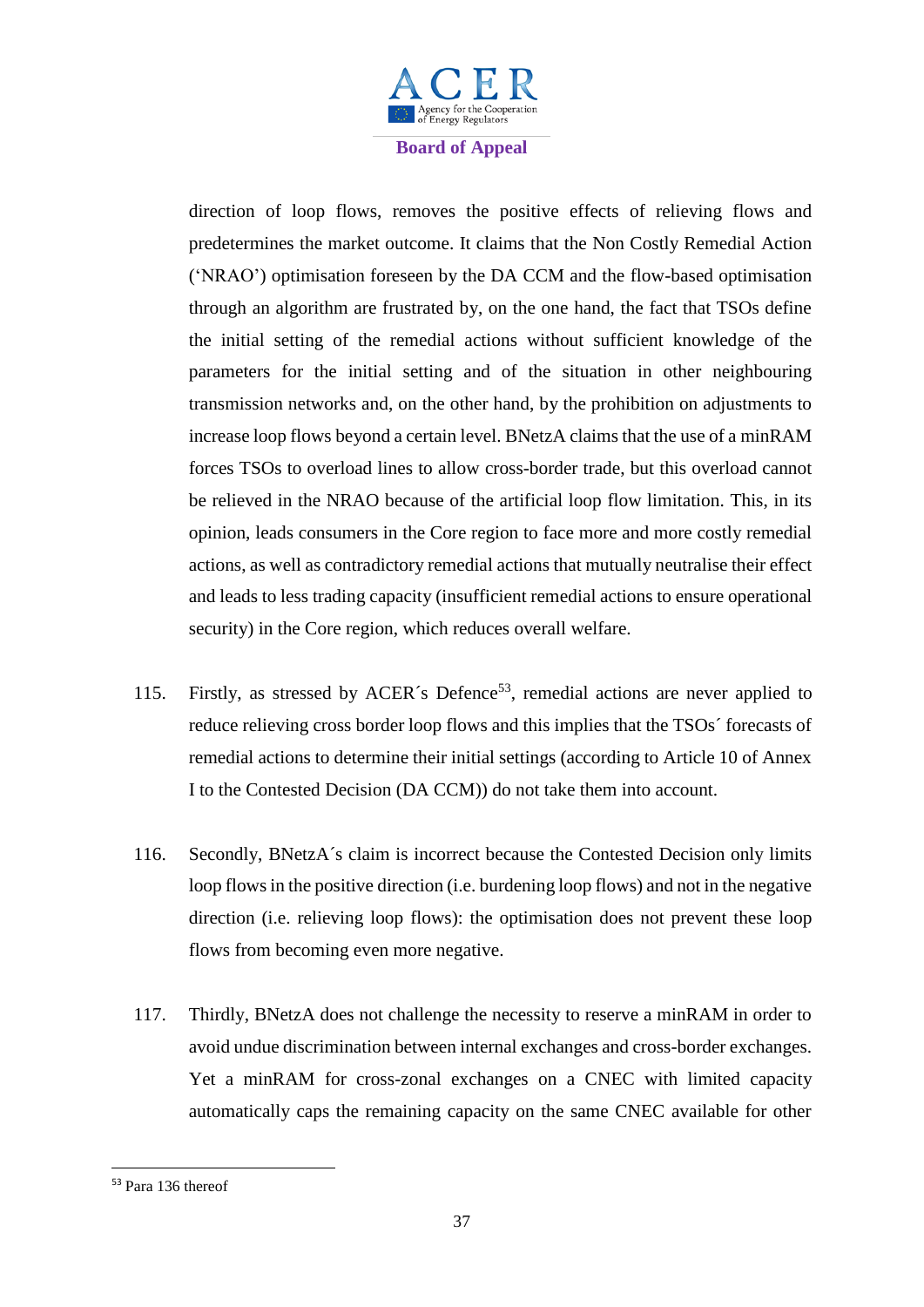direction of loop flows, removes the positive effects of relieving flows and predetermines the market outcome. It claims that the Non Costly Remedial Action ('NRAO') optimisation foreseen by the DA CCM and the flow-based optimisation through an algorithm are frustrated by, on the one hand, the fact that TSOs define the initial setting of the remedial actions without sufficient knowledge of the parameters for the initial setting and of the situation in other neighbouring transmission networks and, on the other hand, by the prohibition on adjustments to increase loop flows beyond a certain level. BNetzA claims that the use of a minRAM forces TSOs to overload lines to allow cross-border trade, but this overload cannot be relieved in the NRAO because of the artificial loop flow limitation. This, in its opinion, leads consumers in the Core region to face more and more costly remedial actions, as well as contradictory remedial actions that mutually neutralise their effect and leads to less trading capacity (insufficient remedial actions to ensure operational security) in the Core region, which reduces overall welfare.

115. Firstly, as stressed by ACER´s Defence[53], remedial actions are never applied to reduce relieving cross border loop flows and this implies that the TSOs´ forecasts of remedial actions to determine their initial settings (according to Article 10 of Annex I to the Contested Decision (DA CCM)) do not take them into account.

116. Secondly, BNetzA´s claim is incorrect because the Contested Decision only limits loop flows in the positive direction (i.e. burdening loop flows) and not in the negative direction (i.e. relieving loop flows): the optimisation does not prevent these loop flows from becoming even more negative.

117. Thirdly, BNetzA does not challenge the necessity to reserve a minRAM in order to avoid undue discrimination between internal exchanges and cross-border exchanges. Yet a minRAM for cross-zonal exchanges on a CNEC with limited capacity automatically caps the remaining capacity on the same CNEC available for other

[53] Para 136 thereof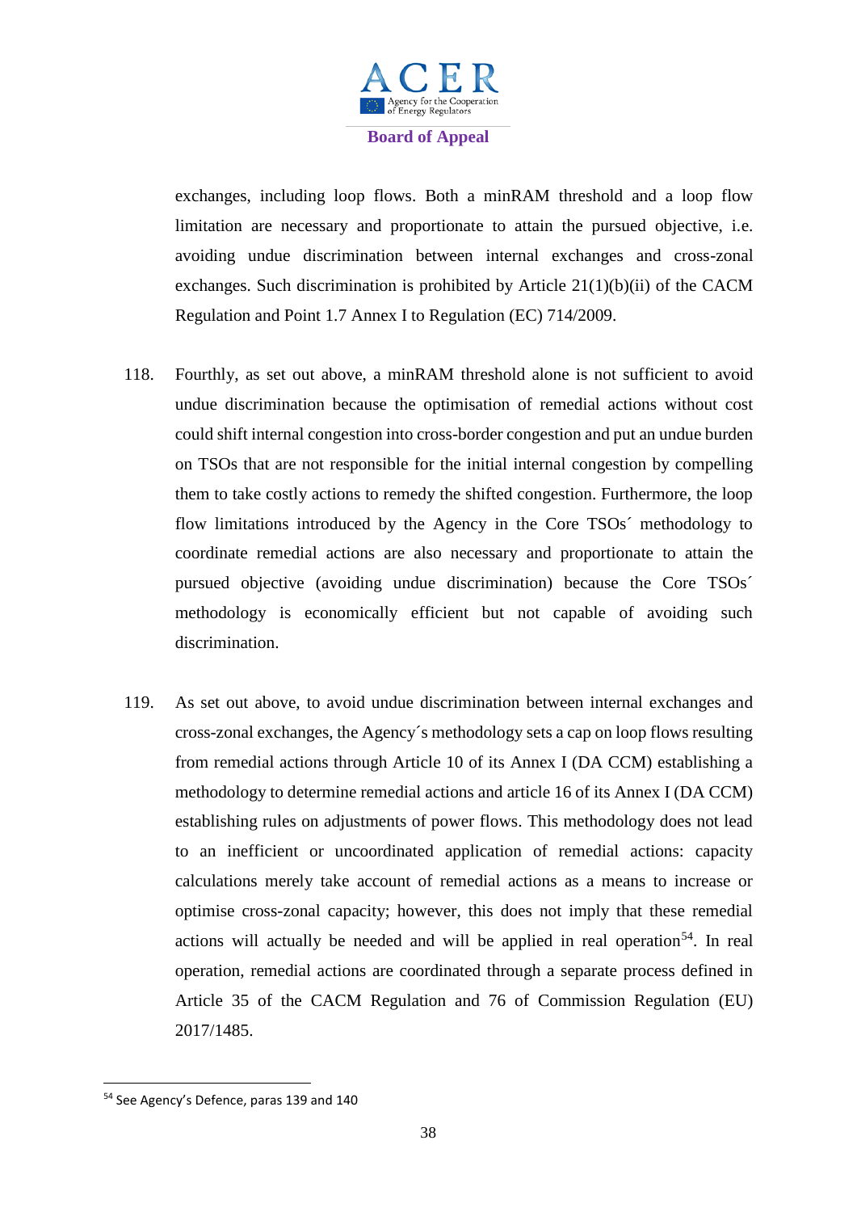exchanges, including loop flows. Both a minRAM threshold and a loop flow limitation are necessary and proportionate to attain the pursued objective, i.e. avoiding undue discrimination between internal exchanges and cross-zonal exchanges. Such discrimination is prohibited by Article 21(1)(b)(ii) of the CACM Regulation and Point 1.7 Annex I to Regulation (EC) 714/2009.

118. Fourthly, as set out above, a minRAM threshold alone is not sufficient to avoid undue discrimination because the optimisation of remedial actions without cost could shift internal congestion into cross-border congestion and put an undue burden on TSOs that are not responsible for the initial internal congestion by compelling them to take costly actions to remedy the shifted congestion. Furthermore, the loop flow limitations introduced by the Agency in the Core TSOs´ methodology to coordinate remedial actions are also necessary and proportionate to attain the pursued objective (avoiding undue discrimination) because the Core TSOs´ methodology is economically efficient but not capable of avoiding such discrimination.

119. As set out above, to avoid undue discrimination between internal exchanges and cross-zonal exchanges, the Agency´s methodology sets a cap on loop flows resulting from remedial actions through Article 10 of its Annex I (DA CCM) establishing a methodology to determine remedial actions and article 16 of its Annex I (DA CCM) establishing rules on adjustments of power flows. This methodology does not lead to an inefficient or uncoordinated application of remedial actions: capacity calculations merely take account of remedial actions as a means to increase or optimise cross-zonal capacity; however, this does not imply that these remedial actions will actually be needed and will be applied in real operation[54]. In real operation, remedial actions are coordinated through a separate process defined in Article 35 of the CACM Regulation and 76 of Commission Regulation (EU) 2017/1485.

[54] See Agency's Defence, paras 139 and 140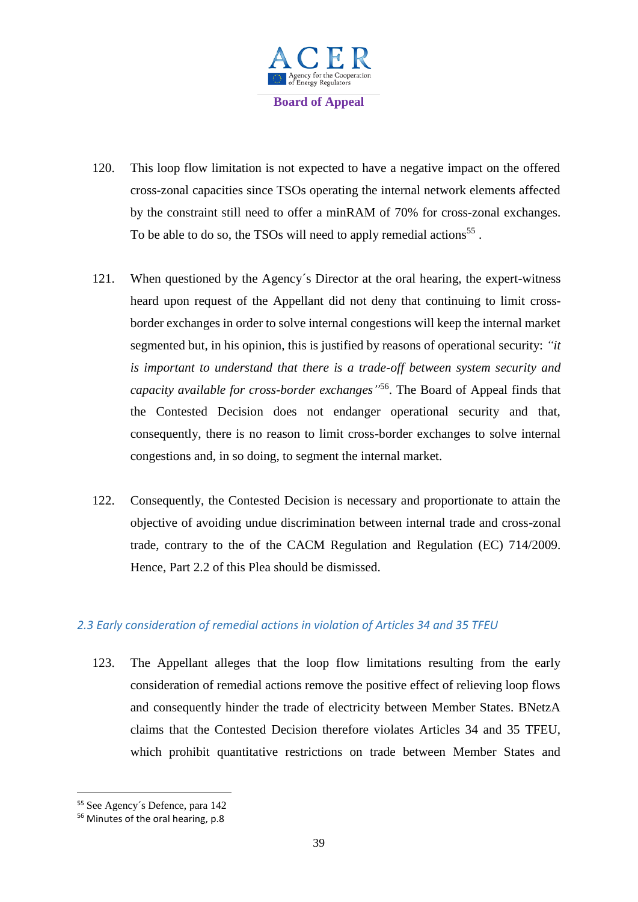120. This loop flow limitation is not expected to have a negative impact on the offered cross-zonal capacities since TSOs operating the internal network elements affected by the constraint still need to offer a minRAM of 70% for cross-zonal exchanges. To be able to do so, the TSOs will need to apply remedial actions[55] .

121. When questioned by the Agency´s Director at the oral hearing, the expert-witness heard upon request of the Appellant did not deny that continuing to limit cross-border exchanges in order to solve internal congestions will keep the internal market segmented but, in his opinion, this is justified by reasons of operational security: *"it is important to understand that there is a trade-off between system security and capacity available for cross-border exchanges"*[56]. The Board of Appeal finds that the Contested Decision does not endanger operational security and that, consequently, there is no reason to limit cross-border exchanges to solve internal congestions and, in so doing, to segment the internal market.

122. Consequently, the Contested Decision is necessary and proportionate to attain the objective of avoiding undue discrimination between internal trade and cross-zonal trade, contrary to the of the CACM Regulation and Regulation (EC) 714/2009. Hence, Part 2.2 of this Plea should be dismissed.

### *2.3 Early consideration of remedial actions in violation of Articles 34 and 35 TFEU*

123. The Appellant alleges that the loop flow limitations resulting from the early consideration of remedial actions remove the positive effect of relieving loop flows and consequently hinder the trade of electricity between Member States. BNetzA claims that the Contested Decision therefore violates Articles 34 and 35 TFEU, which prohibit quantitative restrictions on trade between Member States and

---

[55] See Agency´s Defence, para 142

[56] Minutes of the oral hearing, p.8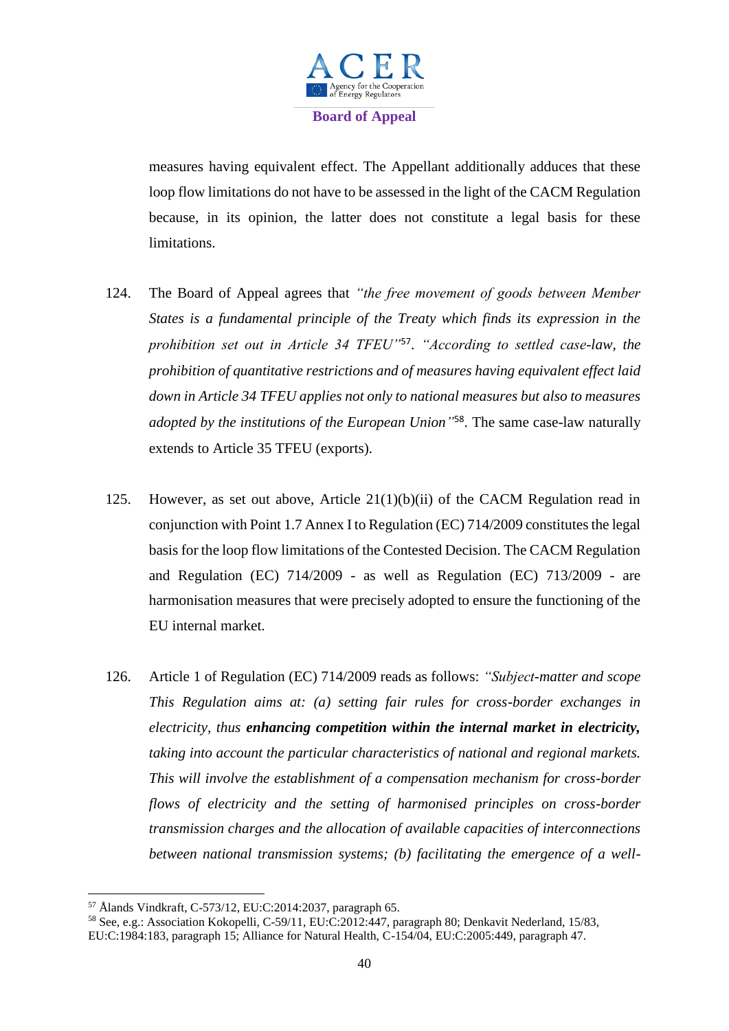measures having equivalent effect. The Appellant additionally adduces that these loop flow limitations do not have to be assessed in the light of the CACM Regulation because, in its opinion, the latter does not constitute a legal basis for these limitations.

124. The Board of Appeal agrees that *"the free movement of goods between Member States is a fundamental principle of the Treaty which finds its expression in the prohibition set out in Article 34 TFEU"*[57]. *"According to settled case-law, the prohibition of quantitative restrictions and of measures having equivalent effect laid down in Article 34 TFEU applies not only to national measures but also to measures adopted by the institutions of the European Union"*[58]. The same case-law naturally extends to Article 35 TFEU (exports).

125. However, as set out above, Article 21(1)(b)(ii) of the CACM Regulation read in conjunction with Point 1.7 Annex I to Regulation (EC) 714/2009 constitutes the legal basis for the loop flow limitations of the Contested Decision. The CACM Regulation and Regulation (EC) 714/2009 - as well as Regulation (EC) 713/2009 - are harmonisation measures that were precisely adopted to ensure the functioning of the EU internal market.

126. Article 1 of Regulation (EC) 714/2009 reads as follows: *"Subject-matter and scope This Regulation aims at: (a) setting fair rules for cross-border exchanges in electricity, thus* ***enhancing competition within the internal market in electricity,*** *taking into account the particular characteristics of national and regional markets. This will involve the establishment of a compensation mechanism for cross-border flows of electricity and the setting of harmonised principles on cross-border transmission charges and the allocation of available capacities of interconnections between national transmission systems; (b) facilitating the emergence of a well-*

---

[57] Ålands Vindkraft, C-573/12, EU:C:2014:2037, paragraph 65.

[58] See, e.g.: Association Kokopelli, C-59/11, EU:C:2012:447, paragraph 80; Denkavit Nederland, 15/83, EU:C:1984:183, paragraph 15; Alliance for Natural Health, C-154/04, EU:C:2005:449, paragraph 47.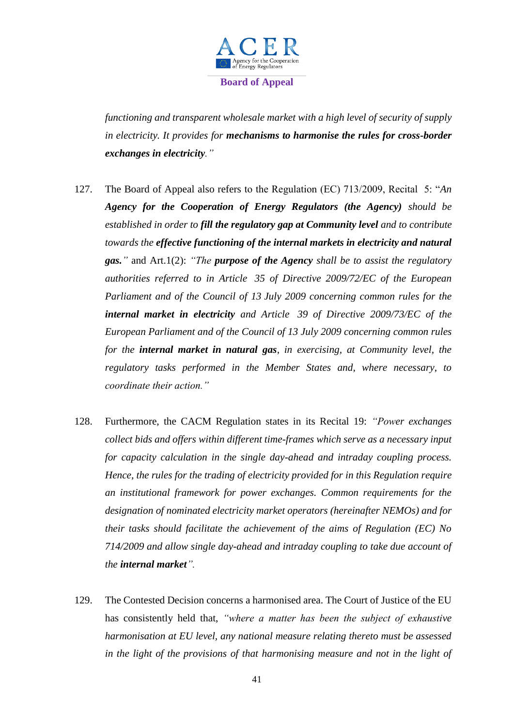*functioning and transparent wholesale market with a high level of security of supply in electricity. It provides for* ***mechanisms to harmonise the rules for cross-border exchanges in electricity****."*

127. The Board of Appeal also refers to the Regulation (EC) 713/2009, Recital 5: "*An* ***Agency for the Cooperation of Energy Regulators (the Agency)*** *should be established in order to* ***fill the regulatory gap at Community level*** *and to contribute towards the* ***effective functioning of the internal markets in electricity and natural gas.****"* and Art.1(2): *"The* ***purpose of the Agency*** *shall be to assist the regulatory authorities referred to in Article 35 of Directive 2009/72/EC of the European Parliament and of the Council of 13 July 2009 concerning common rules for the* ***internal market in electricity*** *and Article 39 of Directive 2009/73/EC of the European Parliament and of the Council of 13 July 2009 concerning common rules for the* ***internal market in natural gas****, in exercising, at Community level, the regulatory tasks performed in the Member States and, where necessary, to coordinate their action."*

128. Furthermore, the CACM Regulation states in its Recital 19: *"Power exchanges collect bids and offers within different time-frames which serve as a necessary input for capacity calculation in the single day-ahead and intraday coupling process. Hence, the rules for the trading of electricity provided for in this Regulation require an institutional framework for power exchanges. Common requirements for the designation of nominated electricity market operators (hereinafter NEMOs) and for their tasks should facilitate the achievement of the aims of Regulation (EC) No 714/2009 and allow single day-ahead and intraday coupling to take due account of the* ***internal market****".*

129. The Contested Decision concerns a harmonised area. The Court of Justice of the EU has consistently held that, *"where a matter has been the subject of exhaustive harmonisation at EU level, any national measure relating thereto must be assessed in the light of the provisions of that harmonising measure and not in the light of*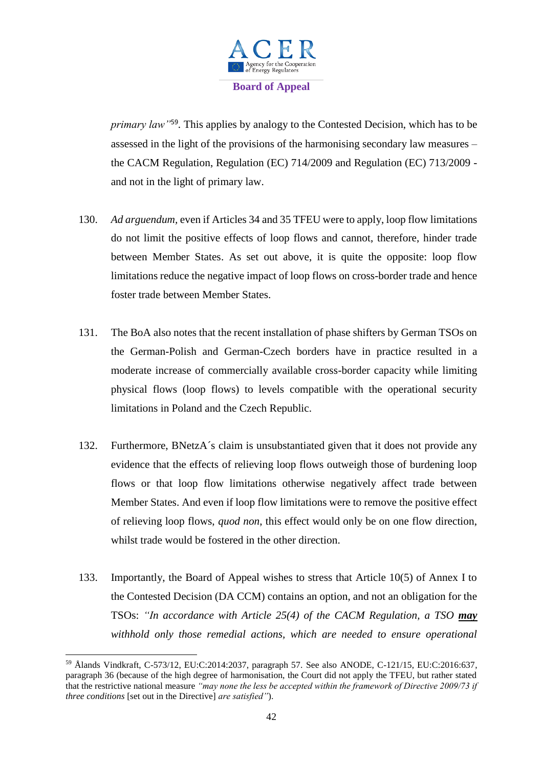*primary law"*[59]. This applies by analogy to the Contested Decision, which has to be assessed in the light of the provisions of the harmonising secondary law measures – the CACM Regulation, Regulation (EC) 714/2009 and Regulation (EC) 713/2009 - and not in the light of primary law.

130. *Ad arguendum*, even if Articles 34 and 35 TFEU were to apply, loop flow limitations do not limit the positive effects of loop flows and cannot, therefore, hinder trade between Member States. As set out above, it is quite the opposite: loop flow limitations reduce the negative impact of loop flows on cross-border trade and hence foster trade between Member States.

131. The BoA also notes that the recent installation of phase shifters by German TSOs on the German-Polish and German-Czech borders have in practice resulted in a moderate increase of commercially available cross-border capacity while limiting physical flows (loop flows) to levels compatible with the operational security limitations in Poland and the Czech Republic.

132. Furthermore, BNetzA´s claim is unsubstantiated given that it does not provide any evidence that the effects of relieving loop flows outweigh those of burdening loop flows or that loop flow limitations otherwise negatively affect trade between Member States. And even if loop flow limitations were to remove the positive effect of relieving loop flows, *quod non*, this effect would only be on one flow direction, whilst trade would be fostered in the other direction.

133. Importantly, the Board of Appeal wishes to stress that Article 10(5) of Annex I to the Contested Decision (DA CCM) contains an option, and not an obligation for the TSOs: *"In accordance with Article 25(4) of the CACM Regulation, a TSO* ***may*** *withhold only those remedial actions, which are needed to ensure operational*

---

[59] Ålands Vindkraft, C-573/12, EU:C:2014:2037, paragraph 57. See also ANODE, C-121/15, EU:C:2016:637, paragraph 36 (because of the high degree of harmonisation, the Court did not apply the TFEU, but rather stated that the restrictive national measure *"may none the less be accepted within the framework of Directive 2009/73 if three conditions* [set out in the Directive] *are satisfied"*).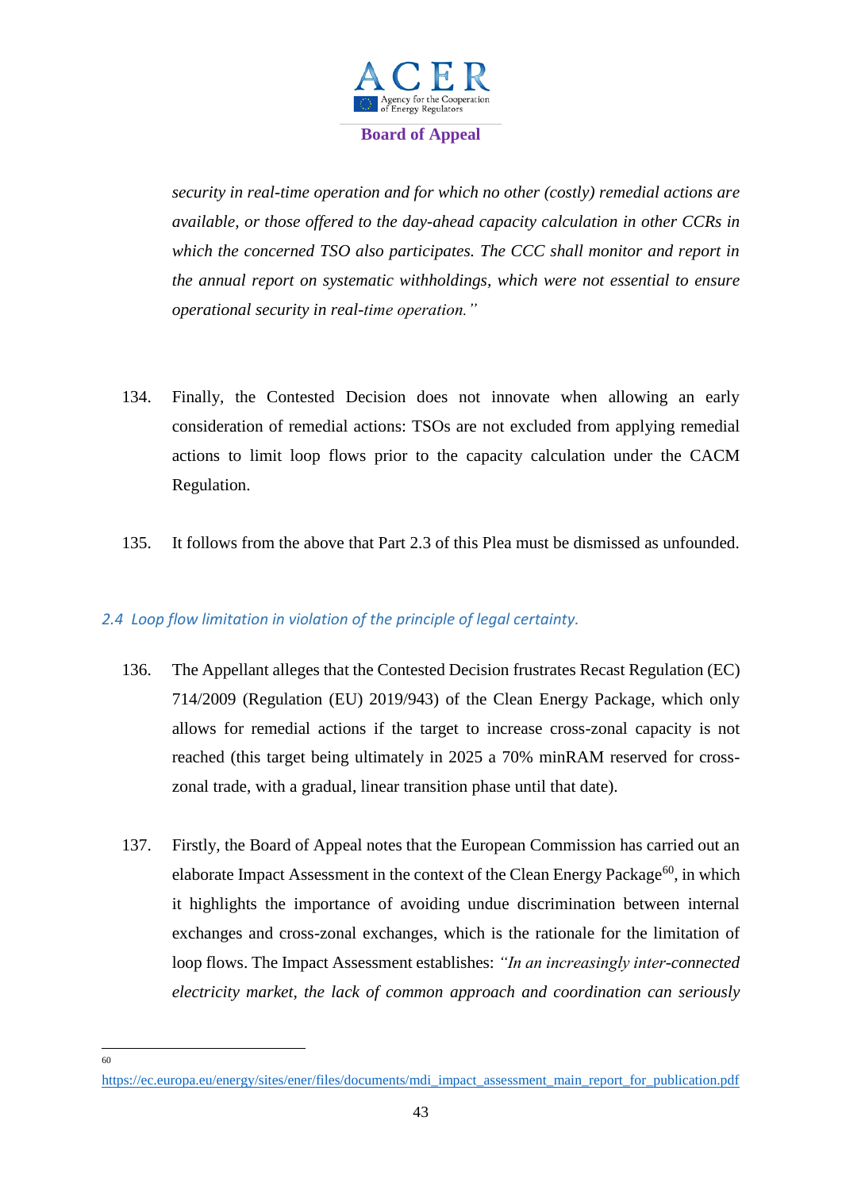*security in real-time operation and for which no other (costly) remedial actions are available, or those offered to the day-ahead capacity calculation in other CCRs in which the concerned TSO also participates. The CCC shall monitor and report in the annual report on systematic withholdings, which were not essential to ensure operational security in real-time operation."*

134. Finally, the Contested Decision does not innovate when allowing an early consideration of remedial actions: TSOs are not excluded from applying remedial actions to limit loop flows prior to the capacity calculation under the CACM Regulation.

135. It follows from the above that Part 2.3 of this Plea must be dismissed as unfounded.

### *2.4 Loop flow limitation in violation of the principle of legal certainty.*

136. The Appellant alleges that the Contested Decision frustrates Recast Regulation (EC) 714/2009 (Regulation (EU) 2019/943) of the Clean Energy Package, which only allows for remedial actions if the target to increase cross-zonal capacity is not reached (this target being ultimately in 2025 a 70% minRAM reserved for cross-zonal trade, with a gradual, linear transition phase until that date).

137. Firstly, the Board of Appeal notes that the European Commission has carried out an elaborate Impact Assessment in the context of the Clean Energy Package[60], in which it highlights the importance of avoiding undue discrimination between internal exchanges and cross-zonal exchanges, which is the rationale for the limitation of loop flows. The Impact Assessment establishes: *"In an increasingly inter-connected electricity market, the lack of common approach and coordination can seriously*

---

[60] https://ec.europa.eu/energy/sites/ener/files/documents/mdi_impact_assessment_main_report_for_publication.pdf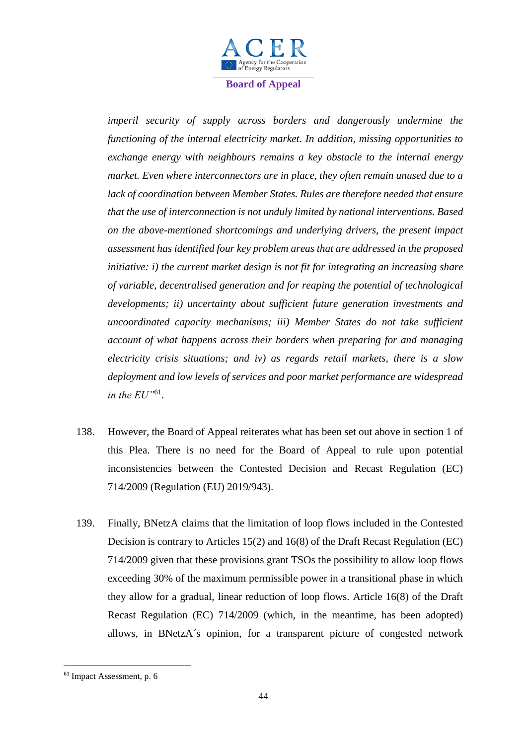*imperil security of supply across borders and dangerously undermine the functioning of the internal electricity market. In addition, missing opportunities to exchange energy with neighbours remains a key obstacle to the internal energy market. Even where interconnectors are in place, they often remain unused due to a lack of coordination between Member States. Rules are therefore needed that ensure that the use of interconnection is not unduly limited by national interventions. Based on the above-mentioned shortcomings and underlying drivers, the present impact assessment has identified four key problem areas that are addressed in the proposed initiative: i) the current market design is not fit for integrating an increasing share of variable, decentralised generation and for reaping the potential of technological developments; ii) uncertainty about sufficient future generation investments and uncoordinated capacity mechanisms; iii) Member States do not take sufficient account of what happens across their borders when preparing for and managing electricity crisis situations; and iv) as regards retail markets, there is a slow deployment and low levels of services and poor market performance are widespread in the EU"*[61].

138. However, the Board of Appeal reiterates what has been set out above in section 1 of this Plea. There is no need for the Board of Appeal to rule upon potential inconsistencies between the Contested Decision and Recast Regulation (EC) 714/2009 (Regulation (EU) 2019/943).

139. Finally, BNetzA claims that the limitation of loop flows included in the Contested Decision is contrary to Articles 15(2) and 16(8) of the Draft Recast Regulation (EC) 714/2009 given that these provisions grant TSOs the possibility to allow loop flows exceeding 30% of the maximum permissible power in a transitional phase in which they allow for a gradual, linear reduction of loop flows. Article 16(8) of the Draft Recast Regulation (EC) 714/2009 (which, in the meantime, has been adopted) allows, in BNetzA´s opinion, for a transparent picture of congested network

[61] Impact Assessment, p. 6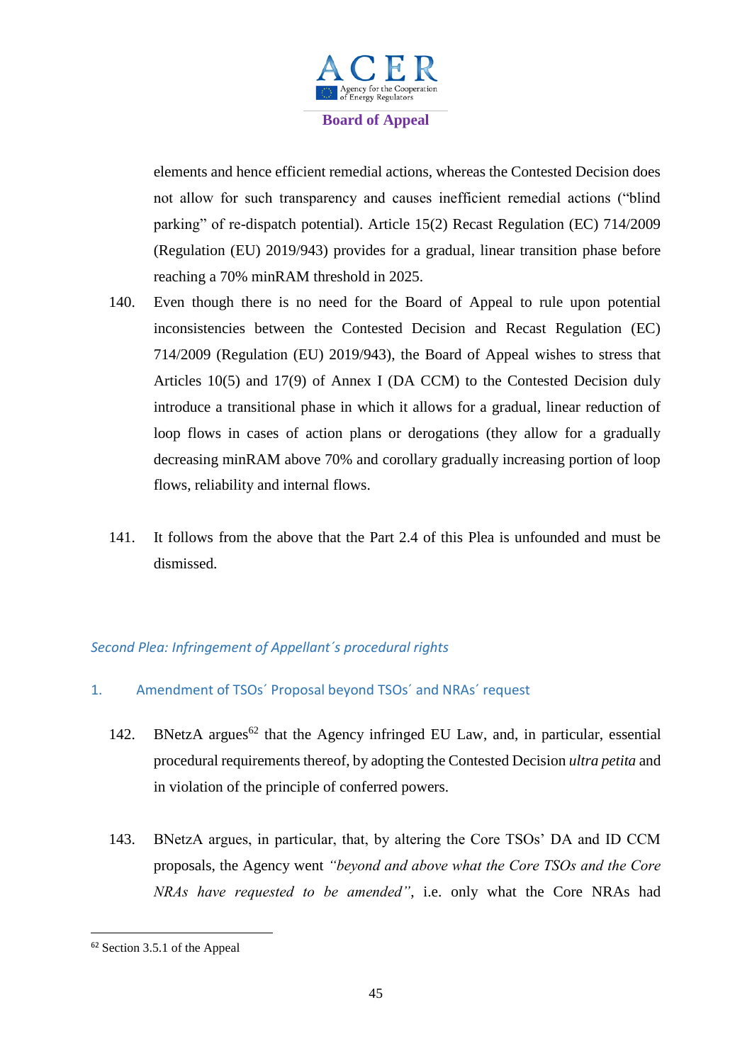elements and hence efficient remedial actions, whereas the Contested Decision does not allow for such transparency and causes inefficient remedial actions ("blind parking" of re-dispatch potential). Article 15(2) Recast Regulation (EC) 714/2009 (Regulation (EU) 2019/943) provides for a gradual, linear transition phase before reaching a 70% minRAM threshold in 2025.

140. Even though there is no need for the Board of Appeal to rule upon potential inconsistencies between the Contested Decision and Recast Regulation (EC) 714/2009 (Regulation (EU) 2019/943), the Board of Appeal wishes to stress that Articles 10(5) and 17(9) of Annex I (DA CCM) to the Contested Decision duly introduce a transitional phase in which it allows for a gradual, linear reduction of loop flows in cases of action plans or derogations (they allow for a gradually decreasing minRAM above 70% and corollary gradually increasing portion of loop flows, reliability and internal flows.

141. It follows from the above that the Part 2.4 of this Plea is unfounded and must be dismissed.

### *Second Plea: Infringement of Appellant´s procedural rights*

#### 1. Amendment of TSOs´ Proposal beyond TSOs´ and NRAs´ request

142. BNetzA argues[62] that the Agency infringed EU Law, and, in particular, essential procedural requirements thereof, by adopting the Contested Decision *ultra petita* and in violation of the principle of conferred powers.

143. BNetzA argues, in particular, that, by altering the Core TSOs' DA and ID CCM proposals, the Agency went *"beyond and above what the Core TSOs and the Core NRAs have requested to be amended"*, i.e. only what the Core NRAs had

[62] Section 3.5.1 of the Appeal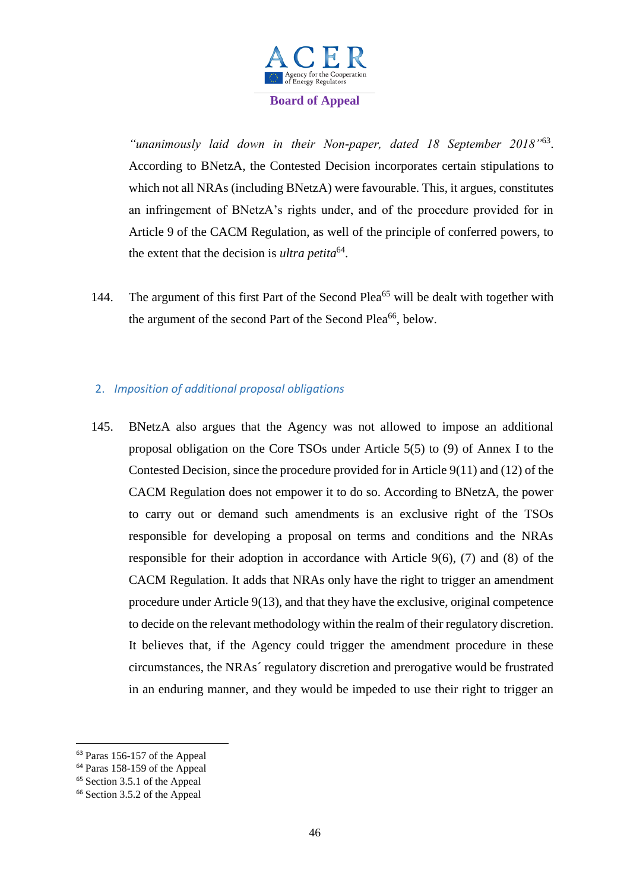*"unanimously laid down in their Non-paper, dated 18 September 2018"*[63]. According to BNetzA, the Contested Decision incorporates certain stipulations to which not all NRAs (including BNetzA) were favourable. This, it argues, constitutes an infringement of BNetzA's rights under, and of the procedure provided for in Article 9 of the CACM Regulation, as well of the principle of conferred powers, to the extent that the decision is *ultra petita*[64].

144. The argument of this first Part of the Second Plea[65] will be dealt with together with the argument of the second Part of the Second Plea[66], below.

## 2. *Imposition of additional proposal obligations*

145. BNetzA also argues that the Agency was not allowed to impose an additional proposal obligation on the Core TSOs under Article 5(5) to (9) of Annex I to the Contested Decision, since the procedure provided for in Article 9(11) and (12) of the CACM Regulation does not empower it to do so. According to BNetzA, the power to carry out or demand such amendments is an exclusive right of the TSOs responsible for developing a proposal on terms and conditions and the NRAs responsible for their adoption in accordance with Article 9(6), (7) and (8) of the CACM Regulation. It adds that NRAs only have the right to trigger an amendment procedure under Article 9(13), and that they have the exclusive, original competence to decide on the relevant methodology within the realm of their regulatory discretion. It believes that, if the Agency could trigger the amendment procedure in these circumstances, the NRAs´ regulatory discretion and prerogative would be frustrated in an enduring manner, and they would be impeded to use their right to trigger an

---

[63] Paras 156-157 of the Appeal
[64] Paras 158-159 of the Appeal
[65] Section 3.5.1 of the Appeal
[66] Section 3.5.2 of the Appeal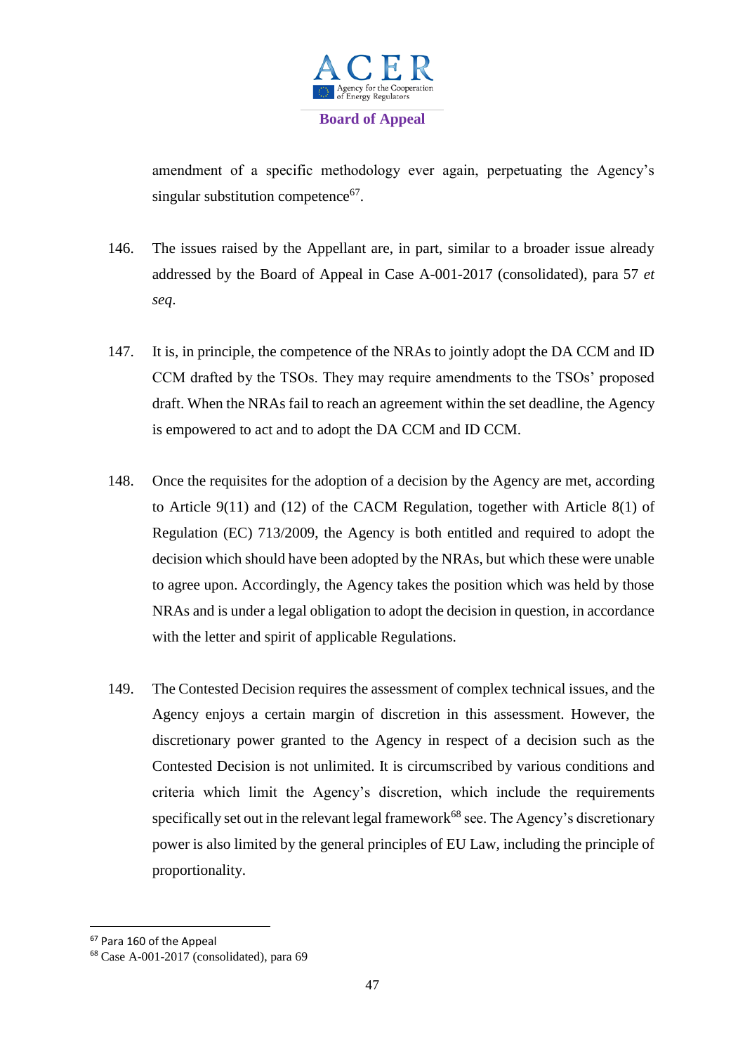amendment of a specific methodology ever again, perpetuating the Agency's singular substitution competence[67].

146. The issues raised by the Appellant are, in part, similar to a broader issue already addressed by the Board of Appeal in Case A-001-2017 (consolidated), para 57 *et seq*.

147. It is, in principle, the competence of the NRAs to jointly adopt the DA CCM and ID CCM drafted by the TSOs. They may require amendments to the TSOs' proposed draft. When the NRAs fail to reach an agreement within the set deadline, the Agency is empowered to act and to adopt the DA CCM and ID CCM.

148. Once the requisites for the adoption of a decision by the Agency are met, according to Article 9(11) and (12) of the CACM Regulation, together with Article 8(1) of Regulation (EC) 713/2009, the Agency is both entitled and required to adopt the decision which should have been adopted by the NRAs, but which these were unable to agree upon. Accordingly, the Agency takes the position which was held by those NRAs and is under a legal obligation to adopt the decision in question, in accordance with the letter and spirit of applicable Regulations.

149. The Contested Decision requires the assessment of complex technical issues, and the Agency enjoys a certain margin of discretion in this assessment. However, the discretionary power granted to the Agency in respect of a decision such as the Contested Decision is not unlimited. It is circumscribed by various conditions and criteria which limit the Agency's discretion, which include the requirements specifically set out in the relevant legal framework[68] see. The Agency's discretionary power is also limited by the general principles of EU Law, including the principle of proportionality.

---

[67] Para 160 of the Appeal

[68] Case A-001-2017 (consolidated), para 69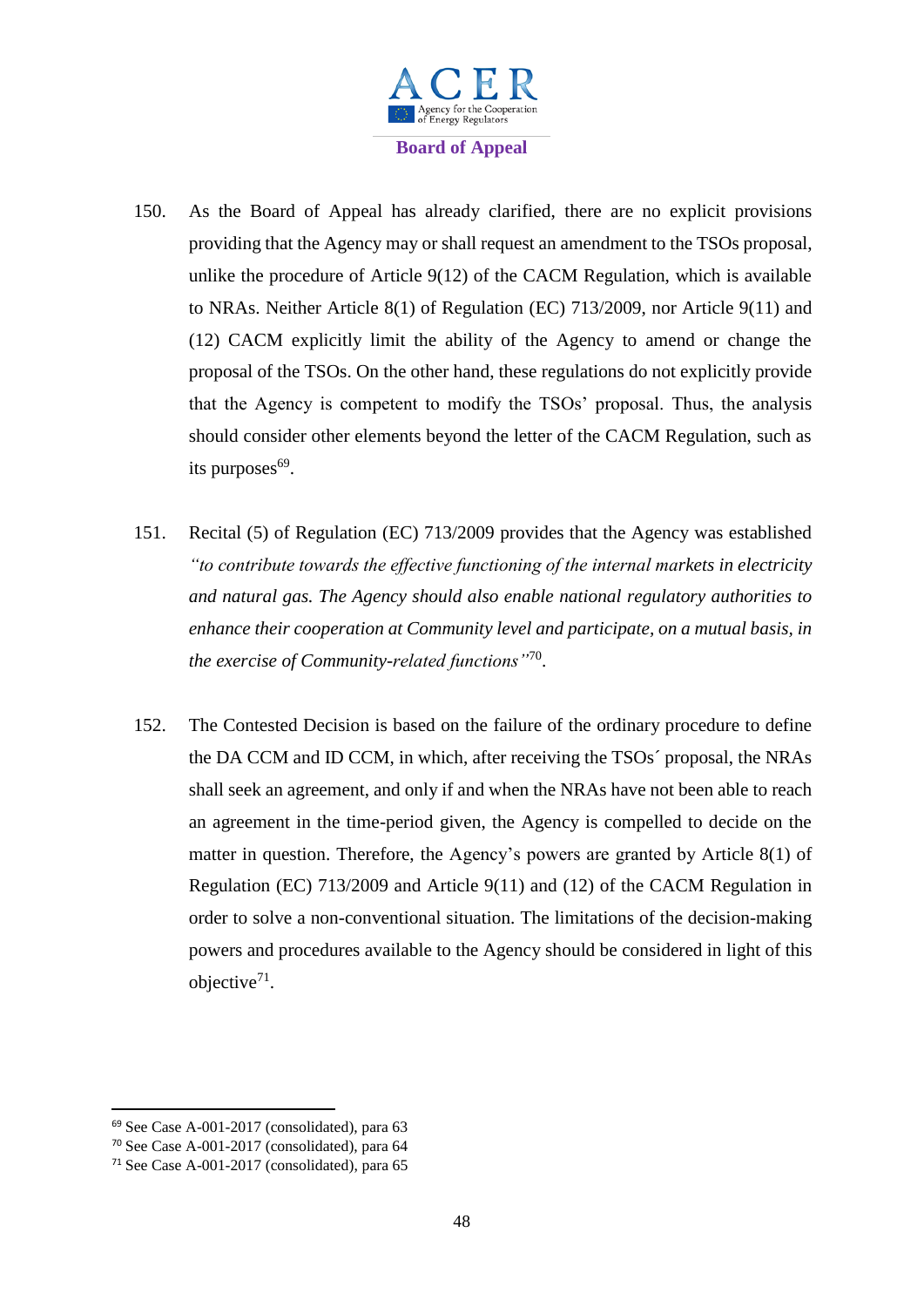150. As the Board of Appeal has already clarified, there are no explicit provisions providing that the Agency may or shall request an amendment to the TSOs proposal, unlike the procedure of Article 9(12) of the CACM Regulation, which is available to NRAs. Neither Article 8(1) of Regulation (EC) 713/2009, nor Article 9(11) and (12) CACM explicitly limit the ability of the Agency to amend or change the proposal of the TSOs. On the other hand, these regulations do not explicitly provide that the Agency is competent to modify the TSOs' proposal. Thus, the analysis should consider other elements beyond the letter of the CACM Regulation, such as its purposes[69].

151. Recital (5) of Regulation (EC) 713/2009 provides that the Agency was established *"to contribute towards the effective functioning of the internal markets in electricity and natural gas. The Agency should also enable national regulatory authorities to enhance their cooperation at Community level and participate, on a mutual basis, in the exercise of Community-related functions"*[70].

152. The Contested Decision is based on the failure of the ordinary procedure to define the DA CCM and ID CCM, in which, after receiving the TSOs´ proposal, the NRAs shall seek an agreement, and only if and when the NRAs have not been able to reach an agreement in the time-period given, the Agency is compelled to decide on the matter in question. Therefore, the Agency's powers are granted by Article 8(1) of Regulation (EC) 713/2009 and Article 9(11) and (12) of the CACM Regulation in order to solve a non-conventional situation. The limitations of the decision-making powers and procedures available to the Agency should be considered in light of this objective[71].

---

[69] See Case A-001-2017 (consolidated), para 63

[70] See Case A-001-2017 (consolidated), para 64

[71] See Case A-001-2017 (consolidated), para 65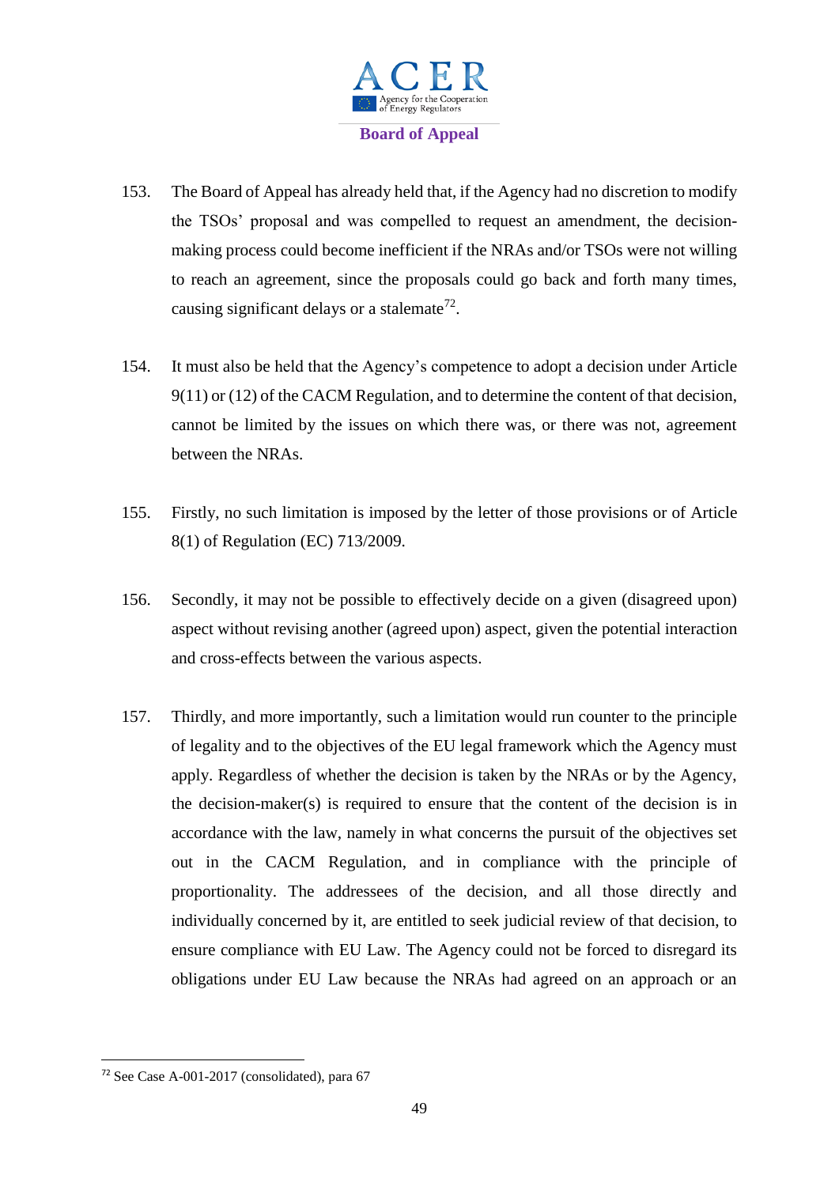153. The Board of Appeal has already held that, if the Agency had no discretion to modify the TSOs' proposal and was compelled to request an amendment, the decision-making process could become inefficient if the NRAs and/or TSOs were not willing to reach an agreement, since the proposals could go back and forth many times, causing significant delays or a stalemate[72].

154. It must also be held that the Agency's competence to adopt a decision under Article 9(11) or (12) of the CACM Regulation, and to determine the content of that decision, cannot be limited by the issues on which there was, or there was not, agreement between the NRAs.

155. Firstly, no such limitation is imposed by the letter of those provisions or of Article 8(1) of Regulation (EC) 713/2009.

156. Secondly, it may not be possible to effectively decide on a given (disagreed upon) aspect without revising another (agreed upon) aspect, given the potential interaction and cross-effects between the various aspects.

157. Thirdly, and more importantly, such a limitation would run counter to the principle of legality and to the objectives of the EU legal framework which the Agency must apply. Regardless of whether the decision is taken by the NRAs or by the Agency, the decision-maker(s) is required to ensure that the content of the decision is in accordance with the law, namely in what concerns the pursuit of the objectives set out in the CACM Regulation, and in compliance with the principle of proportionality. The addressees of the decision, and all those directly and individually concerned by it, are entitled to seek judicial review of that decision, to ensure compliance with EU Law. The Agency could not be forced to disregard its obligations under EU Law because the NRAs had agreed on an approach or an

[72] See Case A-001-2017 (consolidated), para 67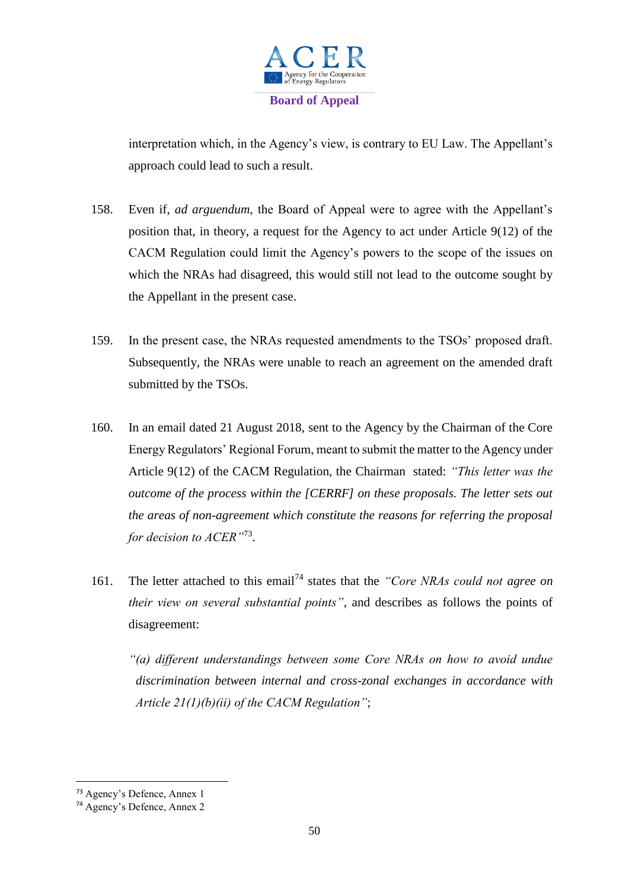interpretation which, in the Agency's view, is contrary to EU Law. The Appellant's approach could lead to such a result.

158. Even if, *ad arguendum*, the Board of Appeal were to agree with the Appellant's position that, in theory, a request for the Agency to act under Article 9(12) of the CACM Regulation could limit the Agency's powers to the scope of the issues on which the NRAs had disagreed, this would still not lead to the outcome sought by the Appellant in the present case.

159. In the present case, the NRAs requested amendments to the TSOs' proposed draft. Subsequently, the NRAs were unable to reach an agreement on the amended draft submitted by the TSOs.

160. In an email dated 21 August 2018, sent to the Agency by the Chairman of the Core Energy Regulators' Regional Forum, meant to submit the matter to the Agency under Article 9(12) of the CACM Regulation, the Chairman stated: *"This letter was the outcome of the process within the [CERRF] on these proposals. The letter sets out the areas of non-agreement which constitute the reasons for referring the proposal for decision to ACER"*[73].

161. The letter attached to this email[74] states that the *"Core NRAs could not agree on their view on several substantial points"*, and describes as follows the points of disagreement:

> *"(a) different understandings between some Core NRAs on how to avoid undue discrimination between internal and cross-zonal exchanges in accordance with Article 21(1)(b)(ii) of the CACM Regulation"*;

---

[73] Agency's Defence, Annex 1

[74] Agency's Defence, Annex 2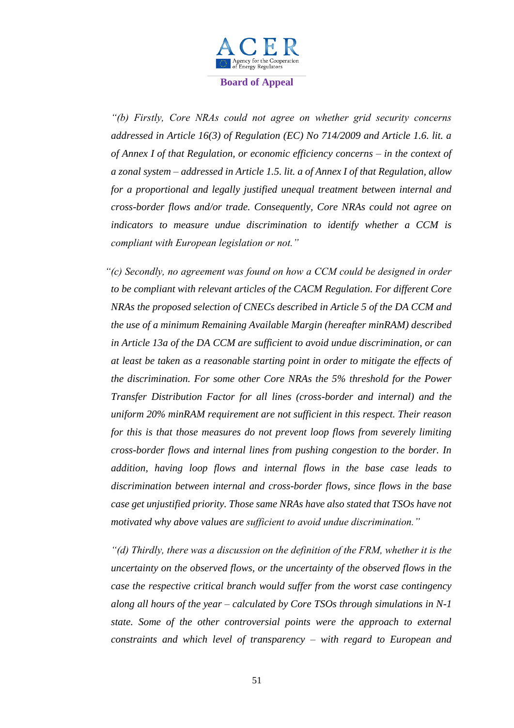*"(b) Firstly, Core NRAs could not agree on whether grid security concerns addressed in Article 16(3) of Regulation (EC) No 714/2009 and Article 1.6. lit. a of Annex I of that Regulation, or economic efficiency concerns – in the context of a zonal system – addressed in Article 1.5. lit. a of Annex I of that Regulation, allow for a proportional and legally justified unequal treatment between internal and cross-border flows and/or trade. Consequently, Core NRAs could not agree on indicators to measure undue discrimination to identify whether a CCM is compliant with European legislation or not."*

*"(c) Secondly, no agreement was found on how a CCM could be designed in order to be compliant with relevant articles of the CACM Regulation. For different Core NRAs the proposed selection of CNECs described in Article 5 of the DA CCM and the use of a minimum Remaining Available Margin (hereafter minRAM) described in Article 13a of the DA CCM are sufficient to avoid undue discrimination, or can at least be taken as a reasonable starting point in order to mitigate the effects of the discrimination. For some other Core NRAs the 5% threshold for the Power Transfer Distribution Factor for all lines (cross-border and internal) and the uniform 20% minRAM requirement are not sufficient in this respect. Their reason for this is that those measures do not prevent loop flows from severely limiting cross-border flows and internal lines from pushing congestion to the border. In addition, having loop flows and internal flows in the base case leads to discrimination between internal and cross-border flows, since flows in the base case get unjustified priority. Those same NRAs have also stated that TSOs have not motivated why above values are sufficient to avoid undue discrimination."*

*"(d) Thirdly, there was a discussion on the definition of the FRM, whether it is the uncertainty on the observed flows, or the uncertainty of the observed flows in the case the respective critical branch would suffer from the worst case contingency along all hours of the year – calculated by Core TSOs through simulations in N-1 state. Some of the other controversial points were the approach to external constraints and which level of transparency – with regard to European and*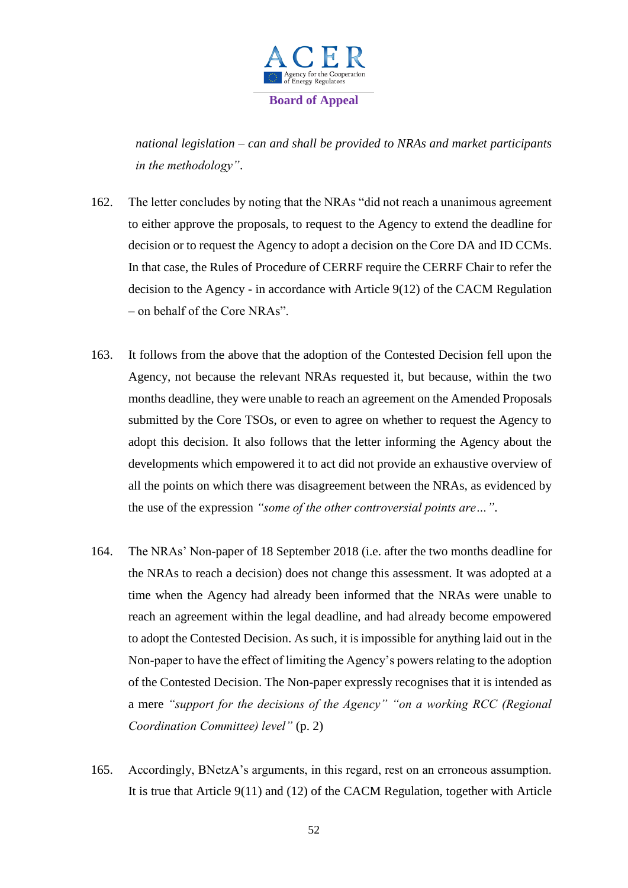*national legislation – can and shall be provided to NRAs and market participants in the methodology"*.

162. The letter concludes by noting that the NRAs "did not reach a unanimous agreement to either approve the proposals, to request to the Agency to extend the deadline for decision or to request the Agency to adopt a decision on the Core DA and ID CCMs. In that case, the Rules of Procedure of CERRF require the CERRF Chair to refer the decision to the Agency - in accordance with Article 9(12) of the CACM Regulation – on behalf of the Core NRAs".

163. It follows from the above that the adoption of the Contested Decision fell upon the Agency, not because the relevant NRAs requested it, but because, within the two months deadline, they were unable to reach an agreement on the Amended Proposals submitted by the Core TSOs, or even to agree on whether to request the Agency to adopt this decision. It also follows that the letter informing the Agency about the developments which empowered it to act did not provide an exhaustive overview of all the points on which there was disagreement between the NRAs, as evidenced by the use of the expression *"some of the other controversial points are…"*.

164. The NRAs' Non-paper of 18 September 2018 (i.e. after the two months deadline for the NRAs to reach a decision) does not change this assessment. It was adopted at a time when the Agency had already been informed that the NRAs were unable to reach an agreement within the legal deadline, and had already become empowered to adopt the Contested Decision. As such, it is impossible for anything laid out in the Non-paper to have the effect of limiting the Agency's powers relating to the adoption of the Contested Decision. The Non-paper expressly recognises that it is intended as a mere *"support for the decisions of the Agency" "on a working RCC (Regional Coordination Committee) level"* (p. 2)

165. Accordingly, BNetzA's arguments, in this regard, rest on an erroneous assumption. It is true that Article 9(11) and (12) of the CACM Regulation, together with Article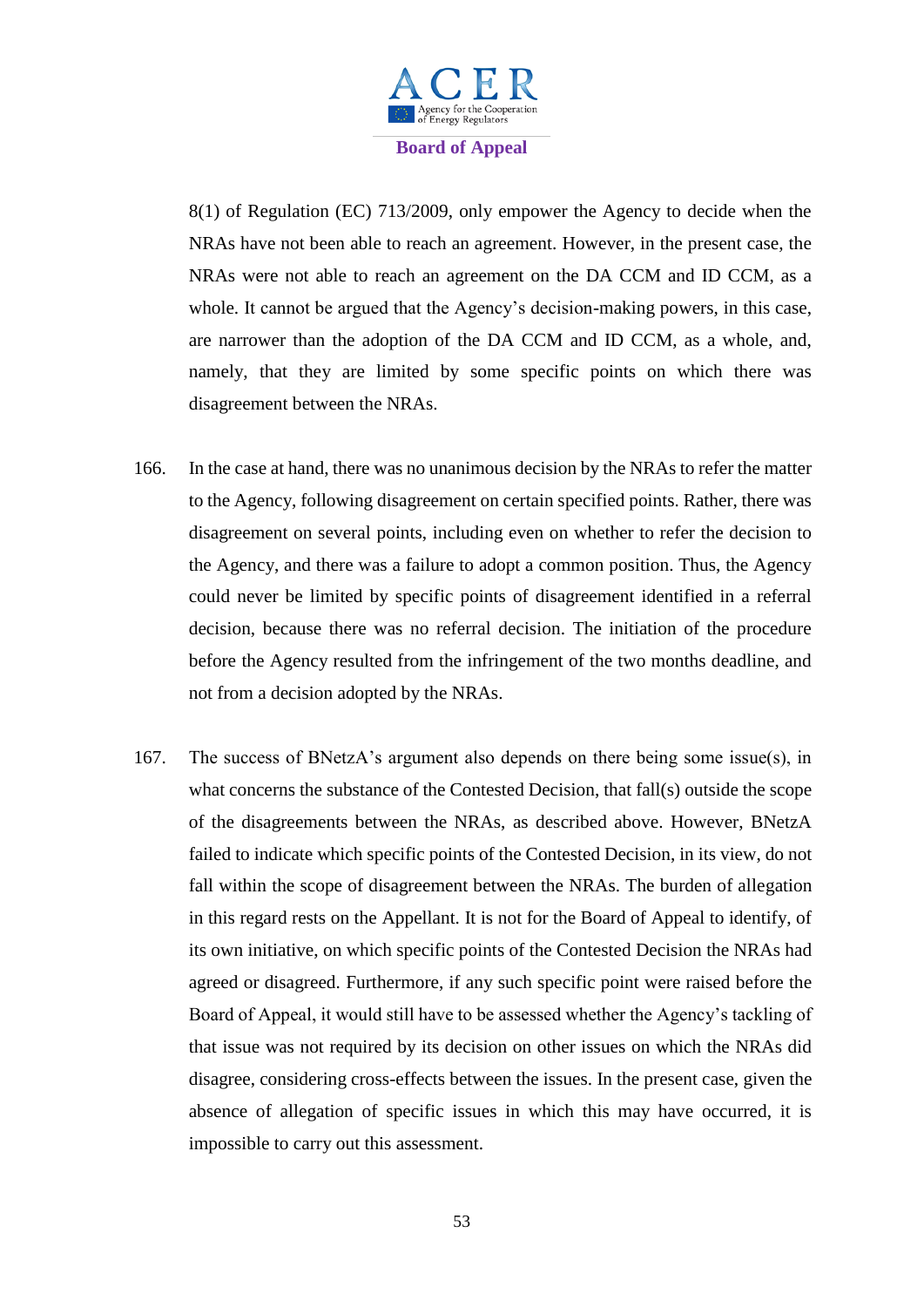8(1) of Regulation (EC) 713/2009, only empower the Agency to decide when the NRAs have not been able to reach an agreement. However, in the present case, the NRAs were not able to reach an agreement on the DA CCM and ID CCM, as a whole. It cannot be argued that the Agency's decision-making powers, in this case, are narrower than the adoption of the DA CCM and ID CCM, as a whole, and, namely, that they are limited by some specific points on which there was disagreement between the NRAs.

166. In the case at hand, there was no unanimous decision by the NRAs to refer the matter to the Agency, following disagreement on certain specified points. Rather, there was disagreement on several points, including even on whether to refer the decision to the Agency, and there was a failure to adopt a common position. Thus, the Agency could never be limited by specific points of disagreement identified in a referral decision, because there was no referral decision. The initiation of the procedure before the Agency resulted from the infringement of the two months deadline, and not from a decision adopted by the NRAs.

167. The success of BNetzA's argument also depends on there being some issue(s), in what concerns the substance of the Contested Decision, that fall(s) outside the scope of the disagreements between the NRAs, as described above. However, BNetzA failed to indicate which specific points of the Contested Decision, in its view, do not fall within the scope of disagreement between the NRAs. The burden of allegation in this regard rests on the Appellant. It is not for the Board of Appeal to identify, of its own initiative, on which specific points of the Contested Decision the NRAs had agreed or disagreed. Furthermore, if any such specific point were raised before the Board of Appeal, it would still have to be assessed whether the Agency's tackling of that issue was not required by its decision on other issues on which the NRAs did disagree, considering cross-effects between the issues. In the present case, given the absence of allegation of specific issues in which this may have occurred, it is impossible to carry out this assessment.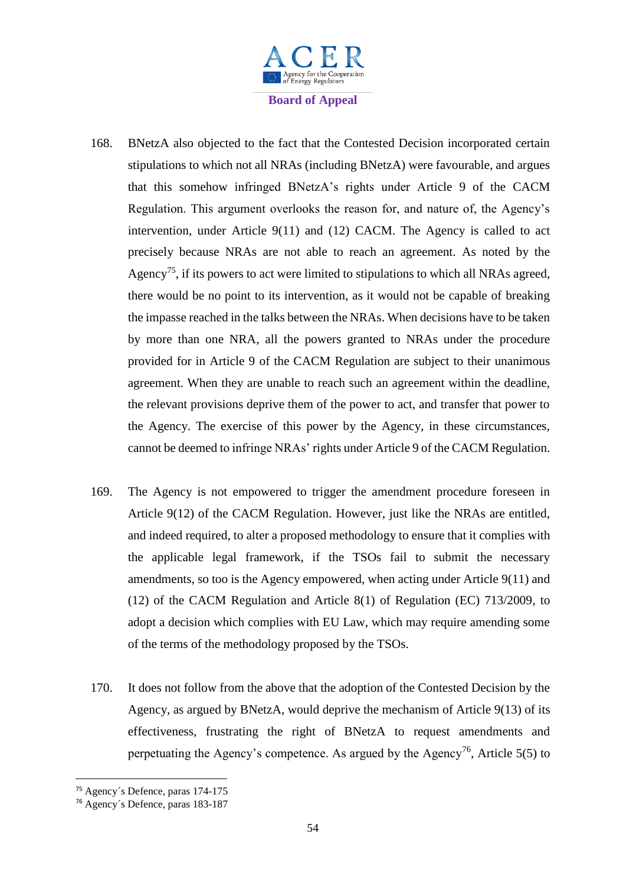168. BNetzA also objected to the fact that the Contested Decision incorporated certain stipulations to which not all NRAs (including BNetzA) were favourable, and argues that this somehow infringed BNetzA's rights under Article 9 of the CACM Regulation. This argument overlooks the reason for, and nature of, the Agency's intervention, under Article 9(11) and (12) CACM. The Agency is called to act precisely because NRAs are not able to reach an agreement. As noted by the Agency[75], if its powers to act were limited to stipulations to which all NRAs agreed, there would be no point to its intervention, as it would not be capable of breaking the impasse reached in the talks between the NRAs. When decisions have to be taken by more than one NRA, all the powers granted to NRAs under the procedure provided for in Article 9 of the CACM Regulation are subject to their unanimous agreement. When they are unable to reach such an agreement within the deadline, the relevant provisions deprive them of the power to act, and transfer that power to the Agency. The exercise of this power by the Agency, in these circumstances, cannot be deemed to infringe NRAs' rights under Article 9 of the CACM Regulation.

169. The Agency is not empowered to trigger the amendment procedure foreseen in Article 9(12) of the CACM Regulation. However, just like the NRAs are entitled, and indeed required, to alter a proposed methodology to ensure that it complies with the applicable legal framework, if the TSOs fail to submit the necessary amendments, so too is the Agency empowered, when acting under Article 9(11) and (12) of the CACM Regulation and Article 8(1) of Regulation (EC) 713/2009, to adopt a decision which complies with EU Law, which may require amending some of the terms of the methodology proposed by the TSOs.

170. It does not follow from the above that the adoption of the Contested Decision by the Agency, as argued by BNetzA, would deprive the mechanism of Article 9(13) of its effectiveness, frustrating the right of BNetzA to request amendments and perpetuating the Agency's competence. As argued by the Agency[76], Article 5(5) to

[75] Agency´s Defence, paras 174-175

[76] Agency´s Defence, paras 183-187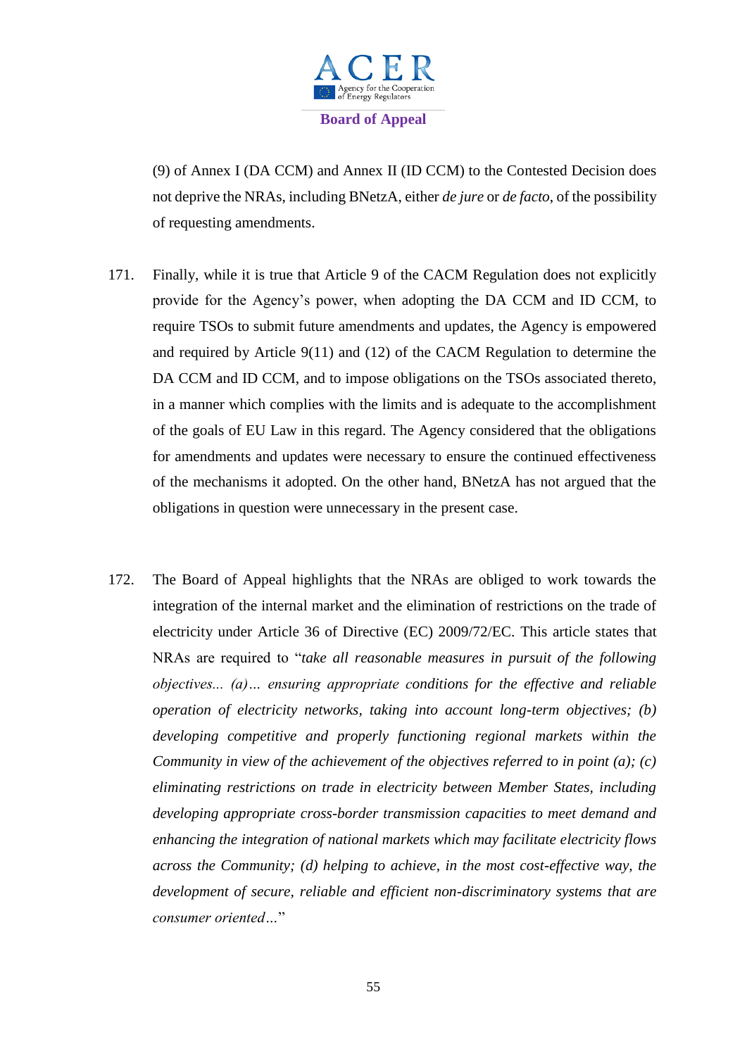(9) of Annex I (DA CCM) and Annex II (ID CCM) to the Contested Decision does not deprive the NRAs, including BNetzA, either *de jure* or *de facto*, of the possibility of requesting amendments.

171. Finally, while it is true that Article 9 of the CACM Regulation does not explicitly provide for the Agency's power, when adopting the DA CCM and ID CCM, to require TSOs to submit future amendments and updates, the Agency is empowered and required by Article 9(11) and (12) of the CACM Regulation to determine the DA CCM and ID CCM, and to impose obligations on the TSOs associated thereto, in a manner which complies with the limits and is adequate to the accomplishment of the goals of EU Law in this regard. The Agency considered that the obligations for amendments and updates were necessary to ensure the continued effectiveness of the mechanisms it adopted. On the other hand, BNetzA has not argued that the obligations in question were unnecessary in the present case.

172. The Board of Appeal highlights that the NRAs are obliged to work towards the integration of the internal market and the elimination of restrictions on the trade of electricity under Article 36 of Directive (EC) 2009/72/EC. This article states that NRAs are required to "*take all reasonable measures in pursuit of the following objectives... (a)… ensuring appropriate conditions for the effective and reliable operation of electricity networks, taking into account long-term objectives; (b) developing competitive and properly functioning regional markets within the Community in view of the achievement of the objectives referred to in point (a); (c) eliminating restrictions on trade in electricity between Member States, including developing appropriate cross-border transmission capacities to meet demand and enhancing the integration of national markets which may facilitate electricity flows across the Community; (d) helping to achieve, in the most cost-effective way, the development of secure, reliable and efficient non-discriminatory systems that are consumer oriented…*"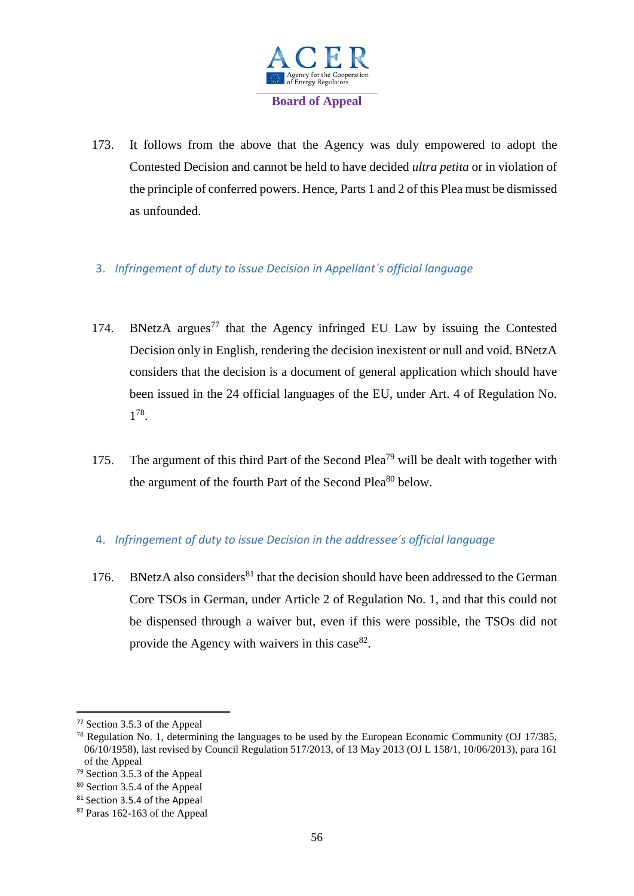173. It follows from the above that the Agency was duly empowered to adopt the Contested Decision and cannot be held to have decided *ultra petita* or in violation of the principle of conferred powers. Hence, Parts 1 and 2 of this Plea must be dismissed as unfounded.

### 3. *Infringement of duty to issue Decision in Appellant´s official language*

174. BNetzA argues[77] that the Agency infringed EU Law by issuing the Contested Decision only in English, rendering the decision inexistent or null and void. BNetzA considers that the decision is a document of general application which should have been issued in the 24 official languages of the EU, under Art. 4 of Regulation No. 1[78].

175. The argument of this third Part of the Second Plea[79] will be dealt with together with the argument of the fourth Part of the Second Plea[80] below.

### 4. *Infringement of duty to issue Decision in the addressee´s official language*

176. BNetzA also considers[81] that the decision should have been addressed to the German Core TSOs in German, under Article 2 of Regulation No. 1, and that this could not be dispensed through a waiver but, even if this were possible, the TSOs did not provide the Agency with waivers in this case[82].

---

[77] Section 3.5.3 of the Appeal

[78] Regulation No. 1, determining the languages to be used by the European Economic Community (OJ 17/385, 06/10/1958), last revised by Council Regulation 517/2013, of 13 May 2013 (OJ L 158/1, 10/06/2013), para 161 of the Appeal

[79] Section 3.5.3 of the Appeal

[80] Section 3.5.4 of the Appeal

[81] Section 3.5.4 of the Appeal

[82] Paras 162-163 of the Appeal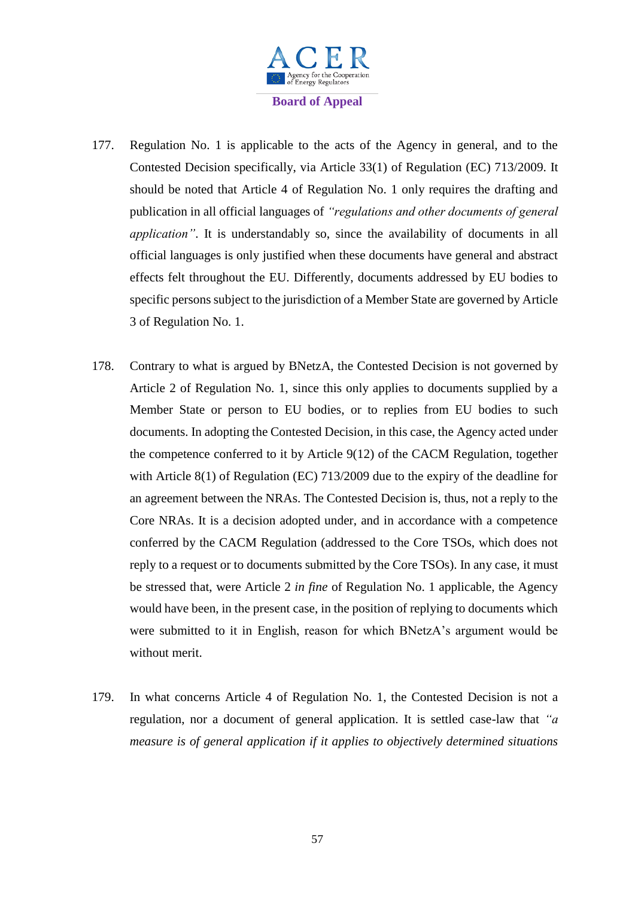177. Regulation No. 1 is applicable to the acts of the Agency in general, and to the Contested Decision specifically, via Article 33(1) of Regulation (EC) 713/2009. It should be noted that Article 4 of Regulation No. 1 only requires the drafting and publication in all official languages of *"regulations and other documents of general application"*. It is understandably so, since the availability of documents in all official languages is only justified when these documents have general and abstract effects felt throughout the EU. Differently, documents addressed by EU bodies to specific persons subject to the jurisdiction of a Member State are governed by Article 3 of Regulation No. 1.

178. Contrary to what is argued by BNetzA, the Contested Decision is not governed by Article 2 of Regulation No. 1, since this only applies to documents supplied by a Member State or person to EU bodies, or to replies from EU bodies to such documents. In adopting the Contested Decision, in this case, the Agency acted under the competence conferred to it by Article 9(12) of the CACM Regulation, together with Article 8(1) of Regulation (EC) 713/2009 due to the expiry of the deadline for an agreement between the NRAs. The Contested Decision is, thus, not a reply to the Core NRAs. It is a decision adopted under, and in accordance with a competence conferred by the CACM Regulation (addressed to the Core TSOs, which does not reply to a request or to documents submitted by the Core TSOs). In any case, it must be stressed that, were Article 2 *in fine* of Regulation No. 1 applicable, the Agency would have been, in the present case, in the position of replying to documents which were submitted to it in English, reason for which BNetzA's argument would be without merit.

179. In what concerns Article 4 of Regulation No. 1, the Contested Decision is not a regulation, nor a document of general application. It is settled case-law that *"a measure is of general application if it applies to objectively determined situations*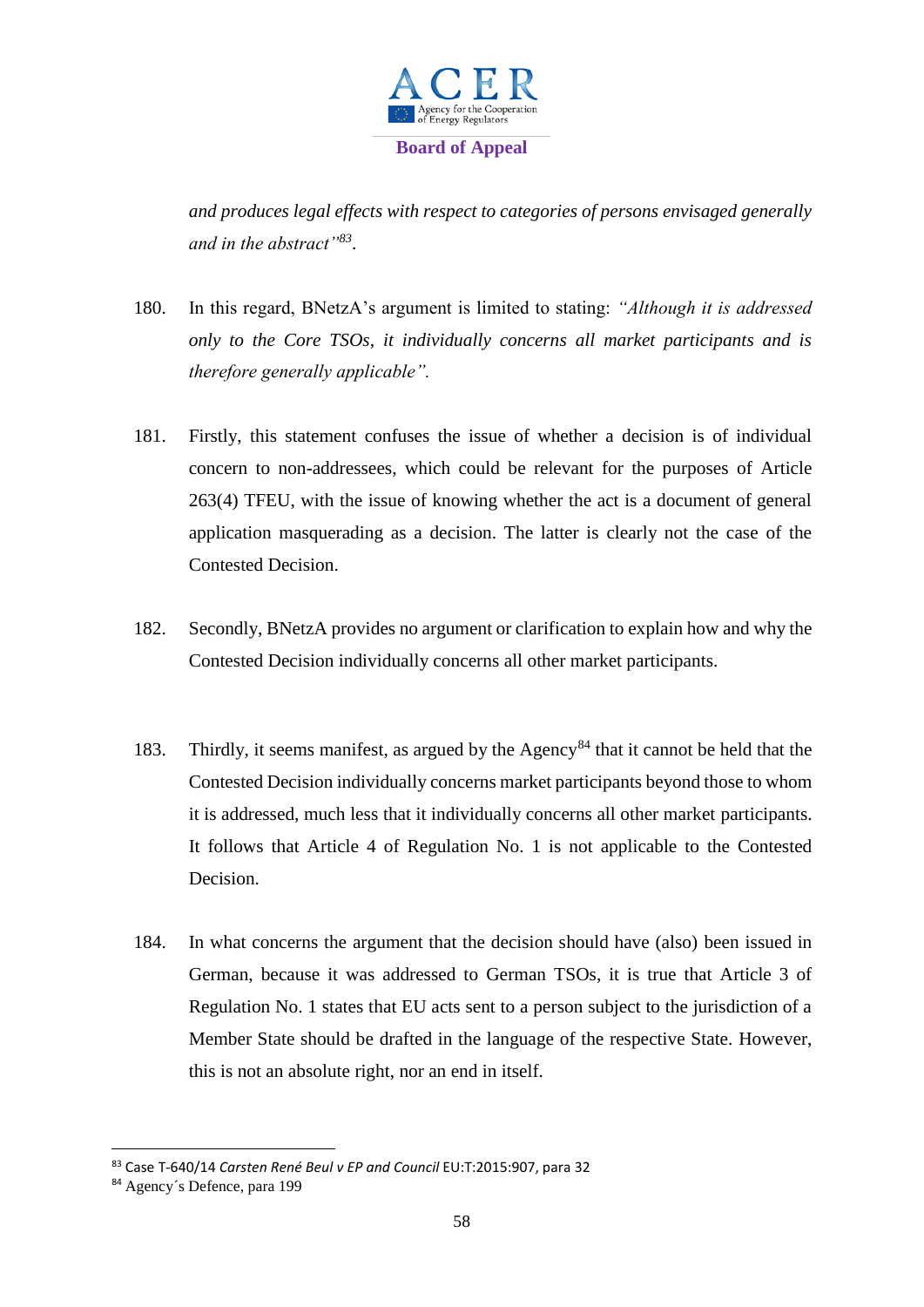*and produces legal effects with respect to categories of persons envisaged generally and in the abstract"*[83].

180. In this regard, BNetzA's argument is limited to stating: *"Although it is addressed only to the Core TSOs, it individually concerns all market participants and is therefore generally applicable".*

181. Firstly, this statement confuses the issue of whether a decision is of individual concern to non-addressees, which could be relevant for the purposes of Article 263(4) TFEU, with the issue of knowing whether the act is a document of general application masquerading as a decision. The latter is clearly not the case of the Contested Decision.

182. Secondly, BNetzA provides no argument or clarification to explain how and why the Contested Decision individually concerns all other market participants.

183. Thirdly, it seems manifest, as argued by the Agency[84] that it cannot be held that the Contested Decision individually concerns market participants beyond those to whom it is addressed, much less that it individually concerns all other market participants. It follows that Article 4 of Regulation No. 1 is not applicable to the Contested Decision.

184. In what concerns the argument that the decision should have (also) been issued in German, because it was addressed to German TSOs, it is true that Article 3 of Regulation No. 1 states that EU acts sent to a person subject to the jurisdiction of a Member State should be drafted in the language of the respective State. However, this is not an absolute right, nor an end in itself.

---

[83] Case T-640/14 *Carsten René Beul v EP and Council* EU:T:2015:907, para 32

[84] Agency´s Defence, para 199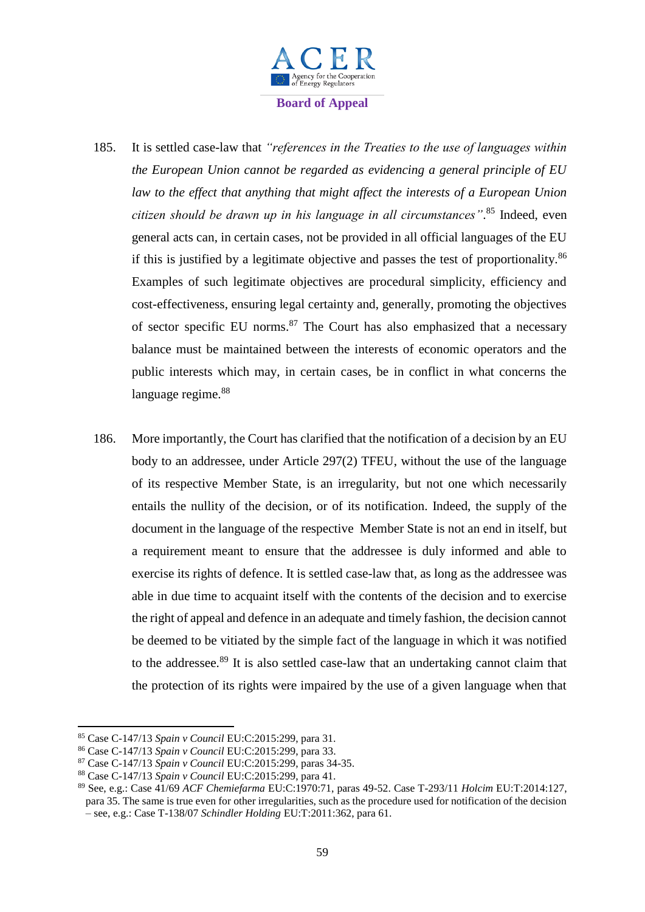185. It is settled case-law that *"references in the Treaties to the use of languages within the European Union cannot be regarded as evidencing a general principle of EU law to the effect that anything that might affect the interests of a European Union citizen should be drawn up in his language in all circumstances"*.[85] Indeed, even general acts can, in certain cases, not be provided in all official languages of the EU if this is justified by a legitimate objective and passes the test of proportionality.[86] Examples of such legitimate objectives are procedural simplicity, efficiency and cost-effectiveness, ensuring legal certainty and, generally, promoting the objectives of sector specific EU norms.[87] The Court has also emphasized that a necessary balance must be maintained between the interests of economic operators and the public interests which may, in certain cases, be in conflict in what concerns the language regime.[88]

186. More importantly, the Court has clarified that the notification of a decision by an EU body to an addressee, under Article 297(2) TFEU, without the use of the language of its respective Member State, is an irregularity, but not one which necessarily entails the nullity of the decision, or of its notification. Indeed, the supply of the document in the language of the respective Member State is not an end in itself, but a requirement meant to ensure that the addressee is duly informed and able to exercise its rights of defence. It is settled case-law that, as long as the addressee was able in due time to acquaint itself with the contents of the decision and to exercise the right of appeal and defence in an adequate and timely fashion, the decision cannot be deemed to be vitiated by the simple fact of the language in which it was notified to the addressee.[89] It is also settled case-law that an undertaking cannot claim that the protection of its rights were impaired by the use of a given language when that

---

[85] Case C-147/13 *Spain v Council* EU:C:2015:299, para 31.

[86] Case C-147/13 *Spain v Council* EU:C:2015:299, para 33.

[87] Case C-147/13 *Spain v Council* EU:C:2015:299, paras 34-35.

[88] Case C-147/13 *Spain v Council* EU:C:2015:299, para 41.

[89] See, e.g.: Case 41/69 *ACF Chemiefarma* EU:C:1970:71, paras 49-52. Case T-293/11 *Holcim* EU:T:2014:127, para 35. The same is true even for other irregularities, such as the procedure used for notification of the decision – see, e.g.: Case T-138/07 *Schindler Holding* EU:T:2011:362, para 61.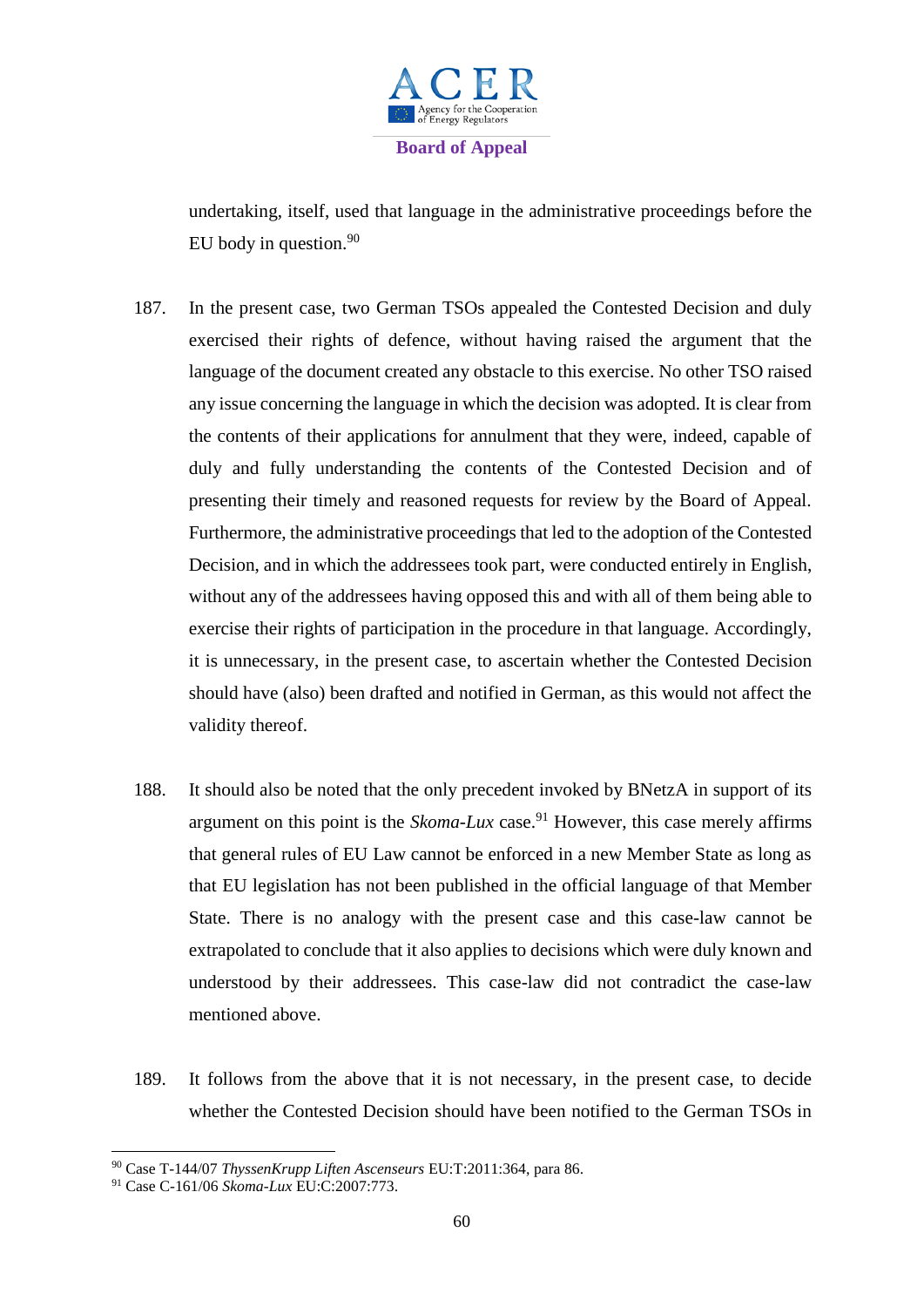undertaking, itself, used that language in the administrative proceedings before the EU body in question.[90]

187. In the present case, two German TSOs appealed the Contested Decision and duly exercised their rights of defence, without having raised the argument that the language of the document created any obstacle to this exercise. No other TSO raised any issue concerning the language in which the decision was adopted. It is clear from the contents of their applications for annulment that they were, indeed, capable of duly and fully understanding the contents of the Contested Decision and of presenting their timely and reasoned requests for review by the Board of Appeal. Furthermore, the administrative proceedings that led to the adoption of the Contested Decision, and in which the addressees took part, were conducted entirely in English, without any of the addressees having opposed this and with all of them being able to exercise their rights of participation in the procedure in that language. Accordingly, it is unnecessary, in the present case, to ascertain whether the Contested Decision should have (also) been drafted and notified in German, as this would not affect the validity thereof.

188. It should also be noted that the only precedent invoked by BNetzA in support of its argument on this point is the *Skoma-Lux* case.[91] However, this case merely affirms that general rules of EU Law cannot be enforced in a new Member State as long as that EU legislation has not been published in the official language of that Member State. There is no analogy with the present case and this case-law cannot be extrapolated to conclude that it also applies to decisions which were duly known and understood by their addressees. This case-law did not contradict the case-law mentioned above.

189. It follows from the above that it is not necessary, in the present case, to decide whether the Contested Decision should have been notified to the German TSOs in

---

[90] Case T-144/07 *ThyssenKrupp Liften Ascenseurs* EU:T:2011:364, para 86.

[91] Case C-161/06 *Skoma-Lux* EU:C:2007:773.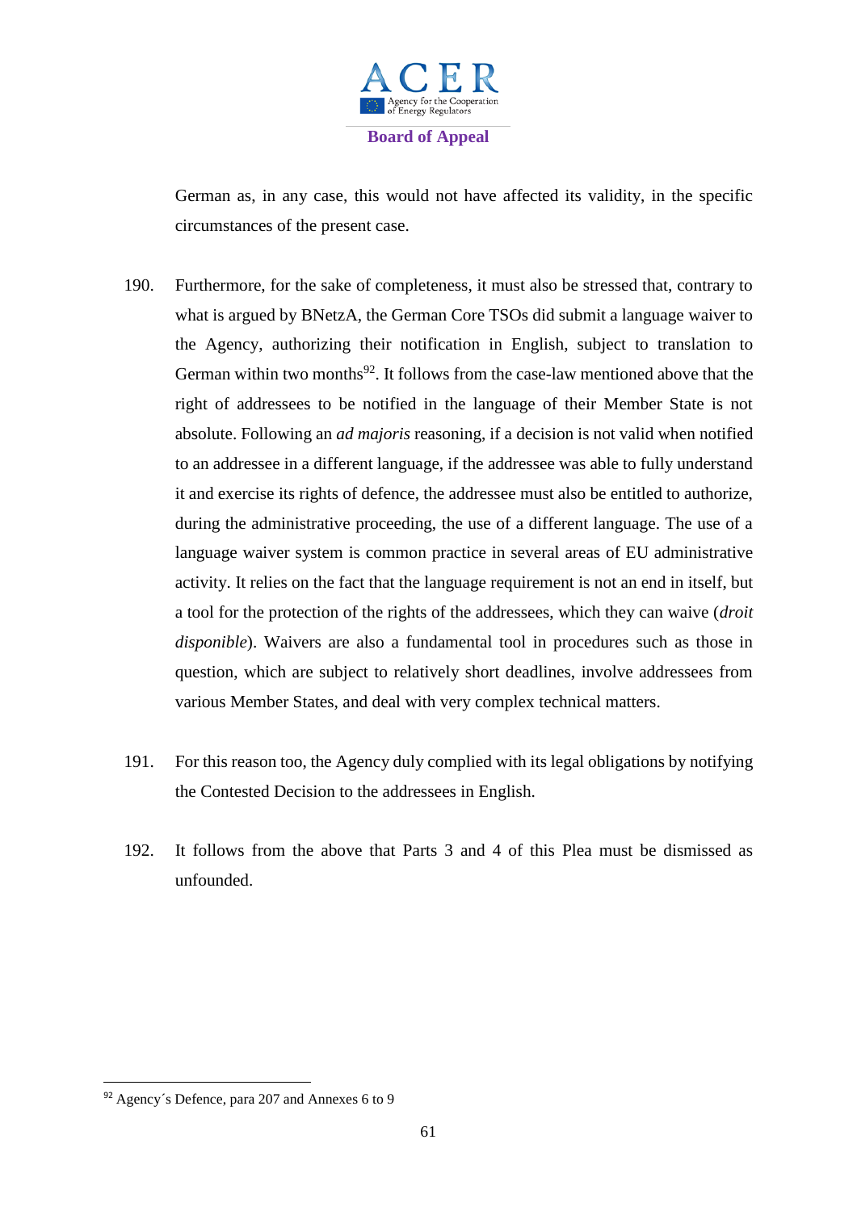German as, in any case, this would not have affected its validity, in the specific circumstances of the present case.

190. Furthermore, for the sake of completeness, it must also be stressed that, contrary to what is argued by BNetzA, the German Core TSOs did submit a language waiver to the Agency, authorizing their notification in English, subject to translation to German within two months[92]. It follows from the case-law mentioned above that the right of addressees to be notified in the language of their Member State is not absolute. Following an *ad majoris* reasoning, if a decision is not valid when notified to an addressee in a different language, if the addressee was able to fully understand it and exercise its rights of defence, the addressee must also be entitled to authorize, during the administrative proceeding, the use of a different language. The use of a language waiver system is common practice in several areas of EU administrative activity. It relies on the fact that the language requirement is not an end in itself, but a tool for the protection of the rights of the addressees, which they can waive (*droit disponible*). Waivers are also a fundamental tool in procedures such as those in question, which are subject to relatively short deadlines, involve addressees from various Member States, and deal with very complex technical matters.

191. For this reason too, the Agency duly complied with its legal obligations by notifying the Contested Decision to the addressees in English.

192. It follows from the above that Parts 3 and 4 of this Plea must be dismissed as unfounded.

---

[92] Agency´s Defence, para 207 and Annexes 6 to 9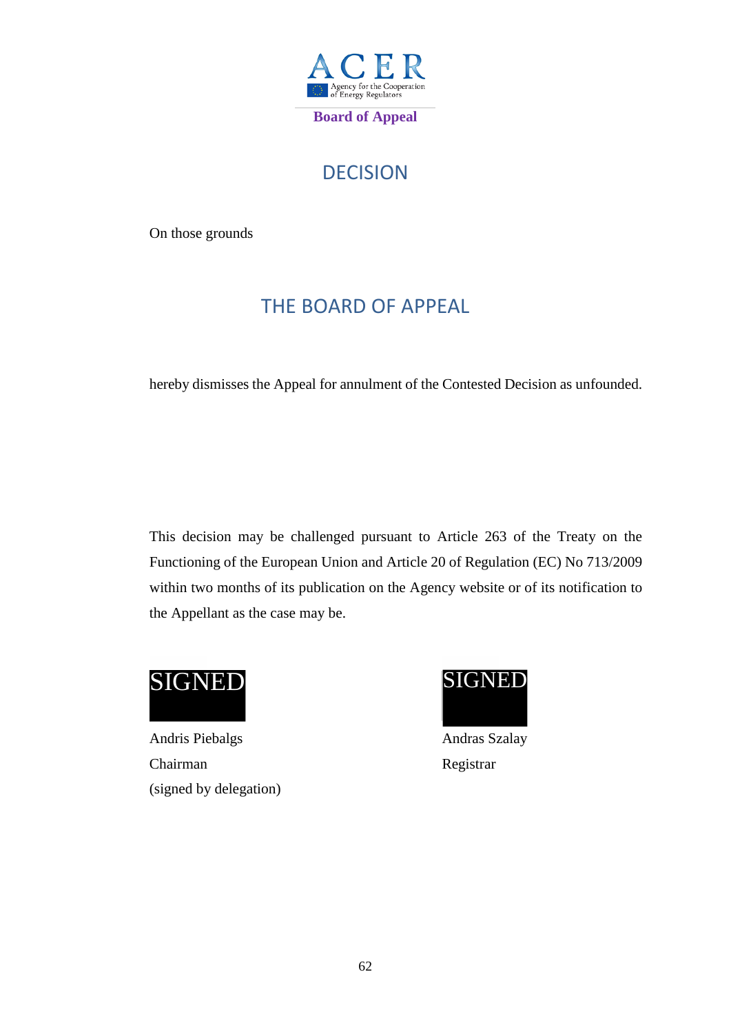ACER

Agency for the Cooperation of Energy Regulators

**Board of Appeal**

## DECISION

On those grounds

## THE BOARD OF APPEAL

hereby dismisses the Appeal for annulment of the Contested Decision as unfounded.

This decision may be challenged pursuant to Article 263 of the Treaty on the Functioning of the European Union and Article 20 of Regulation (EC) No 713/2009 within two months of its publication on the Agency website or of its notification to the Appellant as the case may be.

SIGNED

Andris Piebalgs
Chairman
(signed by delegation)

SIGNED

Andras Szalay
Registrar